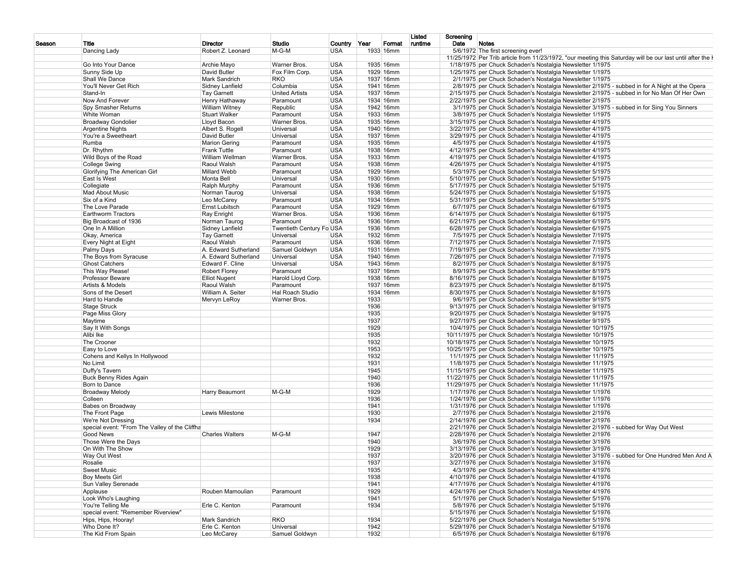| Season | Title | Director | Studio | Country | Year | Format | Listed runtime | Screening Date | Notes |
|---|---|---|---|---|---|---|---|---|---|
| | Dancing Lady | Robert Z. Leonard | M-G-M | USA | 1933 | 16mm | | 5/6/1972 | The first screening ever! |
| | | | | | | | | 11/25/1972 | Per Trib article from 11/23/1972, "our meeting this Saturday will be our last until after the h |
| | Go Into Your Dance | Archie Mayo | Warner Bros. | USA | 1935 | 16mm | | 1/18/1975 | per Chuck Schaden's Nostalgia Newsletter 1/1975 |
| | Sunny Side Up | David Butler | Fox Film Corp. | USA | 1929 | 16mm | | 1/25/1975 | per Chuck Schaden's Nostalgia Newsletter 1/1975 |
| | Shall We Dance | Mark Sandrich | RKO | USA | 1937 | 16mm | | 2/1/1975 | per Chuck Schaden's Nostalgia Newsletter 1/1975 |
| | You'll Never Get Rich | Sidney Lanfield | Columbia | USA | 1941 | 16mm | | 2/8/1975 | per Chuck Schaden's Nostalgia Newsletter 2/1975 - subbed in for A Night at the Opera |
| | Stand-In | Tay Garnett | United Artists | USA | 1937 | 16mm | | 2/15/1975 | per Chuck Schaden's Nostalgia Newsletter 2/1975 - subbed in for No Man Of Her Own |
| | Now And Forever | Henry Hathaway | Paramount | USA | 1934 | 16mm | | 2/22/1975 | per Chuck Schaden's Nostalgia Newsletter 2/1975 |
| | Spy Smasher Returns | William Witney | Republic | USA | 1942 | 16mm | | 3/1/1975 | per Chuck Schaden's Nostalgia Newsletter 3/1975 - subbed in for Sing You Sinners |
| | White Woman | Stuart Walker | Paramount | USA | 1933 | 16mm | | 3/8/1975 | per Chuck Schaden's Nostalgia Newsletter 1/1975 |
| | Broadway Gondolier | Lloyd Bacon | Warner Bros. | USA | 1935 | 16mm | | 3/15/1975 | per Chuck Schaden's Nostalgia Newsletter 4/1975 |
| | Argentine Nights | Albert S. Rogell | Universal | USA | 1940 | 16mm | | 3/22/1975 | per Chuck Schaden's Nostalgia Newsletter 4/1975 |
| | You're a Sweetheart | David Butler | Universal | USA | 1937 | 16mm | | 3/29/1975 | per Chuck Schaden's Nostalgia Newsletter 4/1975 |
| | Rumba | Marion Gering | Paramount | USA | 1935 | 16mm | | 4/5/1975 | per Chuck Schaden's Nostalgia Newsletter 4/1975 |
| | Dr. Rhythm | Frank Tuttle | Paramount | USA | 1938 | 16mm | | 4/12/1975 | per Chuck Schaden's Nostalgia Newsletter 4/1975 |
| | Wild Boys of the Road | William Wellman | Warner Bros. | USA | 1933 | 16mm | | 4/19/1975 | per Chuck Schaden's Nostalgia Newsletter 4/1975 |
| | College Swing | Raoul Walsh | Paramount | USA | 1938 | 16mm | | 4/26/1975 | per Chuck Schaden's Nostalgia Newsletter 4/1975 |
| | Glorifying The American Girl | Millard Webb | Paramount | USA | 1929 | 16mm | | 5/3/1975 | per Chuck Schaden's Nostalgia Newsletter 5/1975 |
| | East Is West | Monta Bell | Universal | USA | 1930 | 16mm | | 5/10/1975 | per Chuck Schaden's Nostalgia Newsletter 5/1975 |
| | Collegiate | Ralph Murphy | Paramount | USA | 1936 | 16mm | | 5/17/1975 | per Chuck Schaden's Nostalgia Newsletter 5/1975 |
| | Mad About Music | Norman Taurog | Universal | USA | 1938 | 16mm | | 5/24/1975 | per Chuck Schaden's Nostalgia Newsletter 5/1975 |
| | Six of a Kind | Leo McCarey | Paramount | USA | 1934 | 16mm | | 5/31/1975 | per Chuck Schaden's Nostalgia Newsletter 5/1975 |
| | The Love Parade | Ernst Lubitsch | Paramount | USA | 1929 | 16mm | | 6/7/1975 | per Chuck Schaden's Nostalgia Newsletter 6/1975 |
| | Earthworm Tractors | Ray Enright | Warner Bros. | USA | 1936 | 16mm | | 6/14/1975 | per Chuck Schaden's Nostalgia Newsletter 6/1975 |
| | Big Broadcast of 1936 | Norman Taurog | Paramount | USA | 1936 | 16mm | | 6/21/1975 | per Chuck Schaden's Nostalgia Newsletter 6/1975 |
| | One In A Million | Sidney Lanfield | Twentieth Century Fo | USA | 1936 | 16mm | | 6/28/1975 | per Chuck Schaden's Nostalgia Newsletter 6/1975 |
| | Okay, America | Tay Garnett | Universal | USA | 1932 | 16mm | | 7/5/1975 | per Chuck Schaden's Nostalgia Newsletter 7/1975 |
| | Every Night at Eight | Raoul Walsh | Paramount | USA | 1936 | 16mm | | 7/12/1975 | per Chuck Schaden's Nostalgia Newsletter 7/1975 |
| | Palmy Days | A. Edward Sutherland | Samuel Goldwyn | USA | 1931 | 16mm | | 7/19/1975 | per Chuck Schaden's Nostalgia Newsletter 7/1975 |
| | The Boys from Syracuse | A. Edward Sutherland | Universal | USA | 1940 | 16mm | | 7/26/1975 | per Chuck Schaden's Nostalgia Newsletter 7/1975 |
| | Ghost Catchers | Edward F. Cline | Universal | USA | 1943 | 16mm | | 8/2/1975 | per Chuck Schaden's Nostalgia Newsletter 8/1975 |
| | This Way Please! | Robert Florey | Paramount | | 1937 | 16mm | | 8/9/1975 | per Chuck Schaden's Nostalgia Newsletter 8/1975 |
| | Professor Beware | Elliot Nugent | Harold Lloyd Corp. | | 1938 | 16mm | | 8/16/1975 | per Chuck Schaden's Nostalgia Newsletter 8/1975 |
| | Artists & Models | Raoul Walsh | Paramount | | 1937 | 16mm | | 8/23/1975 | per Chuck Schaden's Nostalgia Newsletter 8/1975 |
| | Sons of the Desert | William A. Seiter | Hal Roach Studio | | 1934 | 16mm | | 8/30/1975 | per Chuck Schaden's Nostalgia Newsletter 8/1975 |
| | Hard to Handle | Mervyn LeRoy | Warner Bros. | | 1933 | | | 9/6/1975 | per Chuck Schaden's Nostalgia Newsletter 9/1975 |
| | Stage Struck | | | | 1936 | | | 9/13/1975 | per Chuck Schaden's Nostalgia Newsletter 9/1975 |
| | Page Miss Glory | | | | 1935 | | | 9/20/1975 | per Chuck Schaden's Nostalgia Newsletter 9/1975 |
| | Maytime | | | | 1937 | | | 9/27/1975 | per Chuck Schaden's Nostalgia Newsletter 9/1975 |
| | Say It With Songs | | | | 1929 | | | 10/4/1975 | per Chuck Schaden's Nostalgia Newsletter 10/1975 |
| | Alibi Ike | | | | 1935 | | | 10/11/1975 | per Chuck Schaden's Nostalgia Newsletter 10/1975 |
| | The Crooner | | | | 1932 | | | 10/18/1975 | per Chuck Schaden's Nostalgia Newsletter 10/1975 |
| | Easy to Love | | | | 1953 | | | 10/25/1975 | per Chuck Schaden's Nostalgia Newsletter 10/1975 |
| | Cohens and Kellys In Hollywood | | | | 1932 | | | 11/1/1975 | per Chuck Schaden's Nostalgia Newsletter 11/1975 |
| | No Limit | | | | 1931 | | | 11/8/1975 | per Chuck Schaden's Nostalgia Newsletter 11/1975 |
| | Duffy's Tavern | | | | 1945 | | | 11/15/1975 | per Chuck Schaden's Nostalgia Newsletter 11/1975 |
| | Buck Benny Rides Again | | | | 1940 | | | 11/22/1975 | per Chuck Schaden's Nostalgia Newsletter 11/1975 |
| | Born to Dance | | | | 1936 | | | 11/29/1975 | per Chuck Schaden's Nostalgia Newsletter 11/1975 |
| | Broadway Melody | Harry Beaumont | M-G-M | | 1929 | | | 1/17/1976 | per Chuck Schaden's Nostalgia Newsletter 1/1976 |
| | Colleen | | | | 1936 | | | 1/24/1976 | per Chuck Schaden's Nostalgia Newsletter 1/1976 |
| | Babes on Broadway | | | | 1941 | | | 1/31/1976 | per Chuck Schaden's Nostalgia Newsletter 1/1976 |
| | The Front Page | Lewis Milestone | | | 1930 | | | 2/7/1976 | per Chuck Schaden's Nostalgia Newsletter 2/1976 |
| | We're Not Dressing | | | | 1934 | | | 2/14/1976 | per Chuck Schaden's Nostalgia Newsletter 2/1976 |
| | special event: "From The Valley of the Cliffha | | | | | | | 2/21/1976 | per Chuck Schaden's Nostalgia Newsletter 2/1976 - subbed for Way Out West |
| | Good News | Charles Walters | M-G-M | | 1947 | | | 2/28/1976 | per Chuck Schaden's Nostalgia Newsletter 2/1976 |
| | Those Were the Days | | | | 1940 | | | 3/6/1976 | per Chuck Schaden's Nostalgia Newsletter 3/1976 |
| | On With The Show | | | | 1929 | | | 3/13/1976 | per Chuck Schaden's Nostalgia Newsletter 3/1976 |
| | Way Out West | | | | 1937 | | | 3/20/1976 | per Chuck Schaden's Nostalgia Newsletter 3/1976 - subbed for One Hundred Men And A |
| | Rosalie | | | | 1937 | | | 3/27/1976 | per Chuck Schaden's Nostalgia Newsletter 3/1976 |
| | Sweet Music | | | | 1935 | | | 4/3/1976 | per Chuck Schaden's Nostalgia Newsletter 4/1976 |
| | Boy Meets Girl | | | | 1938 | | | 4/10/1976 | per Chuck Schaden's Nostalgia Newsletter 4/1976 |
| | Sun Valley Serenade | | | | 1941 | | | 4/17/1976 | per Chuck Schaden's Nostalgia Newsletter 4/1976 |
| | Applause | Rouben Mamoulian | Paramount | | 1929 | | | 4/24/1976 | per Chuck Schaden's Nostalgia Newsletter 4/1976 |
| | Look Who's Laughing | | | | 1941 | | | 5/1/1976 | per Chuck Schaden's Nostalgia Newsletter 5/1976 |
| | You're Telling Me | Erle C. Kenton | Paramount | | 1934 | | | 5/8/1976 | per Chuck Schaden's Nostalgia Newsletter 5/1976 |
| | special event: "Remember Riverview" | | | | | | | 5/15/1976 | per Chuck Schaden's Nostalgia Newsletter 5/1976 |
| | Hips, Hips, Hooray! | Mark Sandrich | RKO | | 1934 | | | 5/22/1976 | per Chuck Schaden's Nostalgia Newsletter 5/1976 |
| | Who Done It? | Erle C. Kenton | Universal | | 1942 | | | 5/29/1976 | per Chuck Schaden's Nostalgia Newsletter 5/1976 |
| | The Kid From Spain | Leo McCarey | Samuel Goldwyn | | 1932 | | | 6/5/1976 | per Chuck Schaden's Nostalgia Newsletter 6/1976 |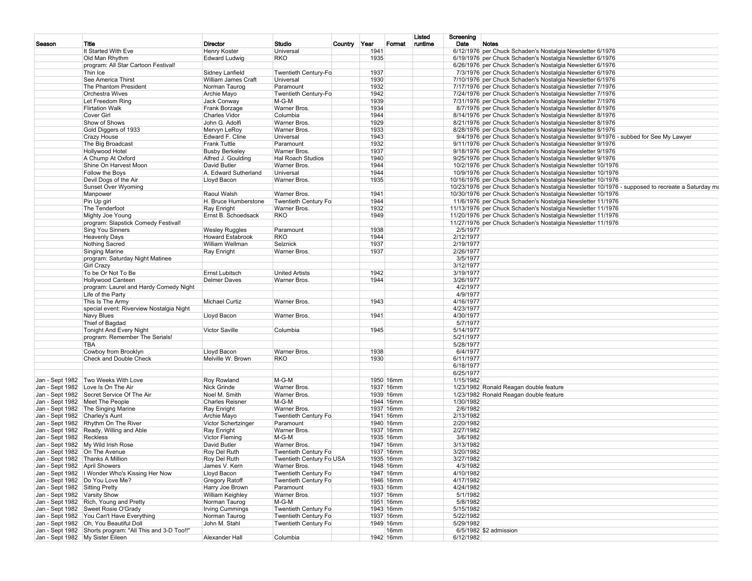| Season | Title | Director | Studio | Country | Year | Format | Listed runtime | Screening Date | Notes |
|---|---|---|---|---|---|---|---|---|---|
| | It Started With Eve | Henry Koster | Universal | | 1941 | | | 6/12/1976 | per Chuck Schaden's Nostalgia Newsletter 6/1976 |
| | Old Man Rhythm | Edward Ludwig | RKO | | 1935 | | | 6/19/1976 | per Chuck Schaden's Nostalgia Newsletter 6/1976 |
| | program: All Star Cartoon Festival! | | | | | | | 6/26/1976 | per Chuck Schaden's Nostalgia Newsletter 6/1976 |
| | Thin Ice | Sidney Lanfield | Twentieth Century-Fo | | 1937 | | | 7/3/1976 | per Chuck Schaden's Nostalgia Newsletter 6/1976 |
| | See America Thirst | William James Craft | Universal | | 1930 | | | 7/10/1976 | per Chuck Schaden's Nostalgia Newsletter 6/1976 |
| | The Phantom President | Norman Taurog | Paramount | | 1932 | | | 7/17/1976 | per Chuck Schaden's Nostalgia Newsletter 7/1976 |
| | Orchestra Wives | Archie Mayo | Twentieth Century-Fo | | 1942 | | | 7/24/1976 | per Chuck Schaden's Nostalgia Newsletter 7/1976 |
| | Let Freedom Ring | Jack Conway | M-G-M | | 1939 | | | 7/31/1976 | per Chuck Schaden's Nostalgia Newsletter 7/1976 |
| | Flirtation Walk | Frank Borzage | Warner Bros. | | 1934 | | | 8/7/1976 | per Chuck Schaden's Nostalgia Newsletter 8/1976 |
| | Cover Girl | Charles Vidor | Columbia | | 1944 | | | 8/14/1976 | per Chuck Schaden's Nostalgia Newsletter 8/1976 |
| | Show of Shows | John G. Adolfi | Warner Bros. | | 1929 | | | 8/21/1976 | per Chuck Schaden's Nostalgia Newsletter 8/1976 |
| | Gold Diggers of 1933 | Mervyn LeRoy | Warner Bros. | | 1933 | | | 8/28/1976 | per Chuck Schaden's Nostalgia Newsletter 8/1976 |
| | Crazy House | Edward F. Cline | Universal | | 1943 | | | 9/4/1976 | per Chuck Schaden's Nostalgia Newsletter 9/1976 - subbed for See My Lawyer |
| | The Big Broadcast | Frank Tuttle | Paramount | | 1932 | | | 9/11/1976 | per Chuck Schaden's Nostalgia Newsletter 9/1976 |
| | Hollywood Hotel | Busby Berkeley | Warner Bros. | | 1937 | | | 9/18/1976 | per Chuck Schaden's Nostalgia Newsletter 9/1976 |
| | A Chump At Oxford | Alfred J. Goulding | Hal Roach Studios | | 1940 | | | 9/25/1976 | per Chuck Schaden's Nostalgia Newsletter 9/1976 |
| | Shine On Harvest Moon | David Butler | Warner Bros. | | 1944 | | | 10/2/1976 | per Chuck Schaden's Nostalgia Newsletter 10/1976 |
| | Follow the Boys | A. Edward Sutherland | Universal | | 1944 | | | 10/9/1976 | per Chuck Schaden's Nostalgia Newsletter 10/1976 |
| | Devil Dogs of the Air | Lloyd Bacon | Warner Bros. | | 1935 | | | 10/16/1976 | per Chuck Schaden's Nostalgia Newsletter 10/1976 |
| | Sunset Over Wyoming | | | | | | | 10/23/1976 | per Chuck Schaden's Nostalgia Newsletter 10/1976 - supposed to recreate a Saturday ma |
| | Manpower | Raoul Walsh | Warner Bros. | | 1941 | | | 10/30/1976 | per Chuck Schaden's Nostalgia Newsletter 10/1976 |
| | Pin Up girl | H. Bruce Humberstone | Twentieth Century Fo | | 1944 | | | 11/6/1976 | per Chuck Schaden's Nostalgia Newsletter 11/1976 |
| | The Tenderfoot | Ray Enright | Warner Bros. | | 1932 | | | 11/13/1976 | per Chuck Schaden's Nostalgia Newsletter 11/1976 |
| | Mighty Joe Young | Ernst B. Schoedsack | RKO | | 1949 | | | 11/20/1976 | per Chuck Schaden's Nostalgia Newsletter 11/1976 |
| | program: Slapstick Comedy Festival! | | | | | | | 11/27/1976 | per Chuck Schaden's Nostalgia Newsletter 11/1976 |
| | Sing You Sinners | Wesley Ruggles | Paramount | | 1938 | | | 2/5/1977 | |
| | Heavenly Days | Howard Estabrook | RKO | | 1944 | | | 2/12/1977 | |
| | Nothing Sacred | William Wellman | Selznick | | 1937 | | | 2/19/1977 | |
| | Singing Marine | Ray Enright | Warner Bros. | | 1937 | | | 2/26/1977 | |
| | program: Saturday Night Matinee | | | | | | | 3/5/1977 | |
| | Girl Crazy | | | | | | | 3/12/1977 | |
| | To be Or Not To Be | Ernst Lubitsch | United Artists | | 1942 | | | 3/19/1977 | |
| | Hollywood Canteen | Delmer Daves | Warner Bros. | | 1944 | | | 3/26/1977 | |
| | program: Laurel and Hardy Comedy Night | | | | | | | 4/2/1977 | |
| | Life of the Party | | | | | | | 4/9/1977 | |
| | This Is The Army | Michael Curtiz | Warner Bros. | | 1943 | | | 4/16/1977 | |
| | special event: Riverview Nostalgia Night | | | | | | | 4/23/1977 | |
| | Navy Blues | Lloyd Bacon | Warner Bros. | | 1941 | | | 4/30/1977 | |
| | Thief of Bagdad | | | | | | | 5/7/1977 | |
| | Tonight And Every Night | Victor Saville | Columbia | | 1945 | | | 5/14/1977 | |
| | program: Remember The Serials! | | | | | | | 5/21/1977 | |
| | TBA | | | | | | | 5/28/1977 | |
| | Cowboy from Brooklyn | Lloyd Bacon | Warner Bros. | | 1938 | | | 6/4/1977 | |
| | Check and Double Check | Melville W. Brown | RKO | | 1930 | | | 6/11/1977 | |
| | | | | | | | | 6/18/1977 | |
| | | | | | | | | 6/25/1977 | |
| Jan - Sept 1982 | Two Weeks With Love | Roy Rowland | M-G-M | | 1950 | 16mm | | 1/15/1982 | |
| Jan - Sept 1982 | Love Is On The Air | Nick Grinde | Warner Bros. | | 1937 | 16mm | | 1/23/1982 | Ronald Reagan double feature |
| Jan - Sept 1982 | Secret Service Of The Air | Noel M. Smith | Warner Bros. | | 1939 | 16mm | | 1/23/1982 | Ronald Reagan double feature |
| Jan - Sept 1982 | Meet The People | Charles Reisner | M-G-M | | 1944 | 16mm | | 1/30/1982 | |
| Jan - Sept 1982 | The Singing Marine | Ray Enright | Warner Bros. | | 1937 | 16mm | | 2/6/1982 | |
| Jan - Sept 1982 | Charley's Aunt | Archie Mayo | Twentieth Century Fo | | 1941 | 16mm | | 2/13/1982 | |
| Jan - Sept 1982 | Rhythm On The River | Victor Schertzinger | Paramount | | 1940 | 16mm | | 2/20/1982 | |
| Jan - Sept 1982 | Ready, Willing and Able | Ray Enright | Warner Bros. | | 1937 | 16mm | | 2/27/1982 | |
| Jan - Sept 1982 | Reckless | Victor Fleming | M-G-M | | 1935 | 16mm | | 3/6/1982 | |
| Jan - Sept 1982 | My Wild Irish Rose | David Butler | Warner Bros. | | 1947 | 16mm | | 3/13/1982 | |
| Jan - Sept 1982 | On The Avenue | Roy Del Ruth | Twentieth Century Fo | | 1937 | 16mm | | 3/20/1982 | |
| Jan - Sept 1982 | Thanks A Million | Roy Del Ruth | Twentieth Century Fo | USA | 1935 | 16mm | | 3/27/1982 | |
| Jan - Sept 1982 | April Showers | James V. Kern | Warner Bros. | | 1948 | 16mm | | 4/3/1982 | |
| Jan - Sept 1982 | I Wonder Who's Kissing Her Now | Lloyd Bacon | Twentieth Century Fo | | 1947 | 16mm | | 4/10/1982 | |
| Jan - Sept 1982 | Do You Love Me? | Gregory Ratoff | Twentieth Century Fo | | 1946 | 16mm | | 4/17/1982 | |
| Jan - Sept 1982 | Sitting Pretty | Harry Joe Brown | Paramount | | 1933 | 16mm | | 4/24/1982 | |
| Jan - Sept 1982 | Varsity Show | William Keighley | Warner Bros. | | 1937 | 16mm | | 5/1/1982 | |
| Jan - Sept 1982 | Rich, Young and Pretty | Norman Taurog | M-G-M | | 1951 | 16mm | | 5/8/1982 | |
| Jan - Sept 1982 | Sweet Rosie O'Grady | Irving Cummings | Twentieth Century Fo | | 1943 | 16mm | | 5/15/1982 | |
| Jan - Sept 1982 | You Can't Have Everything | Norman Taurog | Twentieth Century Fo | | 1937 | 16mm | | 5/22/1982 | |
| Jan - Sept 1982 | Oh, You Beautiful Doll | John M. Stahl | Twentieth Century Fo | | 1949 | 16mm | | 5/29/1982 | |
| Jan - Sept 1982 | Shorts program: "All This and 3-D Too!!" | | | | | 16mm | | 6/5/1982 | $2 admission |
| Jan - Sept 1982 | My Sister Eileen | Alexander Hall | Columbia | | 1942 | 16mm | | 6/12/1982 | |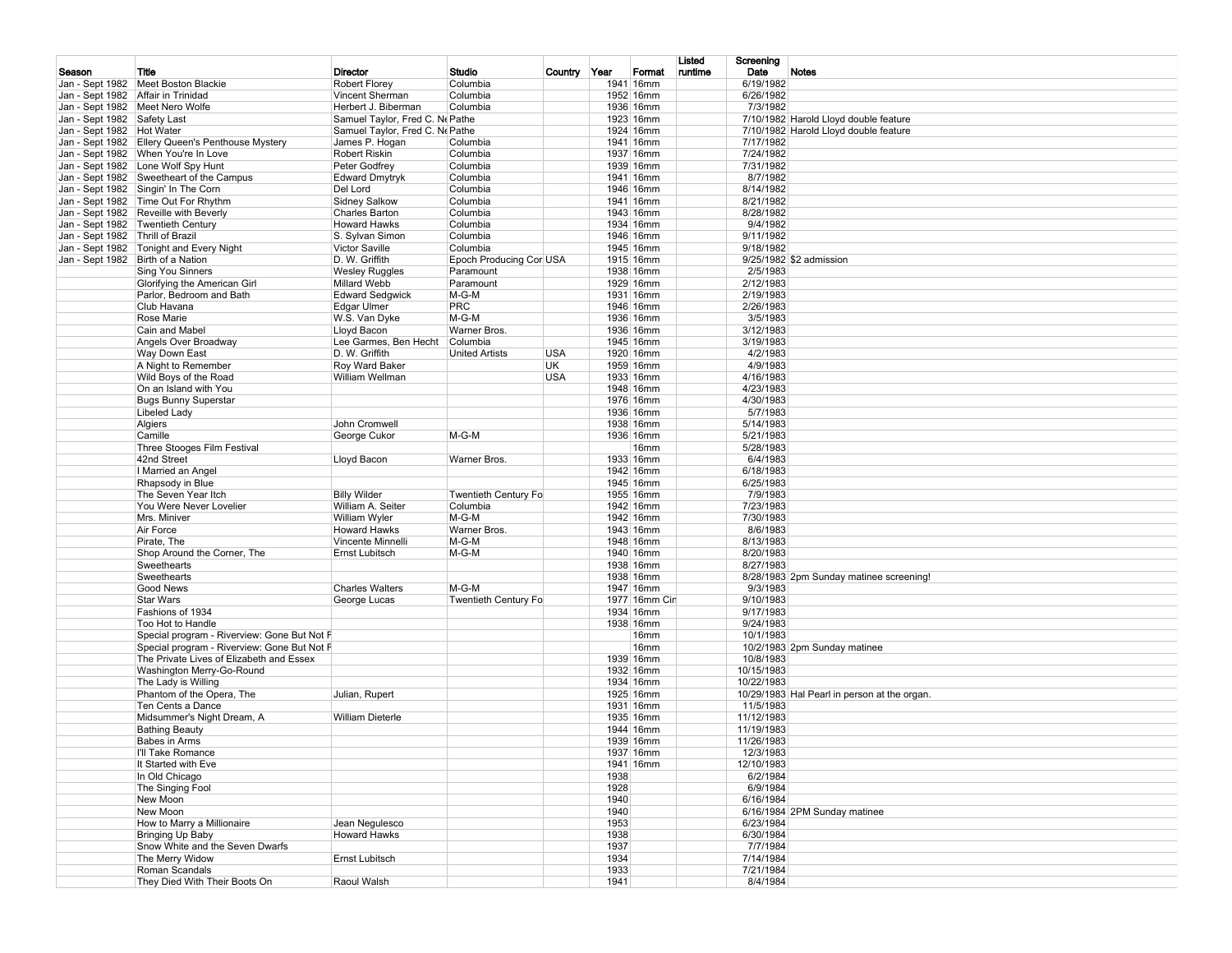| Season | Title | Director | Studio | Country | Year | Format | Listed runtime | Screening Date | Notes |
|---|---|---|---|---|---|---|---|---|---|
| Jan - Sept 1982 | Meet Boston Blackie | Robert Florey | Columbia | | 1941 | 16mm | | 6/19/1982 | |
| Jan - Sept 1982 | Affair in Trinidad | Vincent Sherman | Columbia | | 1952 | 16mm | | 6/26/1982 | |
| Jan - Sept 1982 | Meet Nero Wolfe | Herbert J. Biberman | Columbia | | 1936 | 16mm | | 7/3/1982 | |
| Jan - Sept 1982 | Safety Last | Samuel Taylor, Fred C. Ne | Pathe | | 1923 | 16mm | | 7/10/1982 | Harold Lloyd double feature |
| Jan - Sept 1982 | Hot Water | Samuel Taylor, Fred C. Ne | Pathe | | 1924 | 16mm | | 7/10/1982 | Harold Lloyd double feature |
| Jan - Sept 1982 | Ellery Queen's Penthouse Mystery | James P. Hogan | Columbia | | 1941 | 16mm | | 7/17/1982 | |
| Jan - Sept 1982 | When You're In Love | Robert Riskin | Columbia | | 1937 | 16mm | | 7/24/1982 | |
| Jan - Sept 1982 | Lone Wolf Spy Hunt | Peter Godfrey | Columbia | | 1939 | 16mm | | 7/31/1982 | |
| Jan - Sept 1982 | Sweetheart of the Campus | Edward Dmytryk | Columbia | | 1941 | 16mm | | 8/7/1982 | |
| Jan - Sept 1982 | Singin' In The Corn | Del Lord | Columbia | | 1946 | 16mm | | 8/14/1982 | |
| Jan - Sept 1982 | Time Out For Rhythm | Sidney Salkow | Columbia | | 1941 | 16mm | | 8/21/1982 | |
| Jan - Sept 1982 | Reveille with Beverly | Charles Barton | Columbia | | 1943 | 16mm | | 8/28/1982 | |
| Jan - Sept 1982 | Twentieth Century | Howard Hawks | Columbia | | 1934 | 16mm | | 9/4/1982 | |
| Jan - Sept 1982 | Thrill of Brazil | S. Sylvan Simon | Columbia | | 1946 | 16mm | | 9/11/1982 | |
| Jan - Sept 1982 | Tonight and Every Night | Victor Saville | Columbia | | 1945 | 16mm | | 9/18/1982 | |
| Jan - Sept 1982 | Birth of a Nation | D. W. Griffith | Epoch Producing Cor | USA | 1915 | 16mm | | 9/25/1982 | $2 admission |
| | Sing You Sinners | Wesley Ruggles | Paramount | | 1938 | 16mm | | 2/5/1983 | |
| | Glorifying the American Girl | Millard Webb | Paramount | | 1929 | 16mm | | 2/12/1983 | |
| | Parlor, Bedroom and Bath | Edward Sedgwick | M-G-M | | 1931 | 16mm | | 2/19/1983 | |
| | Club Havana | Edgar Ulmer | PRC | | 1946 | 16mm | | 2/26/1983 | |
| | Rose Marie | W.S. Van Dyke | M-G-M | | 1936 | 16mm | | 3/5/1983 | |
| | Cain and Mabel | Lloyd Bacon | Warner Bros. | | 1936 | 16mm | | 3/12/1983 | |
| | Angels Over Broadway | Lee Garmes, Ben Hecht | Columbia | | 1945 | 16mm | | 3/19/1983 | |
| | Way Down East | D. W. Griffith | United Artists | USA | 1920 | 16mm | | 4/2/1983 | |
| | A Night to Remember | Roy Ward Baker | | UK | 1959 | 16mm | | 4/9/1983 | |
| | Wild Boys of the Road | William Wellman | | USA | 1933 | 16mm | | 4/16/1983 | |
| | On an Island with You | | | | 1948 | 16mm | | 4/23/1983 | |
| | Bugs Bunny Superstar | | | | 1976 | 16mm | | 4/30/1983 | |
| | Libeled Lady | | | | 1936 | 16mm | | 5/7/1983 | |
| | Algiers | John Cromwell | | | 1938 | 16mm | | 5/14/1983 | |
| | Camille | George Cukor | M-G-M | | 1936 | 16mm | | 5/21/1983 | |
| | Three Stooges Film Festival | | | | | 16mm | | 5/28/1983 | |
| | 42nd Street | Lloyd Bacon | Warner Bros. | | 1933 | 16mm | | 6/4/1983 | |
| | I Married an Angel | | | | 1942 | 16mm | | 6/18/1983 | |
| | Rhapsody in Blue | | | | 1945 | 16mm | | 6/25/1983 | |
| | The Seven Year Itch | Billy Wilder | Twentieth Century Fo | | 1955 | 16mm | | 7/9/1983 | |
| | You Were Never Lovelier | William A. Seiter | Columbia | | 1942 | 16mm | | 7/23/1983 | |
| | Mrs. Miniver | William Wyler | M-G-M | | 1942 | 16mm | | 7/30/1983 | |
| | Air Force | Howard Hawks | Warner Bros. | | 1943 | 16mm | | 8/6/1983 | |
| | Pirate, The | Vincente Minnelli | M-G-M | | 1948 | 16mm | | 8/13/1983 | |
| | Shop Around the Corner, The | Ernst Lubitsch | M-G-M | | 1940 | 16mm | | 8/20/1983 | |
| | Sweethearts | | | | 1938 | 16mm | | 8/27/1983 | |
| | Sweethearts | | | | 1938 | 16mm | | 8/28/1983 | 2pm Sunday matinee screening! |
| | Good News | Charles Walters | M-G-M | | 1947 | 16mm | | 9/3/1983 | |
| | Star Wars | George Lucas | Twentieth Century Fo | | 1977 | 16mm Cin | | 9/10/1983 | |
| | Fashions of 1934 | | | | 1934 | 16mm | | 9/17/1983 | |
| | Too Hot to Handle | | | | 1938 | 16mm | | 9/24/1983 | |
| | Special program - Riverview: Gone But Not F | | | | | 16mm | | 10/1/1983 | |
| | Special program - Riverview: Gone But Not F | | | | | 16mm | | 10/2/1983 | 2pm Sunday matinee |
| | The Private Lives of Elizabeth and Essex | | | | 1939 | 16mm | | 10/8/1983 | |
| | Washington Merry-Go-Round | | | | 1932 | 16mm | | 10/15/1983 | |
| | The Lady is Willing | | | | 1934 | 16mm | | 10/22/1983 | |
| | Phantom of the Opera, The | Julian, Rupert | | | 1925 | 16mm | | 10/29/1983 | Hal Pearl in person at the organ. |
| | Ten Cents a Dance | | | | 1931 | 16mm | | 11/5/1983 | |
| | Midsummer's Night Dream, A | William Dieterle | | | 1935 | 16mm | | 11/12/1983 | |
| | Bathing Beauty | | | | 1944 | 16mm | | 11/19/1983 | |
| | Babes in Arms | | | | 1939 | 16mm | | 11/26/1983 | |
| | I'll Take Romance | | | | 1937 | 16mm | | 12/3/1983 | |
| | It Started with Eve | | | | 1941 | 16mm | | 12/10/1983 | |
| | In Old Chicago | | | | 1938 | | | 6/2/1984 | |
| | The Singing Fool | | | | 1928 | | | 6/9/1984 | |
| | New Moon | | | | 1940 | | | 6/16/1984 | |
| | New Moon | | | | 1940 | | | 6/16/1984 | 2PM Sunday matinee |
| | How to Marry a Millionaire | Jean Negulesco | | | 1953 | | | 6/23/1984 | |
| | Bringing Up Baby | Howard Hawks | | | 1938 | | | 6/30/1984 | |
| | Snow White and the Seven Dwarfs | | | | 1937 | | | 7/7/1984 | |
| | The Merry Widow | Ernst Lubitsch | | | 1934 | | | 7/14/1984 | |
| | Roman Scandals | | | | 1933 | | | 7/21/1984 | |
| | They Died With Their Boots On | Raoul Walsh | | | 1941 | | | 8/4/1984 | |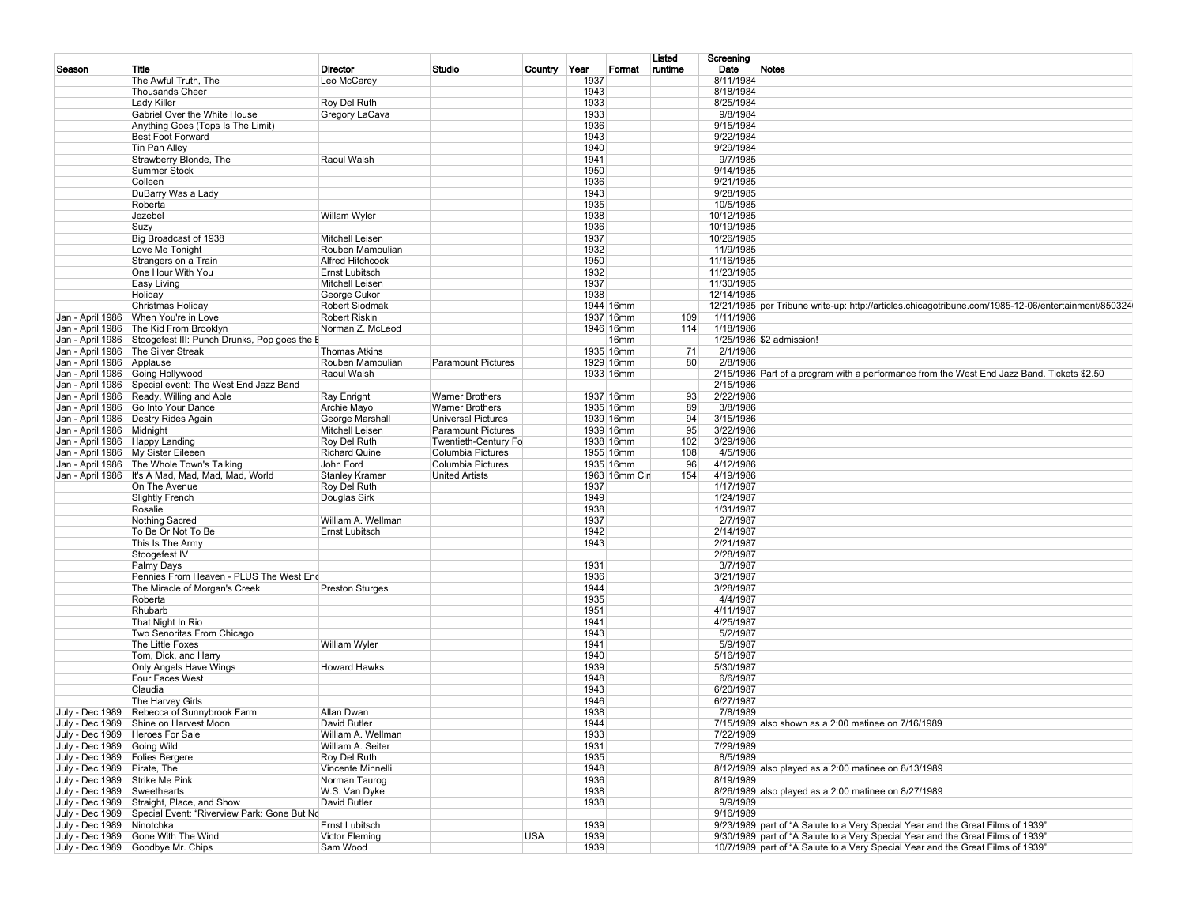| Season | Title | Director | Studio | Country | Year | Format | Listed runtime | Screening Date | Notes |
|---|---|---|---|---|---|---|---|---|---|
| | The Awful Truth, The | Leo McCarey | | | 1937 | | | 8/11/1984 | |
| | Thousands Cheer | | | | 1943 | | | 8/18/1984 | |
| | Lady Killer | Roy Del Ruth | | | 1933 | | | 8/25/1984 | |
| | Gabriel Over the White House | Gregory LaCava | | | 1933 | | | 9/8/1984 | |
| | Anything Goes (Tops Is The Limit) | | | | 1936 | | | 9/15/1984 | |
| | Best Foot Forward | | | | 1943 | | | 9/22/1984 | |
| | Tin Pan Alley | | | | 1940 | | | 9/29/1984 | |
| | Strawberry Blonde, The | Raoul Walsh | | | 1941 | | | 9/7/1985 | |
| | Summer Stock | | | | 1950 | | | 9/14/1985 | |
| | Colleen | | | | 1936 | | | 9/21/1985 | |
| | DuBarry Was a Lady | | | | 1943 | | | 9/28/1985 | |
| | Roberta | | | | 1935 | | | 10/5/1985 | |
| | Jezebel | Willam Wyler | | | 1938 | | | 10/12/1985 | |
| | Suzy | | | | 1936 | | | 10/19/1985 | |
| | Big Broadcast of 1938 | Mitchell Leisen | | | 1937 | | | 10/26/1985 | |
| | Love Me Tonight | Rouben Mamoulian | | | 1932 | | | 11/9/1985 | |
| | Strangers on a Train | Alfred Hitchcock | | | 1950 | | | 11/16/1985 | |
| | One Hour With You | Ernst Lubitsch | | | 1932 | | | 11/23/1985 | |
| | Easy Living | Mitchell Leisen | | | 1937 | | | 11/30/1985 | |
| | Holiday | George Cukor | | | 1938 | | | 12/14/1985 | |
| | Christmas Holiday | Robert Siodmak | | | 1944 | 16mm | | 12/21/1985 | per Tribune write-up: http://articles.chicagotribune.com/1985-12-06/entertainment/850324 |
| Jan - April 1986 | When You're in Love | Robert Riskin | | | 1937 | 16mm | 109 | 1/11/1986 | |
| Jan - April 1986 | The Kid From Brooklyn | Norman Z. McLeod | | | 1946 | 16mm | 114 | 1/18/1986 | |
| Jan - April 1986 | Stoogefest III: Punch Drunks, Pop goes the E | | | | | 16mm | | 1/25/1986 | $2 admission! |
| Jan - April 1986 | The Silver Streak | Thomas Atkins | | | 1935 | 16mm | 71 | 2/1/1986 | |
| Jan - April 1986 | Applause | Rouben Mamoulian | Paramount Pictures | | 1929 | 16mm | 80 | 2/8/1986 | |
| Jan - April 1986 | Going Hollywood | Raoul Walsh | | | 1933 | 16mm | | 2/15/1986 | Part of a program with a performance from the West End Jazz Band. Tickets $2.50 |
| Jan - April 1986 | Special event: The West End Jazz Band | | | | | | | 2/15/1986 | |
| Jan - April 1986 | Ready, Willing and Able | Ray Enright | Warner Brothers | | 1937 | 16mm | 93 | 2/22/1986 | |
| Jan - April 1986 | Go Into Your Dance | Archie Mayo | Warner Brothers | | 1935 | 16mm | 89 | 3/8/1986 | |
| Jan - April 1986 | Destry Rides Again | George Marshall | Universal Pictures | | 1939 | 16mm | 94 | 3/15/1986 | |
| Jan - April 1986 | Midnight | Mitchell Leisen | Paramount Pictures | | 1939 | 16mm | 95 | 3/22/1986 | |
| Jan - April 1986 | Happy Landing | Roy Del Ruth | Twentieth-Century Fo | | 1938 | 16mm | 102 | 3/29/1986 | |
| Jan - April 1986 | My Sister Eileeen | Richard Quine | Columbia Pictures | | 1955 | 16mm | 108 | 4/5/1986 | |
| Jan - April 1986 | The Whole Town's Talking | John Ford | Columbia Pictures | | 1935 | 16mm | 96 | 4/12/1986 | |
| Jan - April 1986 | It's A Mad, Mad, Mad, Mad, World | Stanley Kramer | United Artists | | 1963 | 16mm Cir | 154 | 4/19/1986 | |
| | On The Avenue | Roy Del Ruth | | | 1937 | | | 1/17/1987 | |
| | Slightly French | Douglas Sirk | | | 1949 | | | 1/24/1987 | |
| | Rosalie | | | | 1938 | | | 1/31/1987 | |
| | Nothing Sacred | William A. Wellman | | | 1937 | | | 2/7/1987 | |
| | To Be Or Not To Be | Ernst Lubitsch | | | 1942 | | | 2/14/1987 | |
| | This Is The Army | | | | 1943 | | | 2/21/1987 | |
| | Stoogefest IV | | | | | | | 2/28/1987 | |
| | Palmy Days | | | | 1931 | | | 3/7/1987 | |
| | Pennies From Heaven - PLUS The West End | | | | 1936 | | | 3/21/1987 | |
| | The Miracle of Morgan's Creek | Preston Sturges | | | 1944 | | | 3/28/1987 | |
| | Roberta | | | | 1935 | | | 4/4/1987 | |
| | Rhubarb | | | | 1951 | | | 4/11/1987 | |
| | That Night In Rio | | | | 1941 | | | 4/25/1987 | |
| | Two Senoritas From Chicago | | | | 1943 | | | 5/2/1987 | |
| | The Little Foxes | William Wyler | | | 1941 | | | 5/9/1987 | |
| | Tom, Dick, and Harry | | | | 1940 | | | 5/16/1987 | |
| | Only Angels Have Wings | Howard Hawks | | | 1939 | | | 5/30/1987 | |
| | Four Faces West | | | | 1948 | | | 6/6/1987 | |
| | Claudia | | | | 1943 | | | 6/20/1987 | |
| | The Harvey Girls | | | | 1946 | | | 6/27/1987 | |
| July - Dec 1989 | Rebecca of Sunnybrook Farm | Allan Dwan | | | 1938 | | | 7/8/1989 | |
| July - Dec 1989 | Shine on Harvest Moon | David Butler | | | 1944 | | | 7/15/1989 | also shown as a 2:00 matinee on 7/16/1989 |
| July - Dec 1989 | Heroes For Sale | William A. Wellman | | | 1933 | | | 7/22/1989 | |
| July - Dec 1989 | Going Wild | William A. Seiter | | | 1931 | | | 7/29/1989 | |
| July - Dec 1989 | Folies Bergere | Roy Del Ruth | | | 1935 | | | 8/5/1989 | |
| July - Dec 1989 | Pirate, The | Vincente Minnelli | | | 1948 | | | 8/12/1989 | also played as a 2:00 matinee on 8/13/1989 |
| July - Dec 1989 | Strike Me Pink | Norman Taurog | | | 1936 | | | 8/19/1989 | |
| July - Dec 1989 | Sweethearts | W.S. Van Dyke | | | 1938 | | | 8/26/1989 | also played as a 2:00 matinee on 8/27/1989 |
| July - Dec 1989 | Straight, Place, and Show | David Butler | | | 1938 | | | 9/9/1989 | |
| July - Dec 1989 | Special Event: "Riverview Park: Gone But No | | | | | | | 9/16/1989 | |
| July - Dec 1989 | Ninotchka | Ernst Lubitsch | | | 1939 | | | 9/23/1989 | part of "A Salute to a Very Special Year and the Great Films of 1939" |
| July - Dec 1989 | Gone With The Wind | Victor Fleming | | USA | 1939 | | | 9/30/1989 | part of "A Salute to a Very Special Year and the Great Films of 1939" |
| July - Dec 1989 | Goodbye Mr. Chips | Sam Wood | | | 1939 | | | 10/7/1989 | part of "A Salute to a Very Special Year and the Great Films of 1939" |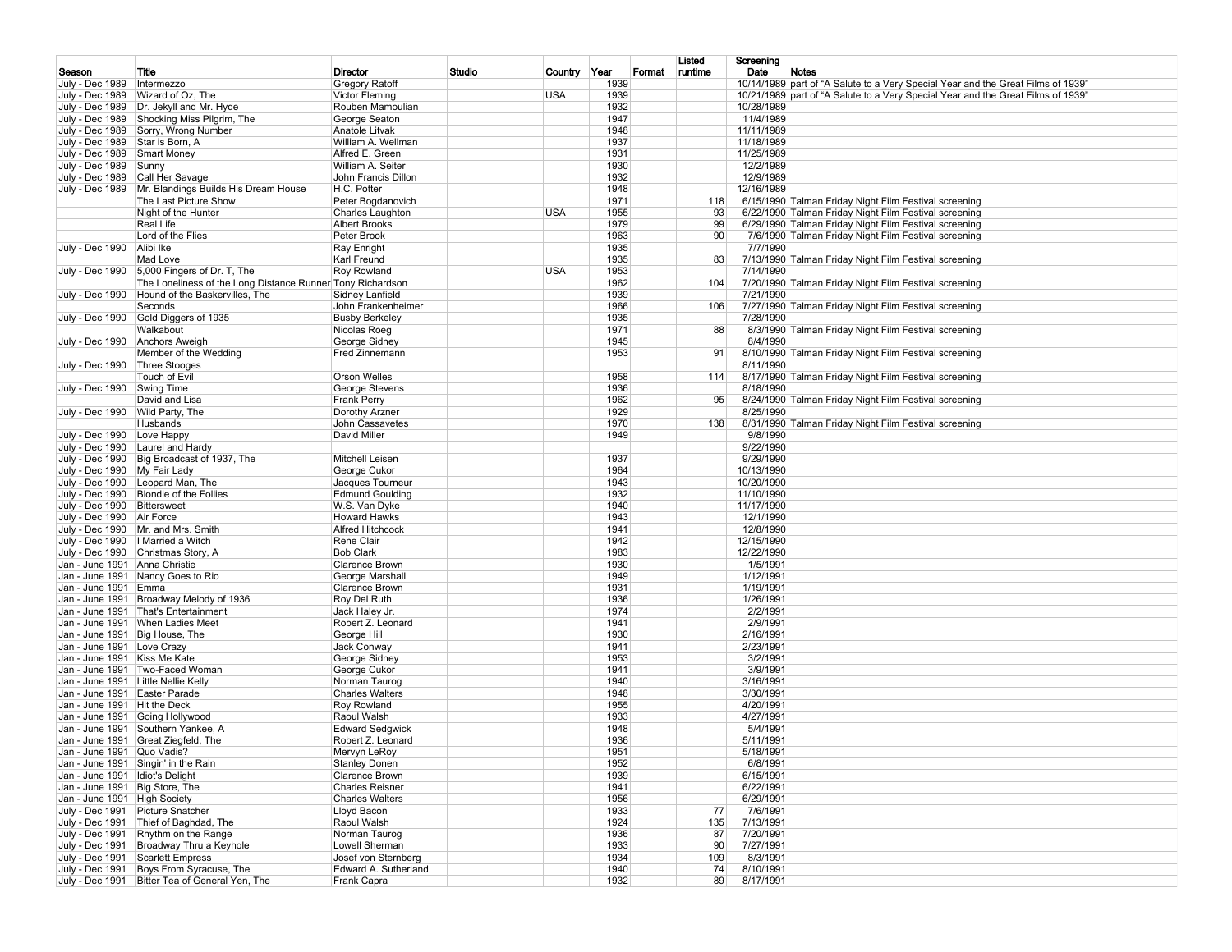| Season | Title | Director | Studio | Country | Year | Format | Listed runtime | Screening Date | Notes |
|---|---|---|---|---|---|---|---|---|---|
| July - Dec 1989 | Intermezzo | Gregory Ratoff | | | 1939 | | | 10/14/1989 | part of "A Salute to a Very Special Year and the Great Films of 1939" |
| July - Dec 1989 | Wizard of Oz, The | Victor Fleming | | USA | 1939 | | | 10/21/1989 | part of "A Salute to a Very Special Year and the Great Films of 1939" |
| July - Dec 1989 | Dr. Jekyll and Mr. Hyde | Rouben Mamoulian | | | 1932 | | | 10/28/1989 | |
| July - Dec 1989 | Shocking Miss Pilgrim, The | George Seaton | | | 1947 | | | 11/4/1989 | |
| July - Dec 1989 | Sorry, Wrong Number | Anatole Litvak | | | 1948 | | | 11/11/1989 | |
| July - Dec 1989 | Star is Born, A | William A. Wellman | | | 1937 | | | 11/18/1989 | |
| July - Dec 1989 | Smart Money | Alfred E. Green | | | 1931 | | | 11/25/1989 | |
| July - Dec 1989 | Sunny | William A. Seiter | | | 1930 | | | 12/2/1989 | |
| July - Dec 1989 | Call Her Savage | John Francis Dillon | | | 1932 | | | 12/9/1989 | |
| July - Dec 1989 | Mr. Blandings Builds His Dream House | H.C. Potter | | | 1948 | | | 12/16/1989 | |
| | The Last Picture Show | Peter Bogdanovich | | | 1971 | | 118 | 6/15/1990 | Talman Friday Night Film Festival screening |
| | Night of the Hunter | Charles Laughton | | USA | 1955 | | 93 | 6/22/1990 | Talman Friday Night Film Festival screening |
| | Real Life | Albert Brooks | | | 1979 | | 99 | 6/29/1990 | Talman Friday Night Film Festival screening |
| | Lord of the Flies | Peter Brook | | | 1963 | | 90 | 7/6/1990 | Talman Friday Night Film Festival screening |
| July - Dec 1990 | Alibi Ike | Ray Enright | | | 1935 | | | 7/7/1990 | |
| | Mad Love | Karl Freund | | | 1935 | | 83 | 7/13/1990 | Talman Friday Night Film Festival screening |
| July - Dec 1990 | 5,000 Fingers of Dr. T, The | Roy Rowland | | USA | 1953 | | | 7/14/1990 | |
| | The Loneliness of the Long Distance Runner | Tony Richardson | | | 1962 | | 104 | 7/20/1990 | Talman Friday Night Film Festival screening |
| July - Dec 1990 | Hound of the Baskervilles, The | Sidney Lanfield | | | 1939 | | | 7/21/1990 | |
| | Seconds | John Frankenheimer | | | 1966 | | 106 | 7/27/1990 | Talman Friday Night Film Festival screening |
| July - Dec 1990 | Gold Diggers of 1935 | Busby Berkeley | | | 1935 | | | 7/28/1990 | |
| | Walkabout | Nicolas Roeg | | | 1971 | | 88 | 8/3/1990 | Talman Friday Night Film Festival screening |
| July - Dec 1990 | Anchors Aweigh | George Sidney | | | 1945 | | | 8/4/1990 | |
| | Member of the Wedding | Fred Zinnemann | | | 1953 | | 91 | 8/10/1990 | Talman Friday Night Film Festival screening |
| July - Dec 1990 | Three Stooges | | | | | | | 8/11/1990 | |
| | Touch of Evil | Orson Welles | | | 1958 | | 114 | 8/17/1990 | Talman Friday Night Film Festival screening |
| July - Dec 1990 | Swing Time | George Stevens | | | 1936 | | | 8/18/1990 | |
| | David and Lisa | Frank Perry | | | 1962 | | 95 | 8/24/1990 | Talman Friday Night Film Festival screening |
| July - Dec 1990 | Wild Party, The | Dorothy Arzner | | | 1929 | | | 8/25/1990 | |
| | Husbands | John Cassavetes | | | 1970 | | 138 | 8/31/1990 | Talman Friday Night Film Festival screening |
| July - Dec 1990 | Love Happy | David Miller | | | 1949 | | | 9/8/1990 | |
| July - Dec 1990 | Laurel and Hardy | | | | | | | 9/22/1990 | |
| July - Dec 1990 | Big Broadcast of 1937, The | Mitchell Leisen | | | 1937 | | | 9/29/1990 | |
| July - Dec 1990 | My Fair Lady | George Cukor | | | 1964 | | | 10/13/1990 | |
| July - Dec 1990 | Leopard Man, The | Jacques Tourneur | | | 1943 | | | 10/20/1990 | |
| July - Dec 1990 | Blondie of the Follies | Edmund Goulding | | | 1932 | | | 11/10/1990 | |
| July - Dec 1990 | Bittersweet | W.S. Van Dyke | | | 1940 | | | 11/17/1990 | |
| July - Dec 1990 | Air Force | Howard Hawks | | | 1943 | | | 12/1/1990 | |
| July - Dec 1990 | Mr. and Mrs. Smith | Alfred Hitchcock | | | 1941 | | | 12/8/1990 | |
| July - Dec 1990 | I Married a Witch | Rene Clair | | | 1942 | | | 12/15/1990 | |
| July - Dec 1990 | Christmas Story, A | Bob Clark | | | 1983 | | | 12/22/1990 | |
| Jan - June 1991 | Anna Christie | Clarence Brown | | | 1930 | | | 1/5/1991 | |
| Jan - June 1991 | Nancy Goes to Rio | George Marshall | | | 1949 | | | 1/12/1991 | |
| Jan - June 1991 | Emma | Clarence Brown | | | 1931 | | | 1/19/1991 | |
| Jan - June 1991 | Broadway Melody of 1936 | Roy Del Ruth | | | 1936 | | | 1/26/1991 | |
| Jan - June 1991 | That's Entertainment | Jack Haley Jr. | | | 1974 | | | 2/2/1991 | |
| Jan - June 1991 | When Ladies Meet | Robert Z. Leonard | | | 1941 | | | 2/9/1991 | |
| Jan - June 1991 | Big House, The | George Hill | | | 1930 | | | 2/16/1991 | |
| Jan - June 1991 | Love Crazy | Jack Conway | | | 1941 | | | 2/23/1991 | |
| Jan - June 1991 | Kiss Me Kate | George Sidney | | | 1953 | | | 3/2/1991 | |
| Jan - June 1991 | Two-Faced Woman | George Cukor | | | 1941 | | | 3/9/1991 | |
| Jan - June 1991 | Little Nellie Kelly | Norman Taurog | | | 1940 | | | 3/16/1991 | |
| Jan - June 1991 | Easter Parade | Charles Walters | | | 1948 | | | 3/30/1991 | |
| Jan - June 1991 | Hit the Deck | Roy Rowland | | | 1955 | | | 4/20/1991 | |
| Jan - June 1991 | Going Hollywood | Raoul Walsh | | | 1933 | | | 4/27/1991 | |
| Jan - June 1991 | Southern Yankee, A | Edward Sedgwick | | | 1948 | | | 5/4/1991 | |
| Jan - June 1991 | Great Ziegfeld, The | Robert Z. Leonard | | | 1936 | | | 5/11/1991 | |
| Jan - June 1991 | Quo Vadis? | Mervyn LeRoy | | | 1951 | | | 5/18/1991 | |
| Jan - June 1991 | Singin' in the Rain | Stanley Donen | | | 1952 | | | 6/8/1991 | |
| Jan - June 1991 | Idiot's Delight | Clarence Brown | | | 1939 | | | 6/15/1991 | |
| Jan - June 1991 | Big Store, The | Charles Reisner | | | 1941 | | | 6/22/1991 | |
| Jan - June 1991 | High Society | Charles Walters | | | 1956 | | | 6/29/1991 | |
| July - Dec 1991 | Picture Snatcher | Lloyd Bacon | | | 1933 | | 77 | 7/6/1991 | |
| July - Dec 1991 | Thief of Baghdad, The | Raoul Walsh | | | 1924 | | 135 | 7/13/1991 | |
| July - Dec 1991 | Rhythm on the Range | Norman Taurog | | | 1936 | | 87 | 7/20/1991 | |
| July - Dec 1991 | Broadway Thru a Keyhole | Lowell Sherman | | | 1933 | | 90 | 7/27/1991 | |
| July - Dec 1991 | Scarlett Empress | Josef von Sternberg | | | 1934 | | 109 | 8/3/1991 | |
| July - Dec 1991 | Boys From Syracuse, The | Edward A. Sutherland | | | 1940 | | 74 | 8/10/1991 | |
| July - Dec 1991 | Bitter Tea of General Yen, The | Frank Capra | | | 1932 | | 89 | 8/17/1991 | |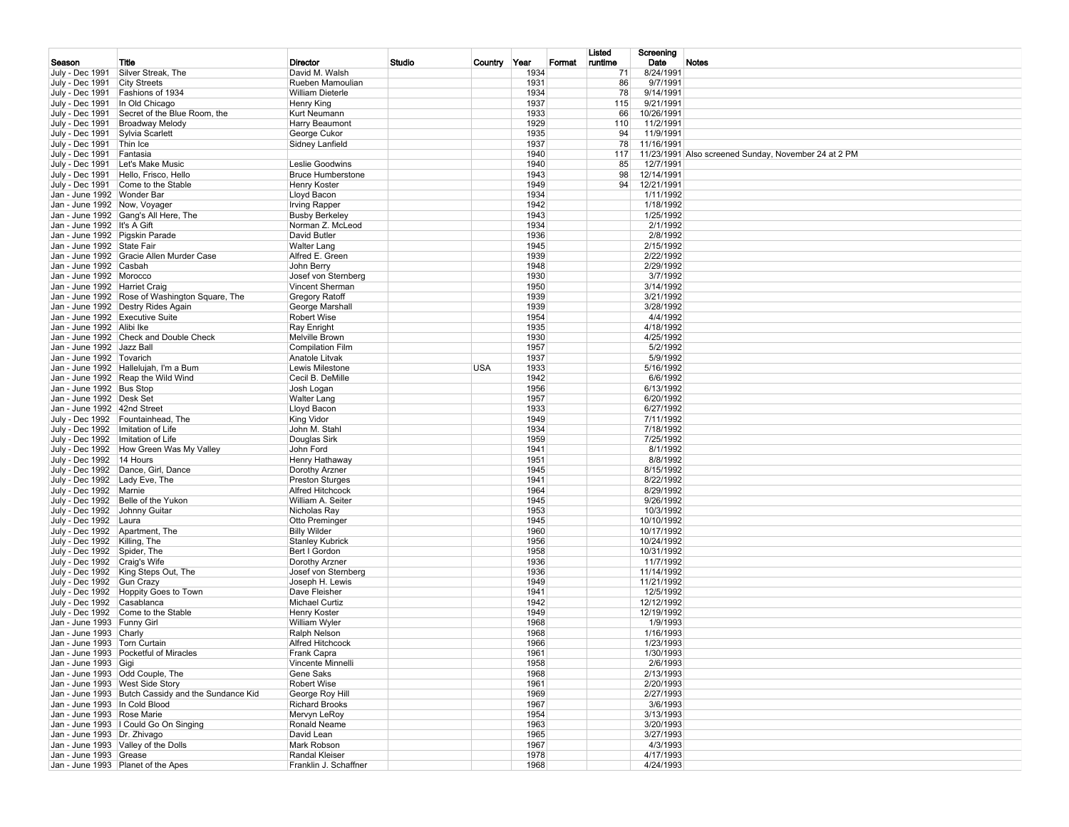| Season | Title | Director | Studio | Country | Year | Format | Listed runtime | Screening Date | Notes |
|---|---|---|---|---|---|---|---|---|---|
| July - Dec 1991 | Silver Streak, The | David M. Walsh | | | 1934 | | 71 | 8/24/1991 | |
| July - Dec 1991 | City Streets | Rueben Mamoulian | | | 1931 | | 86 | 9/7/1991 | |
| July - Dec 1991 | Fashions of 1934 | William Dieterle | | | 1934 | | 78 | 9/14/1991 | |
| July - Dec 1991 | In Old Chicago | Henry King | | | 1937 | | 115 | 9/21/1991 | |
| July - Dec 1991 | Secret of the Blue Room, the | Kurt Neumann | | | 1933 | | 66 | 10/26/1991 | |
| July - Dec 1991 | Broadway Melody | Harry Beaumont | | | 1929 | | 110 | 11/2/1991 | |
| July - Dec 1991 | Sylvia Scarlett | George Cukor | | | 1935 | | 94 | 11/9/1991 | |
| July - Dec 1991 | Thin Ice | Sidney Lanfield | | | 1937 | | 78 | 11/16/1991 | |
| July - Dec 1991 | Fantasia | | | | 1940 | | 117 | 11/23/1991 | Also screened Sunday, November 24 at 2 PM |
| July - Dec 1991 | Let's Make Music | Leslie Goodwins | | | 1940 | | 85 | 12/7/1991 | |
| July - Dec 1991 | Hello, Frisco, Hello | Bruce Humberstone | | | 1943 | | 98 | 12/14/1991 | |
| July - Dec 1991 | Come to the Stable | Henry Koster | | | 1949 | | 94 | 12/21/1991 | |
| Jan - June 1992 | Wonder Bar | Lloyd Bacon | | | 1934 | | | 1/11/1992 | |
| Jan - June 1992 | Now, Voyager | Irving Rapper | | | 1942 | | | 1/18/1992 | |
| Jan - June 1992 | Gang's All Here, The | Busby Berkeley | | | 1943 | | | 1/25/1992 | |
| Jan - June 1992 | It's A Gift | Norman Z. McLeod | | | 1934 | | | 2/1/1992 | |
| Jan - June 1992 | Pigskin Parade | David Butler | | | 1936 | | | 2/8/1992 | |
| Jan - June 1992 | State Fair | Walter Lang | | | 1945 | | | 2/15/1992 | |
| Jan - June 1992 | Gracie Allen Murder Case | Alfred E. Green | | | 1939 | | | 2/22/1992 | |
| Jan - June 1992 | Casbah | John Berry | | | 1948 | | | 2/29/1992 | |
| Jan - June 1992 | Morocco | Josef von Sternberg | | | 1930 | | | 3/7/1992 | |
| Jan - June 1992 | Harriet Craig | Vincent Sherman | | | 1950 | | | 3/14/1992 | |
| Jan - June 1992 | Rose of Washington Square, The | Gregory Ratoff | | | 1939 | | | 3/21/1992 | |
| Jan - June 1992 | Destry Rides Again | George Marshall | | | 1939 | | | 3/28/1992 | |
| Jan - June 1992 | Executive Suite | Robert Wise | | | 1954 | | | 4/4/1992 | |
| Jan - June 1992 | Alibi Ike | Ray Enright | | | 1935 | | | 4/18/1992 | |
| Jan - June 1992 | Check and Double Check | Melville Brown | | | 1930 | | | 4/25/1992 | |
| Jan - June 1992 | Jazz Ball | Compilation Film | | | 1957 | | | 5/2/1992 | |
| Jan - June 1992 | Tovarich | Anatole Litvak | | | 1937 | | | 5/9/1992 | |
| Jan - June 1992 | Hallelujah, I'm a Bum | Lewis Milestone | | USA | 1933 | | | 5/16/1992 | |
| Jan - June 1992 | Reap the Wild Wind | Cecil B. DeMille | | | 1942 | | | 6/6/1992 | |
| Jan - June 1992 | Bus Stop | Josh Logan | | | 1956 | | | 6/13/1992 | |
| Jan - June 1992 | Desk Set | Walter Lang | | | 1957 | | | 6/20/1992 | |
| Jan - June 1992 | 42nd Street | Lloyd Bacon | | | 1933 | | | 6/27/1992 | |
| July - Dec 1992 | Fountainhead, The | King Vidor | | | 1949 | | | 7/11/1992 | |
| July - Dec 1992 | Imitation of Life | John M. Stahl | | | 1934 | | | 7/18/1992 | |
| July - Dec 1992 | Imitation of Life | Douglas Sirk | | | 1959 | | | 7/25/1992 | |
| July - Dec 1992 | How Green Was My Valley | John Ford | | | 1941 | | | 8/1/1992 | |
| July - Dec 1992 | 14 Hours | Henry Hathaway | | | 1951 | | | 8/8/1992 | |
| July - Dec 1992 | Dance, Girl, Dance | Dorothy Arzner | | | 1945 | | | 8/15/1992 | |
| July - Dec 1992 | Lady Eve, The | Preston Sturges | | | 1941 | | | 8/22/1992 | |
| July - Dec 1992 | Marnie | Alfred Hitchcock | | | 1964 | | | 8/29/1992 | |
| July - Dec 1992 | Belle of the Yukon | William A. Seiter | | | 1945 | | | 9/26/1992 | |
| July - Dec 1992 | Johnny Guitar | Nicholas Ray | | | 1953 | | | 10/3/1992 | |
| July - Dec 1992 | Laura | Otto Preminger | | | 1945 | | | 10/10/1992 | |
| July - Dec 1992 | Apartment, The | Billy Wilder | | | 1960 | | | 10/17/1992 | |
| July - Dec 1992 | Killing, The | Stanley Kubrick | | | 1956 | | | 10/24/1992 | |
| July - Dec 1992 | Spider, The | Bert I Gordon | | | 1958 | | | 10/31/1992 | |
| July - Dec 1992 | Craig's Wife | Dorothy Arzner | | | 1936 | | | 11/7/1992 | |
| July - Dec 1992 | King Steps Out, The | Josef von Sternberg | | | 1936 | | | 11/14/1992 | |
| July - Dec 1992 | Gun Crazy | Joseph H. Lewis | | | 1949 | | | 11/21/1992 | |
| July - Dec 1992 | Hoppity Goes to Town | Dave Fleisher | | | 1941 | | | 12/5/1992 | |
| July - Dec 1992 | Casablanca | Michael Curtiz | | | 1942 | | | 12/12/1992 | |
| July - Dec 1992 | Come to the Stable | Henry Koster | | | 1949 | | | 12/19/1992 | |
| Jan - June 1993 | Funny Girl | William Wyler | | | 1968 | | | 1/9/1993 | |
| Jan - June 1993 | Charly | Ralph Nelson | | | 1968 | | | 1/16/1993 | |
| Jan - June 1993 | Torn Curtain | Alfred Hitchcock | | | 1966 | | | 1/23/1993 | |
| Jan - June 1993 | Pocketful of Miracles | Frank Capra | | | 1961 | | | 1/30/1993 | |
| Jan - June 1993 | Gigi | Vincente Minnelli | | | 1958 | | | 2/6/1993 | |
| Jan - June 1993 | Odd Couple, The | Gene Saks | | | 1968 | | | 2/13/1993 | |
| Jan - June 1993 | West Side Story | Robert Wise | | | 1961 | | | 2/20/1993 | |
| Jan - June 1993 | Butch Cassidy and the Sundance Kid | George Roy Hill | | | 1969 | | | 2/27/1993 | |
| Jan - June 1993 | In Cold Blood | Richard Brooks | | | 1967 | | | 3/6/1993 | |
| Jan - June 1993 | Rose Marie | Mervyn LeRoy | | | 1954 | | | 3/13/1993 | |
| Jan - June 1993 | I Could Go On Singing | Ronald Neame | | | 1963 | | | 3/20/1993 | |
| Jan - June 1993 | Dr. Zhivago | David Lean | | | 1965 | | | 3/27/1993 | |
| Jan - June 1993 | Valley of the Dolls | Mark Robson | | | 1967 | | | 4/3/1993 | |
| Jan - June 1993 | Grease | Randal Kleiser | | | 1978 | | | 4/17/1993 | |
| Jan - June 1993 | Planet of the Apes | Franklin J. Schaffner | | | 1968 | | | 4/24/1993 | |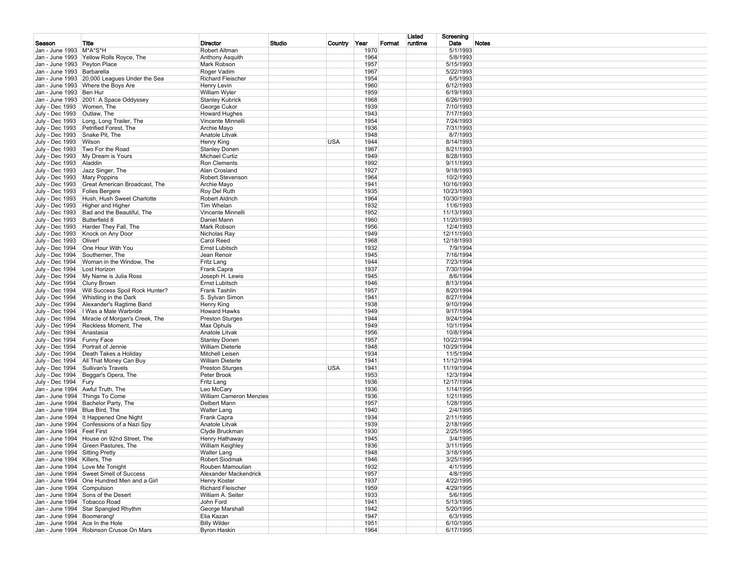| Season | Title | Director | Studio | Country | Year | Format | Listed runtime | Screening Date | Notes |
|---|---|---|---|---|---|---|---|---|---|
| Jan - June 1993 | M*A*S*H | Robert Altman | | | 1970 | | | 5/1/1993 | |
| Jan - June 1993 | Yellow Rolls Royce, The | Anthony Asquith | | | 1964 | | | 5/8/1993 | |
| Jan - June 1993 | Peyton Place | Mark Robson | | | 1957 | | | 5/15/1993 | |
| Jan - June 1993 | Barbarella | Roger Vadim | | | 1967 | | | 5/22/1993 | |
| Jan - June 1993 | 20,000 Leagues Under the Sea | Richard Fleischer | | | 1954 | | | 6/5/1993 | |
| Jan - June 1993 | Where the Boys Are | Henry Levin | | | 1960 | | | 6/12/1993 | |
| Jan - June 1993 | Ben Hur | William Wyler | | | 1959 | | | 6/19/1993 | |
| Jan - June 1993 | 2001: A Space Oddyssey | Stanley Kubrick | | | 1968 | | | 6/26/1993 | |
| July - Dec 1993 | Women, The | George Cukor | | | 1939 | | | 7/10/1993 | |
| July - Dec 1993 | Outlaw, The | Howard Hughes | | | 1943 | | | 7/17/1993 | |
| July - Dec 1993 | Long, Long Trailer, The | Vincente Minnelli | | | 1954 | | | 7/24/1993 | |
| July - Dec 1993 | Petrified Forest, The | Archie Mayo | | | 1936 | | | 7/31/1993 | |
| July - Dec 1993 | Snake Pit, The | Anatole Litvak | | | 1948 | | | 8/7/1993 | |
| July - Dec 1993 | Wilson | Henry King | | USA | 1944 | | | 8/14/1993 | |
| July - Dec 1993 | Two For the Road | Stanley Donen | | | 1967 | | | 8/21/1993 | |
| July - Dec 1993 | My Dream is Yours | Michael Curtiz | | | 1949 | | | 8/28/1993 | |
| July - Dec 1993 | Aladdin | Ron Clements | | | 1992 | | | 9/11/1993 | |
| July - Dec 1993 | Jazz Singer, The | Alan Crosland | | | 1927 | | | 9/18/1993 | |
| July - Dec 1993 | Mary Poppins | Robert Stevenson | | | 1964 | | | 10/2/1993 | |
| July - Dec 1993 | Great American Broadcast, The | Archie Mayo | | | 1941 | | | 10/16/1993 | |
| July - Dec 1993 | Folies Bergere | Roy Del Ruth | | | 1935 | | | 10/23/1993 | |
| July - Dec 1993 | Hush, Hush Sweet Charlotte | Robert Aldrich | | | 1964 | | | 10/30/1993 | |
| July - Dec 1993 | Higher and Higher | Tim Whelan | | | 1932 | | | 11/6/1993 | |
| July - Dec 1993 | Bad and the Beautiful, The | Vincente Minnelli | | | 1952 | | | 11/13/1993 | |
| July - Dec 1993 | Butterfield 8 | Daniel Mann | | | 1960 | | | 11/20/1993 | |
| July - Dec 1993 | Harder They Fall, The | Mark Robson | | | 1956 | | | 12/4/1993 | |
| July - Dec 1993 | Knock on Any Door | Nicholas Ray | | | 1949 | | | 12/11/1993 | |
| July - Dec 1993 | Oliver! | Carol Reed | | | 1968 | | | 12/18/1993 | |
| July - Dec 1994 | One Hour With You | Ernst Lubitsch | | | 1932 | | | 7/9/1994 | |
| July - Dec 1994 | Southerner, The | Jean Renoir | | | 1945 | | | 7/16/1994 | |
| July - Dec 1994 | Woman in the Window, The | Fritz Lang | | | 1944 | | | 7/23/1994 | |
| July - Dec 1994 | Lost Horizon | Frank Capra | | | 1937 | | | 7/30/1994 | |
| July - Dec 1994 | My Name is Julia Ross | Joseph H. Lewis | | | 1945 | | | 8/6/1994 | |
| July - Dec 1994 | Cluny Brown | Ernst Lubitsch | | | 1946 | | | 8/13/1994 | |
| July - Dec 1994 | Will Success Spoil Rock Hunter? | Frank Tashlin | | | 1957 | | | 8/20/1994 | |
| July - Dec 1994 | Whistling in the Dark | S. Sylvan Simon | | | 1941 | | | 8/27/1994 | |
| July - Dec 1994 | Alexander's Ragtime Band | Henry King | | | 1938 | | | 9/10/1994 | |
| July - Dec 1994 | I Was a Male Warbride | Howard Hawks | | | 1949 | | | 9/17/1994 | |
| July - Dec 1994 | Miracle of Morgan's Creek, The | Preston Sturges | | | 1944 | | | 9/24/1994 | |
| July - Dec 1994 | Reckless Moment, The | Max Ophuls | | | 1949 | | | 10/1/1994 | |
| July - Dec 1994 | Anastasia | Anatole Litvak | | | 1956 | | | 10/8/1994 | |
| July - Dec 1994 | Funny Face | Stanley Donen | | | 1957 | | | 10/22/1994 | |
| July - Dec 1994 | Portrait of Jennie | William Dieterle | | | 1948 | | | 10/29/1994 | |
| July - Dec 1994 | Death Takes a Holiday | Mitchell Leisen | | | 1934 | | | 11/5/1994 | |
| July - Dec 1994 | All That Money Can Buy | William Dieterle | | | 1941 | | | 11/12/1994 | |
| July - Dec 1994 | Sullivan's Travels | Preston Sturges | | USA | 1941 | | | 11/19/1994 | |
| July - Dec 1994 | Beggar's Opera, The | Peter Brook | | | 1953 | | | 12/3/1994 | |
| July - Dec 1994 | Fury | Fritz Lang | | | 1936 | | | 12/17/1994 | |
| Jan - June 1994 | Awful Truth, The | Leo McCary | | | 1936 | | | 1/14/1995 | |
| Jan - June 1994 | Things To Come | William Cameron Menzies | | | 1936 | | | 1/21/1995 | |
| Jan - June 1994 | Bachelor Party, The | Delbert Mann | | | 1957 | | | 1/28/1995 | |
| Jan - June 1994 | Blue Bird, The | Walter Lang | | | 1940 | | | 2/4/1995 | |
| Jan - June 1994 | It Happened One Night | Frank Capra | | | 1934 | | | 2/11/1995 | |
| Jan - June 1994 | Confessions of a Nazi Spy | Anatole Litvak | | | 1939 | | | 2/18/1995 | |
| Jan - June 1994 | Feet First | Clyde Bruckman | | | 1930 | | | 2/25/1995 | |
| Jan - June 1994 | House on 92nd Street, The | Henry Hathaway | | | 1945 | | | 3/4/1995 | |
| Jan - June 1994 | Green Pastures, The | William Keighley | | | 1936 | | | 3/11/1995 | |
| Jan - June 1994 | Sitting Pretty | Walter Lang | | | 1948 | | | 3/18/1995 | |
| Jan - June 1994 | Killers, The | Robert Siodmak | | | 1946 | | | 3/25/1995 | |
| Jan - June 1994 | Love Me Tonight | Rouben Mamoulian | | | 1932 | | | 4/1/1995 | |
| Jan - June 1994 | Sweet Smell of Success | Alexander Mackendrick | | | 1957 | | | 4/8/1995 | |
| Jan - June 1994 | One Hundred Men and a Girl | Henry Koster | | | 1937 | | | 4/22/1995 | |
| Jan - June 1994 | Compulsion | Richard Fleischer | | | 1959 | | | 4/29/1995 | |
| Jan - June 1994 | Sons of the Desert | William A. Seiter | | | 1933 | | | 5/6/1995 | |
| Jan - June 1994 | Tobacco Road | John Ford | | | 1941 | | | 5/13/1995 | |
| Jan - June 1994 | Star Spangled Rhythm | George Marshall | | | 1942 | | | 5/20/1995 | |
| Jan - June 1994 | Boomerang! | Elia Kazan | | | 1947 | | | 6/3/1995 | |
| Jan - June 1994 | Ace In the Hole | Billy Wilder | | | 1951 | | | 6/10/1995 | |
| Jan - June 1994 | Robinson Crusoe On Mars | Byron Haskin | | | 1964 | | | 6/17/1995 | |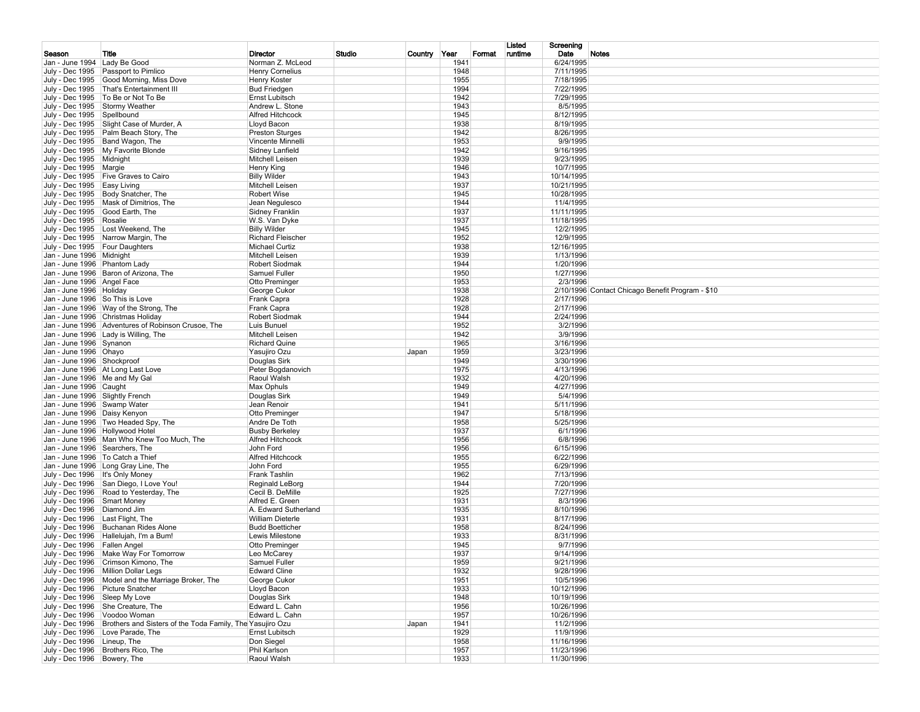| Season | Title | Director | Studio | Country | Year | Format | Listed runtime | Screening Date | Notes |
|---|---|---|---|---|---|---|---|---|---|
| Jan - June 1994 | Lady Be Good | Norman Z. McLeod | | | 1941 | | | 6/24/1995 | |
| July - Dec 1995 | Passport to Pimlico | Henry Cornelius | | | 1948 | | | 7/11/1995 | |
| July - Dec 1995 | Good Morning, Miss Dove | Henry Koster | | | 1955 | | | 7/18/1995 | |
| July - Dec 1995 | That's Entertainment III | Bud Friedgen | | | 1994 | | | 7/22/1995 | |
| July - Dec 1995 | To Be or Not To Be | Ernst Lubitsch | | | 1942 | | | 7/29/1995 | |
| July - Dec 1995 | Stormy Weather | Andrew L. Stone | | | 1943 | | | 8/5/1995 | |
| July - Dec 1995 | Spellbound | Alfred Hitchcock | | | 1945 | | | 8/12/1995 | |
| July - Dec 1995 | Slight Case of Murder, A | Lloyd Bacon | | | 1938 | | | 8/19/1995 | |
| July - Dec 1995 | Palm Beach Story, The | Preston Sturges | | | 1942 | | | 8/26/1995 | |
| July - Dec 1995 | Band Wagon, The | Vincente Minnelli | | | 1953 | | | 9/9/1995 | |
| July - Dec 1995 | My Favorite Blonde | Sidney Lanfield | | | 1942 | | | 9/16/1995 | |
| July - Dec 1995 | Midnight | Mitchell Leisen | | | 1939 | | | 9/23/1995 | |
| July - Dec 1995 | Margie | Henry King | | | 1946 | | | 10/7/1995 | |
| July - Dec 1995 | Five Graves to Cairo | Billy Wilder | | | 1943 | | | 10/14/1995 | |
| July - Dec 1995 | Easy Living | Mitchell Leisen | | | 1937 | | | 10/21/1995 | |
| July - Dec 1995 | Body Snatcher, The | Robert Wise | | | 1945 | | | 10/28/1995 | |
| July - Dec 1995 | Mask of Dimitrios, The | Jean Negulesco | | | 1944 | | | 11/4/1995 | |
| July - Dec 1995 | Good Earth, The | Sidney Franklin | | | 1937 | | | 11/11/1995 | |
| July - Dec 1995 | Rosalie | W.S. Van Dyke | | | 1937 | | | 11/18/1995 | |
| July - Dec 1995 | Lost Weekend, The | Billy Wilder | | | 1945 | | | 12/2/1995 | |
| July - Dec 1995 | Narrow Margin, The | Richard Fleischer | | | 1952 | | | 12/9/1995 | |
| July - Dec 1995 | Four Daughters | Michael Curtiz | | | 1938 | | | 12/16/1995 | |
| Jan - June 1996 | Midnight | Mitchell Leisen | | | 1939 | | | 1/13/1996 | |
| Jan - June 1996 | Phantom Lady | Robert Siodmak | | | 1944 | | | 1/20/1996 | |
| Jan - June 1996 | Baron of Arizona, The | Samuel Fuller | | | 1950 | | | 1/27/1996 | |
| Jan - June 1996 | Angel Face | Otto Preminger | | | 1953 | | | 2/3/1996 | |
| Jan - June 1996 | Holiday | George Cukor | | | 1938 | | | 2/10/1996 | Contact Chicago Benefit Program - $10 |
| Jan - June 1996 | So This is Love | Frank Capra | | | 1928 | | | 2/17/1996 | |
| Jan - June 1996 | Way of the Strong, The | Frank Capra | | | 1928 | | | 2/17/1996 | |
| Jan - June 1996 | Christmas Holiday | Robert Siodmak | | | 1944 | | | 2/24/1996 | |
| Jan - June 1996 | Adventures of Robinson Crusoe, The | Luis Bunuel | | | 1952 | | | 3/2/1996 | |
| Jan - June 1996 | Lady is Willing, The | Mitchell Leisen | | | 1942 | | | 3/9/1996 | |
| Jan - June 1996 | Synanon | Richard Quine | | | 1965 | | | 3/16/1996 | |
| Jan - June 1996 | Ohayo | Yasujiro Ozu | | Japan | 1959 | | | 3/23/1996 | |
| Jan - June 1996 | Shockproof | Douglas Sirk | | | 1949 | | | 3/30/1996 | |
| Jan - June 1996 | At Long Last Love | Peter Bogdanovich | | | 1975 | | | 4/13/1996 | |
| Jan - June 1996 | Me and My Gal | Raoul Walsh | | | 1932 | | | 4/20/1996 | |
| Jan - June 1996 | Caught | Max Ophuls | | | 1949 | | | 4/27/1996 | |
| Jan - June 1996 | Slightly French | Douglas Sirk | | | 1949 | | | 5/4/1996 | |
| Jan - June 1996 | Swamp Water | Jean Renoir | | | 1941 | | | 5/11/1996 | |
| Jan - June 1996 | Daisy Kenyon | Otto Preminger | | | 1947 | | | 5/18/1996 | |
| Jan - June 1996 | Two Headed Spy, The | Andre De Toth | | | 1958 | | | 5/25/1996 | |
| Jan - June 1996 | Hollywood Hotel | Busby Berkeley | | | 1937 | | | 6/1/1996 | |
| Jan - June 1996 | Man Who Knew Too Much, The | Alfred Hitchcock | | | 1956 | | | 6/8/1996 | |
| Jan - June 1996 | Searchers, The | John Ford | | | 1956 | | | 6/15/1996 | |
| Jan - June 1996 | To Catch a Thief | Alfred Hitchcock | | | 1955 | | | 6/22/1996 | |
| Jan - June 1996 | Long Gray Line, The | John Ford | | | 1955 | | | 6/29/1996 | |
| July - Dec 1996 | It's Only Money | Frank Tashlin | | | 1962 | | | 7/13/1996 | |
| July - Dec 1996 | San Diego, I Love You! | Reginald LeBorg | | | 1944 | | | 7/20/1996 | |
| July - Dec 1996 | Road to Yesterday, The | Cecil B. DeMille | | | 1925 | | | 7/27/1996 | |
| July - Dec 1996 | Smart Money | Alfred E. Green | | | 1931 | | | 8/3/1996 | |
| July - Dec 1996 | Diamond Jim | A. Edward Sutherland | | | 1935 | | | 8/10/1996 | |
| July - Dec 1996 | Last Flight, The | William Dieterle | | | 1931 | | | 8/17/1996 | |
| July - Dec 1996 | Buchanan Rides Alone | Budd Boetticher | | | 1958 | | | 8/24/1996 | |
| July - Dec 1996 | Hallelujah, I'm a Bum! | Lewis Milestone | | | 1933 | | | 8/31/1996 | |
| July - Dec 1996 | Fallen Angel | Otto Preminger | | | 1945 | | | 9/7/1996 | |
| July - Dec 1996 | Make Way For Tomorrow | Leo McCarey | | | 1937 | | | 9/14/1996 | |
| July - Dec 1996 | Crimson Kimono, The | Samuel Fuller | | | 1959 | | | 9/21/1996 | |
| July - Dec 1996 | Million Dollar Legs | Edward Cline | | | 1932 | | | 9/28/1996 | |
| July - Dec 1996 | Model and the Marriage Broker, The | George Cukor | | | 1951 | | | 10/5/1996 | |
| July - Dec 1996 | Picture Snatcher | Lloyd Bacon | | | 1933 | | | 10/12/1996 | |
| July - Dec 1996 | Sleep My Love | Douglas Sirk | | | 1948 | | | 10/19/1996 | |
| July - Dec 1996 | She Creature, The | Edward L. Cahn | | | 1956 | | | 10/26/1996 | |
| July - Dec 1996 | Voodoo Woman | Edward L. Cahn | | | 1957 | | | 10/26/1996 | |
| July - Dec 1996 | Brothers and Sisters of the Toda Family, The | Yasujiro Ozu | | Japan | 1941 | | | 11/2/1996 | |
| July - Dec 1996 | Love Parade, The | Ernst Lubitsch | | | 1929 | | | 11/9/1996 | |
| July - Dec 1996 | Lineup, The | Don Siegel | | | 1958 | | | 11/16/1996 | |
| July - Dec 1996 | Brothers Rico, The | Phil Karlson | | | 1957 | | | 11/23/1996 | |
| July - Dec 1996 | Bowery, The | Raoul Walsh | | | 1933 | | | 11/30/1996 | |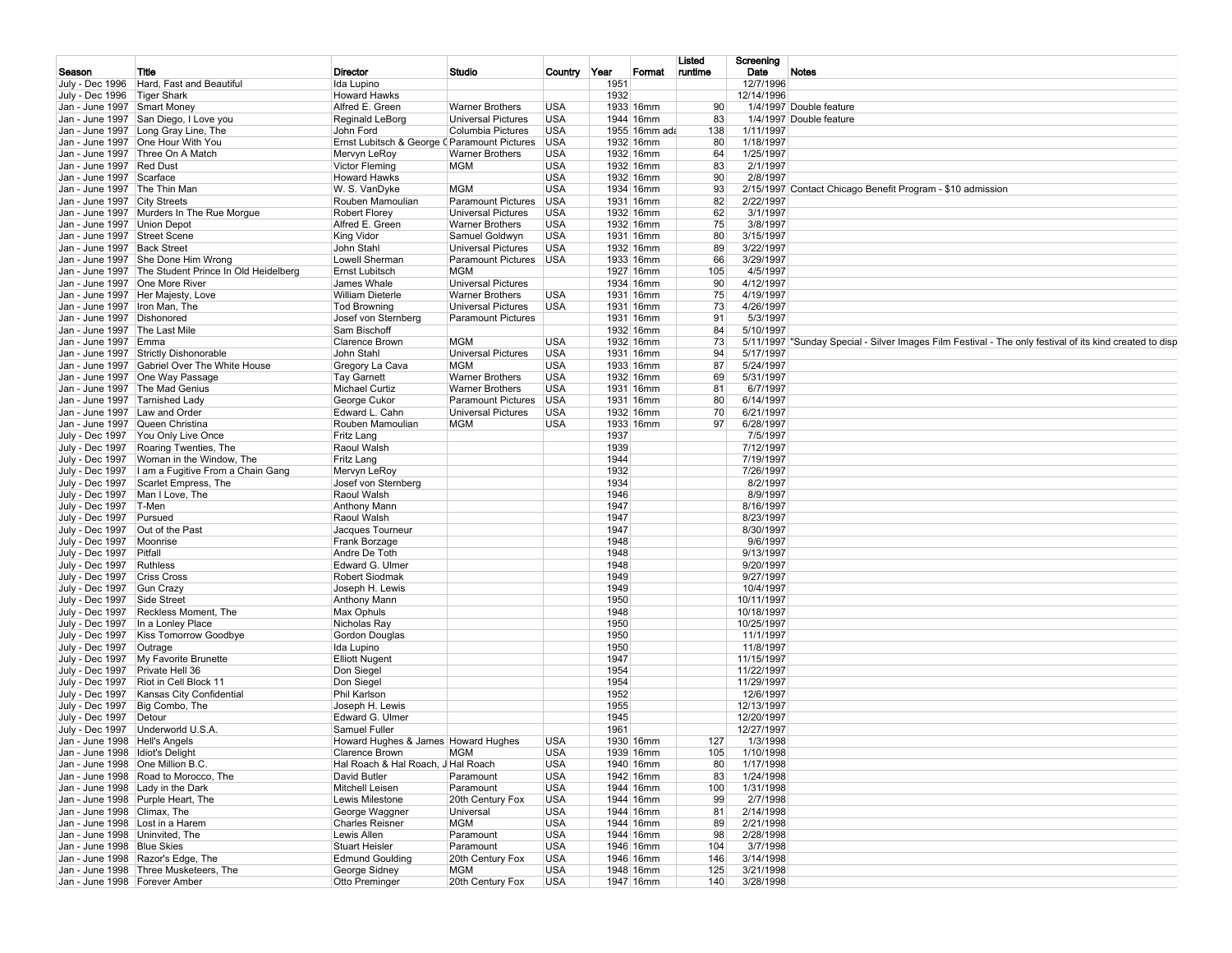| Season | Title | Director | Studio | Country | Year | Format | Listed runtime | Screening Date | Notes |
|---|---|---|---|---|---|---|---|---|---|
| July - Dec 1996 | Hard, Fast and Beautiful | Ida Lupino | | | 1951 | | | 12/7/1996 | |
| July - Dec 1996 | Tiger Shark | Howard Hawks | | | 1932 | | | 12/14/1996 | |
| Jan - June 1997 | Smart Money | Alfred E. Green | Warner Brothers | USA | 1933 | 16mm | 90 | 1/4/1997 | Double feature |
| Jan - June 1997 | San Diego, I Love you | Reginald LeBorg | Universal Pictures | USA | 1944 | 16mm | 83 | 1/4/1997 | Double feature |
| Jan - June 1997 | Long Gray Line, The | John Ford | Columbia Pictures | USA | 1955 | 16mm ada | 138 | 1/11/1997 | |
| Jan - June 1997 | One Hour With You | Ernst Lubitsch & George C | Paramount Pictures | USA | 1932 | 16mm | 80 | 1/18/1997 | |
| Jan - June 1997 | Three On A Match | Mervyn LeRoy | Warner Brothers | USA | 1932 | 16mm | 64 | 1/25/1997 | |
| Jan - June 1997 | Red Dust | Victor Fleming | MGM | USA | 1932 | 16mm | 83 | 2/1/1997 | |
| Jan - June 1997 | Scarface | Howard Hawks | | USA | 1932 | 16mm | 90 | 2/8/1997 | |
| Jan - June 1997 | The Thin Man | W. S. VanDyke | MGM | USA | 1934 | 16mm | 93 | 2/15/1997 | Contact Chicago Benefit Program - $10 admission |
| Jan - June 1997 | City Streets | Rouben Mamoulian | Paramount Pictures | USA | 1931 | 16mm | 82 | 2/22/1997 | |
| Jan - June 1997 | Murders In The Rue Morgue | Robert Florey | Universal Pictures | USA | 1932 | 16mm | 62 | 3/1/1997 | |
| Jan - June 1997 | Union Depot | Alfred E. Green | Warner Brothers | USA | 1932 | 16mm | 75 | 3/8/1997 | |
| Jan - June 1997 | Street Scene | King Vidor | Samuel Goldwyn | USA | 1931 | 16mm | 80 | 3/15/1997 | |
| Jan - June 1997 | Back Street | John Stahl | Universal Pictures | USA | 1932 | 16mm | 89 | 3/22/1997 | |
| Jan - June 1997 | She Done Him Wrong | Lowell Sherman | Paramount Pictures | USA | 1933 | 16mm | 66 | 3/29/1997 | |
| Jan - June 1997 | The Student Prince In Old Heidelberg | Ernst Lubitsch | MGM | | 1927 | 16mm | 105 | 4/5/1997 | |
| Jan - June 1997 | One More River | James Whale | Universal Pictures | | 1934 | 16mm | 90 | 4/12/1997 | |
| Jan - June 1997 | Her Majesty, Love | William Dieterle | Warner Brothers | USA | 1931 | 16mm | 75 | 4/19/1997 | |
| Jan - June 1997 | Iron Man, The | Tod Browning | Universal Pictures | USA | 1931 | 16mm | 73 | 4/26/1997 | |
| Jan - June 1997 | Dishonored | Josef von Sternberg | Paramount Pictures | | 1931 | 16mm | 91 | 5/3/1997 | |
| Jan - June 1997 | The Last Mile | Sam Bischoff | | | 1932 | 16mm | 84 | 5/10/1997 | |
| Jan - June 1997 | Emma | Clarence Brown | MGM | USA | 1932 | 16mm | 73 | 5/11/1997 | "Sunday Special - Silver Images Film Festival - The only festival of its kind created to disp |
| Jan - June 1997 | Strictly Dishonorable | John Stahl | Universal Pictures | USA | 1931 | 16mm | 94 | 5/17/1997 | |
| Jan - June 1997 | Gabriel Over The White House | Gregory La Cava | MGM | USA | 1933 | 16mm | 87 | 5/24/1997 | |
| Jan - June 1997 | One Way Passage | Tay Garnett | Warner Brothers | USA | 1932 | 16mm | 69 | 5/31/1997 | |
| Jan - June 1997 | The Mad Genius | Michael Curtiz | Warner Brothers | USA | 1931 | 16mm | 81 | 6/7/1997 | |
| Jan - June 1997 | Tarnished Lady | George Cukor | Paramount Pictures | USA | 1931 | 16mm | 80 | 6/14/1997 | |
| Jan - June 1997 | Law and Order | Edward L. Cahn | Universal Pictures | USA | 1932 | 16mm | 70 | 6/21/1997 | |
| Jan - June 1997 | Queen Christina | Rouben Mamoulian | MGM | USA | 1933 | 16mm | 97 | 6/28/1997 | |
| July - Dec 1997 | You Only Live Once | Fritz Lang | | | 1937 | | | 7/5/1997 | |
| July - Dec 1997 | Roaring Twenties, The | Raoul Walsh | | | 1939 | | | 7/12/1997 | |
| July - Dec 1997 | Woman in the Window, The | Fritz Lang | | | 1944 | | | 7/19/1997 | |
| July - Dec 1997 | I am a Fugitive From a Chain Gang | Mervyn LeRoy | | | 1932 | | | 7/26/1997 | |
| July - Dec 1997 | Scarlet Empress, The | Josef von Sternberg | | | 1934 | | | 8/2/1997 | |
| July - Dec 1997 | Man I Love, The | Raoul Walsh | | | 1946 | | | 8/9/1997 | |
| July - Dec 1997 | T-Men | Anthony Mann | | | 1947 | | | 8/16/1997 | |
| July - Dec 1997 | Pursued | Raoul Walsh | | | 1947 | | | 8/23/1997 | |
| July - Dec 1997 | Out of the Past | Jacques Tourneur | | | 1947 | | | 8/30/1997 | |
| July - Dec 1997 | Moonrise | Frank Borzage | | | 1948 | | | 9/6/1997 | |
| July - Dec 1997 | Pitfall | Andre De Toth | | | 1948 | | | 9/13/1997 | |
| July - Dec 1997 | Ruthless | Edward G. Ulmer | | | 1948 | | | 9/20/1997 | |
| July - Dec 1997 | Criss Cross | Robert Siodmak | | | 1949 | | | 9/27/1997 | |
| July - Dec 1997 | Gun Crazy | Joseph H. Lewis | | | 1949 | | | 10/4/1997 | |
| July - Dec 1997 | Side Street | Anthony Mann | | | 1950 | | | 10/11/1997 | |
| July - Dec 1997 | Reckless Moment, The | Max Ophuls | | | 1948 | | | 10/18/1997 | |
| July - Dec 1997 | In a Lonley Place | Nicholas Ray | | | 1950 | | | 10/25/1997 | |
| July - Dec 1997 | Kiss Tomorrow Goodbye | Gordon Douglas | | | 1950 | | | 11/1/1997 | |
| July - Dec 1997 | Outrage | Ida Lupino | | | 1950 | | | 11/8/1997 | |
| July - Dec 1997 | My Favorite Brunette | Elliott Nugent | | | 1947 | | | 11/15/1997 | |
| July - Dec 1997 | Private Hell 36 | Don Siegel | | | 1954 | | | 11/22/1997 | |
| July - Dec 1997 | Riot in Cell Block 11 | Don Siegel | | | 1954 | | | 11/29/1997 | |
| July - Dec 1997 | Kansas City Confidential | Phil Karlson | | | 1952 | | | 12/6/1997 | |
| July - Dec 1997 | Big Combo, The | Joseph H. Lewis | | | 1955 | | | 12/13/1997 | |
| July - Dec 1997 | Detour | Edward G. Ulmer | | | 1945 | | | 12/20/1997 | |
| July - Dec 1997 | Underworld U.S.A. | Samuel Fuller | | | 1961 | | | 12/27/1997 | |
| Jan - June 1998 | Hell's Angels | Howard Hughes & James | Howard Hughes | USA | 1930 | 16mm | 127 | 1/3/1998 | |
| Jan - June 1998 | Idiot's Delight | Clarence Brown | MGM | USA | 1939 | 16mm | 105 | 1/10/1998 | |
| Jan - June 1998 | One Million B.C. | Hal Roach & Hal Roach, J | Hal Roach | USA | 1940 | 16mm | 80 | 1/17/1998 | |
| Jan - June 1998 | Road to Morocco, The | David Butler | Paramount | USA | 1942 | 16mm | 83 | 1/24/1998 | |
| Jan - June 1998 | Lady in the Dark | Mitchell Leisen | Paramount | USA | 1944 | 16mm | 100 | 1/31/1998 | |
| Jan - June 1998 | Purple Heart, The | Lewis Milestone | 20th Century Fox | USA | 1944 | 16mm | 99 | 2/7/1998 | |
| Jan - June 1998 | Climax, The | George Waggner | Universal | USA | 1944 | 16mm | 81 | 2/14/1998 | |
| Jan - June 1998 | Lost in a Harem | Charles Reisner | MGM | USA | 1944 | 16mm | 89 | 2/21/1998 | |
| Jan - June 1998 | Uninvited, The | Lewis Allen | Paramount | USA | 1944 | 16mm | 98 | 2/28/1998 | |
| Jan - June 1998 | Blue Skies | Stuart Heisler | Paramount | USA | 1946 | 16mm | 104 | 3/7/1998 | |
| Jan - June 1998 | Razor's Edge, The | Edmund Goulding | 20th Century Fox | USA | 1946 | 16mm | 146 | 3/14/1998 | |
| Jan - June 1998 | Three Musketeers, The | George Sidney | MGM | USA | 1948 | 16mm | 125 | 3/21/1998 | |
| Jan - June 1998 | Forever Amber | Otto Preminger | 20th Century Fox | USA | 1947 | 16mm | 140 | 3/28/1998 | |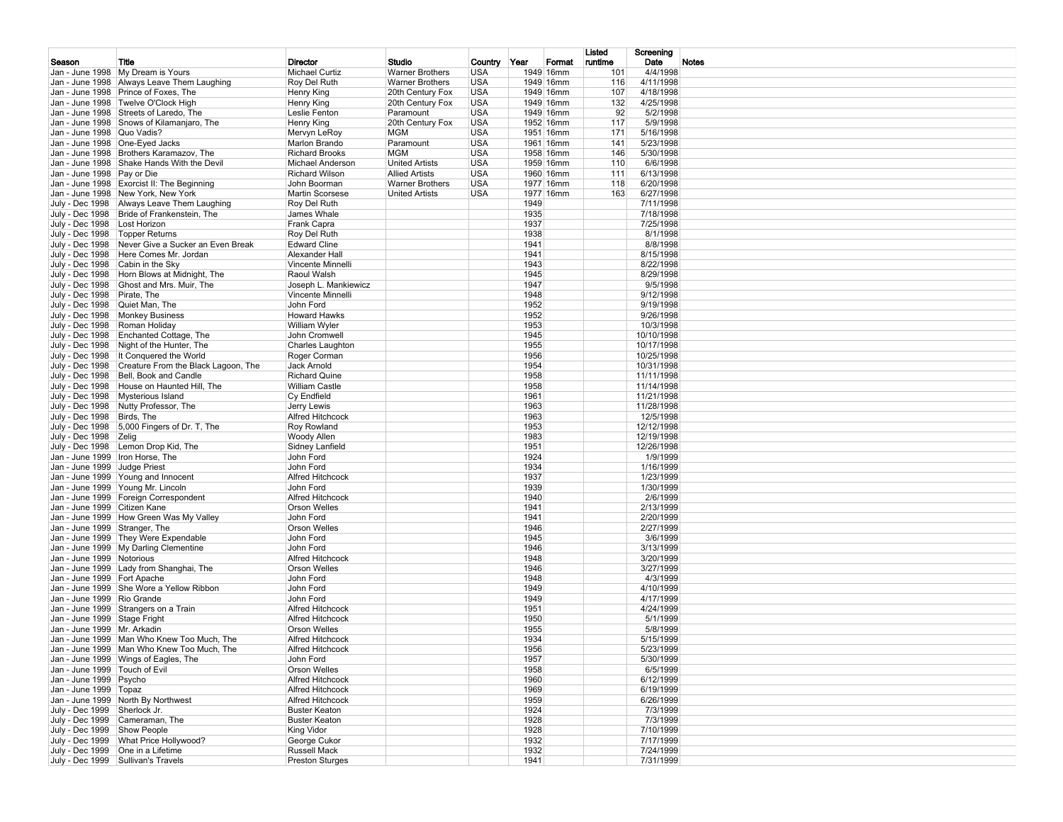| Season | Title | Director | Studio | Country | Year | Format | Listed runtime | Screening Date | Notes |
|---|---|---|---|---|---|---|---|---|---|
| Jan - June 1998 | My Dream is Yours | Michael Curtiz | Warner Brothers | USA | 1949 | 16mm | 101 | 4/4/1998 | |
| Jan - June 1998 | Always Leave Them Laughing | Roy Del Ruth | Warner Brothers | USA | 1949 | 16mm | 116 | 4/11/1998 | |
| Jan - June 1998 | Prince of Foxes, The | Henry King | 20th Century Fox | USA | 1949 | 16mm | 107 | 4/18/1998 | |
| Jan - June 1998 | Twelve O'Clock High | Henry King | 20th Century Fox | USA | 1949 | 16mm | 132 | 4/25/1998 | |
| Jan - June 1998 | Streets of Laredo, The | Leslie Fenton | Paramount | USA | 1949 | 16mm | 92 | 5/2/1998 | |
| Jan - June 1998 | Snows of Kilamanjaro, The | Henry King | 20th Century Fox | USA | 1952 | 16mm | 117 | 5/9/1998 | |
| Jan - June 1998 | Quo Vadis? | Mervyn LeRoy | MGM | USA | 1951 | 16mm | 171 | 5/16/1998 | |
| Jan - June 1998 | One-Eyed Jacks | Marlon Brando | Paramount | USA | 1961 | 16mm | 141 | 5/23/1998 | |
| Jan - June 1998 | Brothers Karamazov, The | Richard Brooks | MGM | USA | 1958 | 16mm | 146 | 5/30/1998 | |
| Jan - June 1998 | Shake Hands With the Devil | Michael Anderson | United Artists | USA | 1959 | 16mm | 110 | 6/6/1998 | |
| Jan - June 1998 | Pay or Die | Richard Wilson | Allied Artists | USA | 1960 | 16mm | 111 | 6/13/1998 | |
| Jan - June 1998 | Exorcist II: The Beginning | John Boorman | Warner Brothers | USA | 1977 | 16mm | 118 | 6/20/1998 | |
| Jan - June 1998 | New York, New York | Martin Scorsese | United Artists | USA | 1977 | 16mm | 163 | 6/27/1998 | |
| July - Dec 1998 | Always Leave Them Laughing | Roy Del Ruth | | | 1949 | | | 7/11/1998 | |
| July - Dec 1998 | Bride of Frankenstein, The | James Whale | | | 1935 | | | 7/18/1998 | |
| July - Dec 1998 | Lost Horizon | Frank Capra | | | 1937 | | | 7/25/1998 | |
| July - Dec 1998 | Topper Returns | Roy Del Ruth | | | 1938 | | | 8/1/1998 | |
| July - Dec 1998 | Never Give a Sucker an Even Break | Edward Cline | | | 1941 | | | 8/8/1998 | |
| July - Dec 1998 | Here Comes Mr. Jordan | Alexander Hall | | | 1941 | | | 8/15/1998 | |
| July - Dec 1998 | Cabin in the Sky | Vincente Minnelli | | | 1943 | | | 8/22/1998 | |
| July - Dec 1998 | Horn Blows at Midnight, The | Raoul Walsh | | | 1945 | | | 8/29/1998 | |
| July - Dec 1998 | Ghost and Mrs. Muir, The | Joseph L. Mankiewicz | | | 1947 | | | 9/5/1998 | |
| July - Dec 1998 | Pirate, The | Vincente Minnelli | | | 1948 | | | 9/12/1998 | |
| July - Dec 1998 | Quiet Man, The | John Ford | | | 1952 | | | 9/19/1998 | |
| July - Dec 1998 | Monkey Business | Howard Hawks | | | 1952 | | | 9/26/1998 | |
| July - Dec 1998 | Roman Holiday | William Wyler | | | 1953 | | | 10/3/1998 | |
| July - Dec 1998 | Enchanted Cottage, The | John Cromwell | | | 1945 | | | 10/10/1998 | |
| July - Dec 1998 | Night of the Hunter, The | Charles Laughton | | | 1955 | | | 10/17/1998 | |
| July - Dec 1998 | It Conquered the World | Roger Corman | | | 1956 | | | 10/25/1998 | |
| July - Dec 1998 | Creature From the Black Lagoon, The | Jack Arnold | | | 1954 | | | 10/31/1998 | |
| July - Dec 1998 | Bell, Book and Candle | Richard Quine | | | 1958 | | | 11/11/1998 | |
| July - Dec 1998 | House on Haunted Hill, The | William Castle | | | 1958 | | | 11/14/1998 | |
| July - Dec 1998 | Mysterious Island | Cy Endfield | | | 1961 | | | 11/21/1998 | |
| July - Dec 1998 | Nutty Professor, The | Jerry Lewis | | | 1963 | | | 11/28/1998 | |
| July - Dec 1998 | Birds, The | Alfred Hitchcock | | | 1963 | | | 12/5/1998 | |
| July - Dec 1998 | 5,000 Fingers of Dr. T, The | Roy Rowland | | | 1953 | | | 12/12/1998 | |
| July - Dec 1998 | Zelig | Woody Allen | | | 1983 | | | 12/19/1998 | |
| July - Dec 1998 | Lemon Drop Kid, The | Sidney Lanfield | | | 1951 | | | 12/26/1998 | |
| Jan - June 1999 | Iron Horse, The | John Ford | | | 1924 | | | 1/9/1999 | |
| Jan - June 1999 | Judge Priest | John Ford | | | 1934 | | | 1/16/1999 | |
| Jan - June 1999 | Young and Innocent | Alfred Hitchcock | | | 1937 | | | 1/23/1999 | |
| Jan - June 1999 | Young Mr. Lincoln | John Ford | | | 1939 | | | 1/30/1999 | |
| Jan - June 1999 | Foreign Correspondent | Alfred Hitchcock | | | 1940 | | | 2/6/1999 | |
| Jan - June 1999 | Citizen Kane | Orson Welles | | | 1941 | | | 2/13/1999 | |
| Jan - June 1999 | How Green Was My Valley | John Ford | | | 1941 | | | 2/20/1999 | |
| Jan - June 1999 | Stranger, The | Orson Welles | | | 1946 | | | 2/27/1999 | |
| Jan - June 1999 | They Were Expendable | John Ford | | | 1945 | | | 3/6/1999 | |
| Jan - June 1999 | My Darling Clementine | John Ford | | | 1946 | | | 3/13/1999 | |
| Jan - June 1999 | Notorious | Alfred Hitchcock | | | 1948 | | | 3/20/1999 | |
| Jan - June 1999 | Lady from Shanghai, The | Orson Welles | | | 1946 | | | 3/27/1999 | |
| Jan - June 1999 | Fort Apache | John Ford | | | 1948 | | | 4/3/1999 | |
| Jan - June 1999 | She Wore a Yellow Ribbon | John Ford | | | 1949 | | | 4/10/1999 | |
| Jan - June 1999 | Rio Grande | John Ford | | | 1949 | | | 4/17/1999 | |
| Jan - June 1999 | Strangers on a Train | Alfred Hitchcock | | | 1951 | | | 4/24/1999 | |
| Jan - June 1999 | Stage Fright | Alfred Hitchcock | | | 1950 | | | 5/1/1999 | |
| Jan - June 1999 | Mr. Arkadin | Orson Welles | | | 1955 | | | 5/8/1999 | |
| Jan - June 1999 | Man Who Knew Too Much, The | Alfred Hitchcock | | | 1934 | | | 5/15/1999 | |
| Jan - June 1999 | Man Who Knew Too Much, The | Alfred Hitchcock | | | 1956 | | | 5/23/1999 | |
| Jan - June 1999 | Wings of Eagles, The | John Ford | | | 1957 | | | 5/30/1999 | |
| Jan - June 1999 | Touch of Evil | Orson Welles | | | 1958 | | | 6/5/1999 | |
| Jan - June 1999 | Psycho | Alfred Hitchcock | | | 1960 | | | 6/12/1999 | |
| Jan - June 1999 | Topaz | Alfred Hitchcock | | | 1969 | | | 6/19/1999 | |
| Jan - June 1999 | North By Northwest | Alfred Hitchcock | | | 1959 | | | 6/26/1999 | |
| July - Dec 1999 | Sherlock Jr. | Buster Keaton | | | 1924 | | | 7/3/1999 | |
| July - Dec 1999 | Cameraman, The | Buster Keaton | | | 1928 | | | 7/3/1999 | |
| July - Dec 1999 | Show People | King Vidor | | | 1928 | | | 7/10/1999 | |
| July - Dec 1999 | What Price Hollywood? | George Cukor | | | 1932 | | | 7/17/1999 | |
| July - Dec 1999 | One in a Lifetime | Russell Mack | | | 1932 | | | 7/24/1999 | |
| July - Dec 1999 | Sullivan's Travels | Preston Sturges | | | 1941 | | | 7/31/1999 | |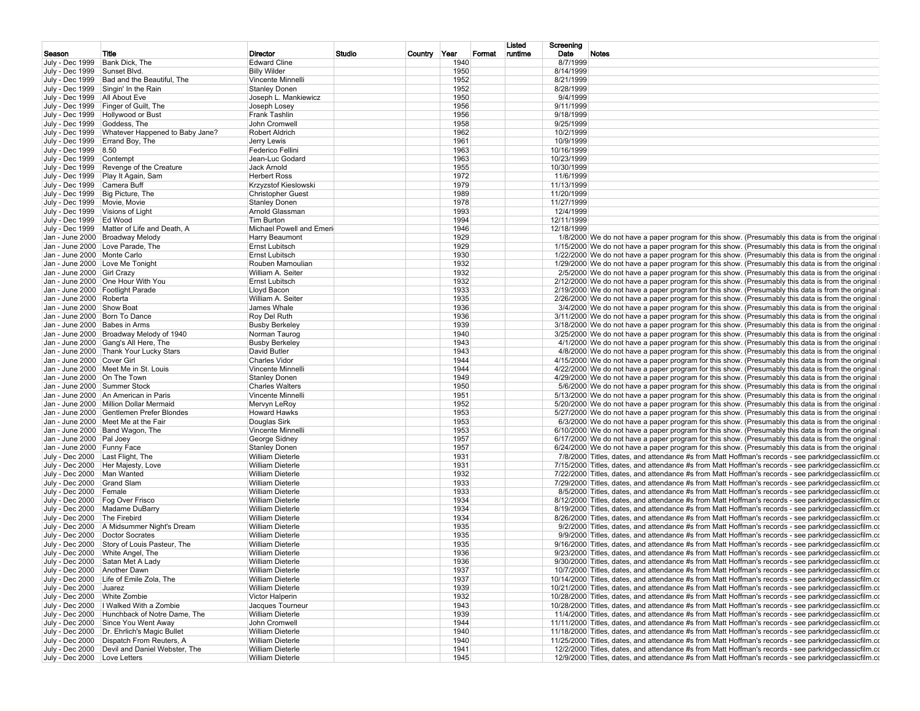| Season | Title | Director | Studio | Country | Year | Format | Listed runtime | Screening Date | Notes |
|---|---|---|---|---|---|---|---|---|---|
| July - Dec 1999 | Bank Dick, The | Edward Cline | | | 1940 | | | 8/7/1999 | |
| July - Dec 1999 | Sunset Blvd. | Billy Wilder | | | 1950 | | | 8/14/1999 | |
| July - Dec 1999 | Bad and the Beautiful, The | Vincente Minnelli | | | 1952 | | | 8/21/1999 | |
| July - Dec 1999 | Singin' In the Rain | Stanley Donen | | | 1952 | | | 8/28/1999 | |
| July - Dec 1999 | All About Eve | Joseph L. Mankiewicz | | | 1950 | | | 9/4/1999 | |
| July - Dec 1999 | Finger of Guilt, The | Joseph Losey | | | 1956 | | | 9/11/1999 | |
| July - Dec 1999 | Hollywood or Bust | Frank Tashlin | | | 1956 | | | 9/18/1999 | |
| July - Dec 1999 | Goddess, The | John Cromwell | | | 1958 | | | 9/25/1999 | |
| July - Dec 1999 | Whatever Happened to Baby Jane? | Robert Aldrich | | | 1962 | | | 10/2/1999 | |
| July - Dec 1999 | Errand Boy, The | Jerry Lewis | | | 1961 | | | 10/9/1999 | |
| July - Dec 1999 | 8.50 | Federico Fellini | | | 1963 | | | 10/16/1999 | |
| July - Dec 1999 | Contempt | Jean-Luc Godard | | | 1963 | | | 10/23/1999 | |
| July - Dec 1999 | Revenge of the Creature | Jack Arnold | | | 1955 | | | 10/30/1999 | |
| July - Dec 1999 | Play It Again, Sam | Herbert Ross | | | 1972 | | | 11/6/1999 | |
| July - Dec 1999 | Camera Buff | Krzyzstof Kieslowski | | | 1979 | | | 11/13/1999 | |
| July - Dec 1999 | Big Picture, The | Christopher Guest | | | 1989 | | | 11/20/1999 | |
| July - Dec 1999 | Movie, Movie | Stanley Donen | | | 1978 | | | 11/27/1999 | |
| July - Dec 1999 | Visions of Light | Arnold Glassman | | | 1993 | | | 12/4/1999 | |
| July - Dec 1999 | Ed Wood | Tim Burton | | | 1994 | | | 12/11/1999 | |
| July - Dec 1999 | Matter of Life and Death, A | Michael Powell and Emeri | | | 1946 | | | 12/18/1999 | |
| Jan - June 2000 | Broadway Melody | Harry Beaumont | | | 1929 | | | 1/8/2000 | We do not have a paper program for this show. (Presumably this data is from the original |
| Jan - June 2000 | Love Parade, The | Ernst Lubitsch | | | 1929 | | | 1/15/2000 | We do not have a paper program for this show. (Presumably this data is from the original |
| Jan - June 2000 | Monte Carlo | Ernst Lubitsch | | | 1930 | | | 1/22/2000 | We do not have a paper program for this show. (Presumably this data is from the original |
| Jan - June 2000 | Love Me Tonight | Rouben Mamoulian | | | 1932 | | | 1/29/2000 | We do not have a paper program for this show. (Presumably this data is from the original |
| Jan - June 2000 | Girl Crazy | William A. Seiter | | | 1932 | | | 2/5/2000 | We do not have a paper program for this show. (Presumably this data is from the original |
| Jan - June 2000 | One Hour With You | Ernst Lubitsch | | | 1932 | | | 2/12/2000 | We do not have a paper program for this show. (Presumably this data is from the original |
| Jan - June 2000 | Footlight Parade | Lloyd Bacon | | | 1933 | | | 2/19/2000 | We do not have a paper program for this show. (Presumably this data is from the original |
| Jan - June 2000 | Roberta | William A. Seiter | | | 1935 | | | 2/26/2000 | We do not have a paper program for this show. (Presumably this data is from the original |
| Jan - June 2000 | Show Boat | James Whale | | | 1936 | | | 3/4/2000 | We do not have a paper program for this show. (Presumably this data is from the original |
| Jan - June 2000 | Born To Dance | Roy Del Ruth | | | 1936 | | | 3/11/2000 | We do not have a paper program for this show. (Presumably this data is from the original |
| Jan - June 2000 | Babes in Arms | Busby Berkeley | | | 1939 | | | 3/18/2000 | We do not have a paper program for this show. (Presumably this data is from the original |
| Jan - June 2000 | Broadway Melody of 1940 | Norman Taurog | | | 1940 | | | 3/25/2000 | We do not have a paper program for this show. (Presumably this data is from the original |
| Jan - June 2000 | Gang's All Here, The | Busby Berkeley | | | 1943 | | | 4/1/2000 | We do not have a paper program for this show. (Presumably this data is from the original |
| Jan - June 2000 | Thank Your Lucky Stars | David Butler | | | 1943 | | | 4/8/2000 | We do not have a paper program for this show. (Presumably this data is from the original |
| Jan - June 2000 | Cover Girl | Charles Vidor | | | 1944 | | | 4/15/2000 | We do not have a paper program for this show. (Presumably this data is from the original |
| Jan - June 2000 | Meet Me in St. Louis | Vincente Minnelli | | | 1944 | | | 4/22/2000 | We do not have a paper program for this show. (Presumably this data is from the original |
| Jan - June 2000 | On The Town | Stanley Donen | | | 1949 | | | 4/29/2000 | We do not have a paper program for this show. (Presumably this data is from the original |
| Jan - June 2000 | Summer Stock | Charles Walters | | | 1950 | | | 5/6/2000 | We do not have a paper program for this show. (Presumably this data is from the original |
| Jan - June 2000 | An American in Paris | Vincente Minnelli | | | 1951 | | | 5/13/2000 | We do not have a paper program for this show. (Presumably this data is from the original |
| Jan - June 2000 | Million Dollar Mermaid | Mervyn LeRoy | | | 1952 | | | 5/20/2000 | We do not have a paper program for this show. (Presumably this data is from the original |
| Jan - June 2000 | Gentlemen Prefer Blondes | Howard Hawks | | | 1953 | | | 5/27/2000 | We do not have a paper program for this show. (Presumably this data is from the original |
| Jan - June 2000 | Meet Me at the Fair | Douglas Sirk | | | 1953 | | | 6/3/2000 | We do not have a paper program for this show. (Presumably this data is from the original |
| Jan - June 2000 | Band Wagon, The | Vincente Minnelli | | | 1953 | | | 6/10/2000 | We do not have a paper program for this show. (Presumably this data is from the original |
| Jan - June 2000 | Pal Joey | George Sidney | | | 1957 | | | 6/17/2000 | We do not have a paper program for this show. (Presumably this data is from the original |
| Jan - June 2000 | Funny Face | Stanley Donen | | | 1957 | | | 6/24/2000 | We do not have a paper program for this show. (Presumably this data is from the original |
| July - Dec 2000 | Last Flight, The | William Dieterle | | | 1931 | | | 7/8/2000 | Titles, dates, and attendance #s from Matt Hoffman's records - see parkridgeclassicfilm.co |
| July - Dec 2000 | Her Majesty, Love | William Dieterle | | | 1931 | | | 7/15/2000 | Titles, dates, and attendance #s from Matt Hoffman's records - see parkridgeclassicfilm.co |
| July - Dec 2000 | Man Wanted | William Dieterle | | | 1932 | | | 7/22/2000 | Titles, dates, and attendance #s from Matt Hoffman's records - see parkridgeclassicfilm.co |
| July - Dec 2000 | Grand Slam | William Dieterle | | | 1933 | | | 7/29/2000 | Titles, dates, and attendance #s from Matt Hoffman's records - see parkridgeclassicfilm.co |
| July - Dec 2000 | Female | William Dieterle | | | 1933 | | | 8/5/2000 | Titles, dates, and attendance #s from Matt Hoffman's records - see parkridgeclassicfilm.co |
| July - Dec 2000 | Fog Over Frisco | William Dieterle | | | 1934 | | | 8/12/2000 | Titles, dates, and attendance #s from Matt Hoffman's records - see parkridgeclassicfilm.co |
| July - Dec 2000 | Madame DuBarry | William Dieterle | | | 1934 | | | 8/19/2000 | Titles, dates, and attendance #s from Matt Hoffman's records - see parkridgeclassicfilm.co |
| July - Dec 2000 | The Firebird | William Dieterle | | | 1934 | | | 8/26/2000 | Titles, dates, and attendance #s from Matt Hoffman's records - see parkridgeclassicfilm.co |
| July - Dec 2000 | A Midsummer Night's Dream | William Dieterle | | | 1935 | | | 9/2/2000 | Titles, dates, and attendance #s from Matt Hoffman's records - see parkridgeclassicfilm.co |
| July - Dec 2000 | Doctor Socrates | William Dieterle | | | 1935 | | | 9/9/2000 | Titles, dates, and attendance #s from Matt Hoffman's records - see parkridgeclassicfilm.co |
| July - Dec 2000 | Story of Louis Pasteur, The | William Dieterle | | | 1935 | | | 9/16/2000 | Titles, dates, and attendance #s from Matt Hoffman's records - see parkridgeclassicfilm.co |
| July - Dec 2000 | White Angel, The | William Dieterle | | | 1936 | | | 9/23/2000 | Titles, dates, and attendance #s from Matt Hoffman's records - see parkridgeclassicfilm.co |
| July - Dec 2000 | Satan Met A Lady | William Dieterle | | | 1936 | | | 9/30/2000 | Titles, dates, and attendance #s from Matt Hoffman's records - see parkridgeclassicfilm.co |
| July - Dec 2000 | Another Dawn | William Dieterle | | | 1937 | | | 10/7/2000 | Titles, dates, and attendance #s from Matt Hoffman's records - see parkridgeclassicfilm.co |
| July - Dec 2000 | Life of Emile Zola, The | William Dieterle | | | 1937 | | | 10/14/2000 | Titles, dates, and attendance #s from Matt Hoffman's records - see parkridgeclassicfilm.co |
| July - Dec 2000 | Juarez | William Dieterle | | | 1939 | | | 10/21/2000 | Titles, dates, and attendance #s from Matt Hoffman's records - see parkridgeclassicfilm.co |
| July - Dec 2000 | White Zombie | Victor Halperin | | | 1932 | | | 10/28/2000 | Titles, dates, and attendance #s from Matt Hoffman's records - see parkridgeclassicfilm.co |
| July - Dec 2000 | I Walked With a Zombie | Jacques Tourneur | | | 1943 | | | 10/28/2000 | Titles, dates, and attendance #s from Matt Hoffman's records - see parkridgeclassicfilm.co |
| July - Dec 2000 | Hunchback of Notre Dame, The | William Dieterle | | | 1939 | | | 11/4/2000 | Titles, dates, and attendance #s from Matt Hoffman's records - see parkridgeclassicfilm.co |
| July - Dec 2000 | Since You Went Away | John Cromwell | | | 1944 | | | 11/11/2000 | Titles, dates, and attendance #s from Matt Hoffman's records - see parkridgeclassicfilm.co |
| July - Dec 2000 | Dr. Ehrlich's Magic Bullet | William Dieterle | | | 1940 | | | 11/18/2000 | Titles, dates, and attendance #s from Matt Hoffman's records - see parkridgeclassicfilm.co |
| July - Dec 2000 | Dispatch From Reuters, A | William Dieterle | | | 1940 | | | 11/25/2000 | Titles, dates, and attendance #s from Matt Hoffman's records - see parkridgeclassicfilm.co |
| July - Dec 2000 | Devil and Daniel Webster, The | William Dieterle | | | 1941 | | | 12/2/2000 | Titles, dates, and attendance #s from Matt Hoffman's records - see parkridgeclassicfilm.co |
| July - Dec 2000 | Love Letters | William Dieterle | | | 1945 | | | 12/9/2000 | Titles, dates, and attendance #s from Matt Hoffman's records - see parkridgeclassicfilm.co |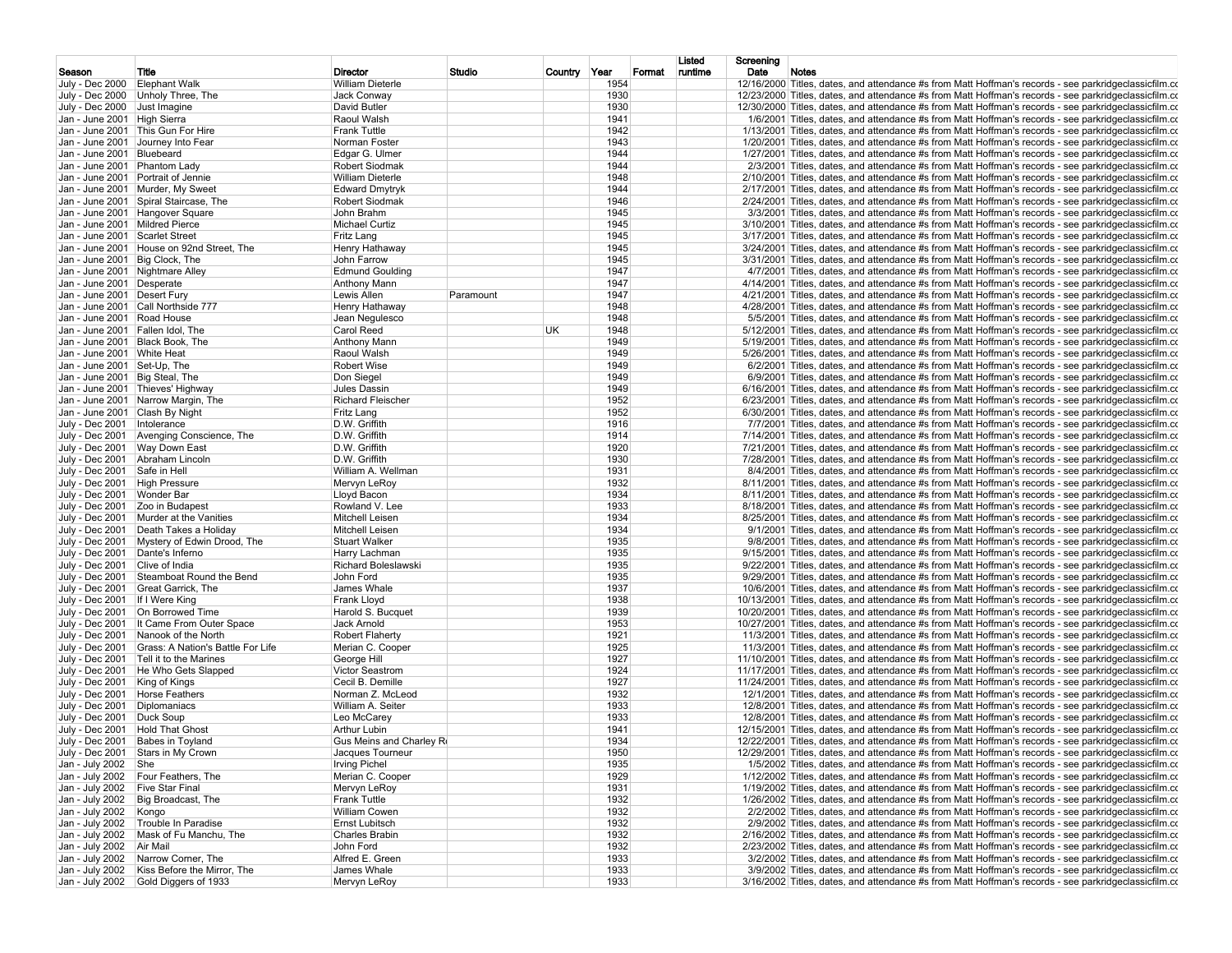| Season | Title | Director | Studio | Country | Year | Format | Listed runtime | Screening Date | Notes |
|---|---|---|---|---|---|---|---|---|---|
| July - Dec 2000 | Elephant Walk | William Dieterle | | | 1954 | | | 12/16/2000 | Titles, dates, and attendance #s from Matt Hoffman's records - see parkridgeclassicfilm.co |
| July - Dec 2000 | Unholy Three, The | Jack Conway | | | 1930 | | | 12/23/2000 | Titles, dates, and attendance #s from Matt Hoffman's records - see parkridgeclassicfilm.co |
| July - Dec 2000 | Just Imagine | David Butler | | | 1930 | | | 12/30/2000 | Titles, dates, and attendance #s from Matt Hoffman's records - see parkridgeclassicfilm.co |
| Jan - June 2001 | High Sierra | Raoul Walsh | | | 1941 | | | 1/6/2001 | Titles, dates, and attendance #s from Matt Hoffman's records - see parkridgeclassicfilm.co |
| Jan - June 2001 | This Gun For Hire | Frank Tuttle | | | 1942 | | | 1/13/2001 | Titles, dates, and attendance #s from Matt Hoffman's records - see parkridgeclassicfilm.co |
| Jan - June 2001 | Journey Into Fear | Norman Foster | | | 1943 | | | 1/20/2001 | Titles, dates, and attendance #s from Matt Hoffman's records - see parkridgeclassicfilm.co |
| Jan - June 2001 | Bluebeard | Edgar G. Ulmer | | | 1944 | | | 1/27/2001 | Titles, dates, and attendance #s from Matt Hoffman's records - see parkridgeclassicfilm.co |
| Jan - June 2001 | Phantom Lady | Robert Siodmak | | | 1944 | | | 2/3/2001 | Titles, dates, and attendance #s from Matt Hoffman's records - see parkridgeclassicfilm.co |
| Jan - June 2001 | Portrait of Jennie | William Dieterle | | | 1948 | | | 2/10/2001 | Titles, dates, and attendance #s from Matt Hoffman's records - see parkridgeclassicfilm.co |
| Jan - June 2001 | Murder, My Sweet | Edward Dmytryk | | | 1944 | | | 2/17/2001 | Titles, dates, and attendance #s from Matt Hoffman's records - see parkridgeclassicfilm.co |
| Jan - June 2001 | Spiral Staircase, The | Robert Siodmak | | | 1946 | | | 2/24/2001 | Titles, dates, and attendance #s from Matt Hoffman's records - see parkridgeclassicfilm.co |
| Jan - June 2001 | Hangover Square | John Brahm | | | 1945 | | | 3/3/2001 | Titles, dates, and attendance #s from Matt Hoffman's records - see parkridgeclassicfilm.co |
| Jan - June 2001 | Mildred Pierce | Michael Curtiz | | | 1945 | | | 3/10/2001 | Titles, dates, and attendance #s from Matt Hoffman's records - see parkridgeclassicfilm.co |
| Jan - June 2001 | Scarlet Street | Fritz Lang | | | 1945 | | | 3/17/2001 | Titles, dates, and attendance #s from Matt Hoffman's records - see parkridgeclassicfilm.co |
| Jan - June 2001 | House on 92nd Street, The | Henry Hathaway | | | 1945 | | | 3/24/2001 | Titles, dates, and attendance #s from Matt Hoffman's records - see parkridgeclassicfilm.co |
| Jan - June 2001 | Big Clock, The | John Farrow | | | 1945 | | | 3/31/2001 | Titles, dates, and attendance #s from Matt Hoffman's records - see parkridgeclassicfilm.co |
| Jan - June 2001 | Nightmare Alley | Edmund Goulding | | | 1947 | | | 4/7/2001 | Titles, dates, and attendance #s from Matt Hoffman's records - see parkridgeclassicfilm.co |
| Jan - June 2001 | Desperate | Anthony Mann | | | 1947 | | | 4/14/2001 | Titles, dates, and attendance #s from Matt Hoffman's records - see parkridgeclassicfilm.co |
| Jan - June 2001 | Desert Fury | Lewis Allen | Paramount | | 1947 | | | 4/21/2001 | Titles, dates, and attendance #s from Matt Hoffman's records - see parkridgeclassicfilm.co |
| Jan - June 2001 | Call Northside 777 | Henry Hathaway | | | 1948 | | | 4/28/2001 | Titles, dates, and attendance #s from Matt Hoffman's records - see parkridgeclassicfilm.co |
| Jan - June 2001 | Road House | Jean Negulesco | | | 1948 | | | 5/5/2001 | Titles, dates, and attendance #s from Matt Hoffman's records - see parkridgeclassicfilm.co |
| Jan - June 2001 | Fallen Idol, The | Carol Reed | | UK | 1948 | | | 5/12/2001 | Titles, dates, and attendance #s from Matt Hoffman's records - see parkridgeclassicfilm.co |
| Jan - June 2001 | Black Book, The | Anthony Mann | | | 1949 | | | 5/19/2001 | Titles, dates, and attendance #s from Matt Hoffman's records - see parkridgeclassicfilm.co |
| Jan - June 2001 | White Heat | Raoul Walsh | | | 1949 | | | 5/26/2001 | Titles, dates, and attendance #s from Matt Hoffman's records - see parkridgeclassicfilm.co |
| Jan - June 2001 | Set-Up, The | Robert Wise | | | 1949 | | | 6/2/2001 | Titles, dates, and attendance #s from Matt Hoffman's records - see parkridgeclassicfilm.co |
| Jan - June 2001 | Big Steal, The | Don Siegel | | | 1949 | | | 6/9/2001 | Titles, dates, and attendance #s from Matt Hoffman's records - see parkridgeclassicfilm.co |
| Jan - June 2001 | Thieves' Highway | Jules Dassin | | | 1949 | | | 6/16/2001 | Titles, dates, and attendance #s from Matt Hoffman's records - see parkridgeclassicfilm.co |
| Jan - June 2001 | Narrow Margin, The | Richard Fleischer | | | 1952 | | | 6/23/2001 | Titles, dates, and attendance #s from Matt Hoffman's records - see parkridgeclassicfilm.co |
| Jan - June 2001 | Clash By Night | Fritz Lang | | | 1952 | | | 6/30/2001 | Titles, dates, and attendance #s from Matt Hoffman's records - see parkridgeclassicfilm.co |
| July - Dec 2001 | Intolerance | D.W. Griffith | | | 1916 | | | 7/7/2001 | Titles, dates, and attendance #s from Matt Hoffman's records - see parkridgeclassicfilm.co |
| July - Dec 2001 | Avenging Conscience, The | D.W. Griffith | | | 1914 | | | 7/14/2001 | Titles, dates, and attendance #s from Matt Hoffman's records - see parkridgeclassicfilm.co |
| July - Dec 2001 | Way Down East | D.W. Griffith | | | 1920 | | | 7/21/2001 | Titles, dates, and attendance #s from Matt Hoffman's records - see parkridgeclassicfilm.co |
| July - Dec 2001 | Abraham Lincoln | D.W. Griffith | | | 1930 | | | 7/28/2001 | Titles, dates, and attendance #s from Matt Hoffman's records - see parkridgeclassicfilm.co |
| July - Dec 2001 | Safe in Hell | William A. Wellman | | | 1931 | | | 8/4/2001 | Titles, dates, and attendance #s from Matt Hoffman's records - see parkridgeclassicfilm.co |
| July - Dec 2001 | High Pressure | Mervyn LeRoy | | | 1932 | | | 8/11/2001 | Titles, dates, and attendance #s from Matt Hoffman's records - see parkridgeclassicfilm.co |
| July - Dec 2001 | Wonder Bar | Lloyd Bacon | | | 1934 | | | 8/11/2001 | Titles, dates, and attendance #s from Matt Hoffman's records - see parkridgeclassicfilm.co |
| July - Dec 2001 | Zoo in Budapest | Rowland V. Lee | | | 1933 | | | 8/18/2001 | Titles, dates, and attendance #s from Matt Hoffman's records - see parkridgeclassicfilm.co |
| July - Dec 2001 | Murder at the Vanities | Mitchell Leisen | | | 1934 | | | 8/25/2001 | Titles, dates, and attendance #s from Matt Hoffman's records - see parkridgeclassicfilm.co |
| July - Dec 2001 | Death Takes a Holiday | Mitchell Leisen | | | 1934 | | | 9/1/2001 | Titles, dates, and attendance #s from Matt Hoffman's records - see parkridgeclassicfilm.co |
| July - Dec 2001 | Mystery of Edwin Drood, The | Stuart Walker | | | 1935 | | | 9/8/2001 | Titles, dates, and attendance #s from Matt Hoffman's records - see parkridgeclassicfilm.co |
| July - Dec 2001 | Dante's Inferno | Harry Lachman | | | 1935 | | | 9/15/2001 | Titles, dates, and attendance #s from Matt Hoffman's records - see parkridgeclassicfilm.co |
| July - Dec 2001 | Clive of India | Richard Boleslawski | | | 1935 | | | 9/22/2001 | Titles, dates, and attendance #s from Matt Hoffman's records - see parkridgeclassicfilm.co |
| July - Dec 2001 | Steamboat Round the Bend | John Ford | | | 1935 | | | 9/29/2001 | Titles, dates, and attendance #s from Matt Hoffman's records - see parkridgeclassicfilm.co |
| July - Dec 2001 | Great Garrick, The | James Whale | | | 1937 | | | 10/6/2001 | Titles, dates, and attendance #s from Matt Hoffman's records - see parkridgeclassicfilm.co |
| July - Dec 2001 | If I Were King | Frank Lloyd | | | 1938 | | | 10/13/2001 | Titles, dates, and attendance #s from Matt Hoffman's records - see parkridgeclassicfilm.co |
| July - Dec 2001 | On Borrowed Time | Harold S. Bucquet | | | 1939 | | | 10/20/2001 | Titles, dates, and attendance #s from Matt Hoffman's records - see parkridgeclassicfilm.co |
| July - Dec 2001 | It Came From Outer Space | Jack Arnold | | | 1953 | | | 10/27/2001 | Titles, dates, and attendance #s from Matt Hoffman's records - see parkridgeclassicfilm.co |
| July - Dec 2001 | Nanook of the North | Robert Flaherty | | | 1921 | | | 11/3/2001 | Titles, dates, and attendance #s from Matt Hoffman's records - see parkridgeclassicfilm.co |
| July - Dec 2001 | Grass: A Nation's Battle For Life | Merian C. Cooper | | | 1925 | | | 11/3/2001 | Titles, dates, and attendance #s from Matt Hoffman's records - see parkridgeclassicfilm.co |
| July - Dec 2001 | Tell it to the Marines | George Hill | | | 1927 | | | 11/10/2001 | Titles, dates, and attendance #s from Matt Hoffman's records - see parkridgeclassicfilm.co |
| July - Dec 2001 | He Who Gets Slapped | Victor Seastrom | | | 1924 | | | 11/17/2001 | Titles, dates, and attendance #s from Matt Hoffman's records - see parkridgeclassicfilm.co |
| July - Dec 2001 | King of Kings | Cecil B. Demille | | | 1927 | | | 11/24/2001 | Titles, dates, and attendance #s from Matt Hoffman's records - see parkridgeclassicfilm.co |
| July - Dec 2001 | Horse Feathers | Norman Z. McLeod | | | 1932 | | | 12/1/2001 | Titles, dates, and attendance #s from Matt Hoffman's records - see parkridgeclassicfilm.co |
| July - Dec 2001 | Diplomaniacs | William A. Seiter | | | 1933 | | | 12/8/2001 | Titles, dates, and attendance #s from Matt Hoffman's records - see parkridgeclassicfilm.co |
| July - Dec 2001 | Duck Soup | Leo McCarey | | | 1933 | | | 12/8/2001 | Titles, dates, and attendance #s from Matt Hoffman's records - see parkridgeclassicfilm.co |
| July - Dec 2001 | Hold That Ghost | Arthur Lubin | | | 1941 | | | 12/15/2001 | Titles, dates, and attendance #s from Matt Hoffman's records - see parkridgeclassicfilm.co |
| July - Dec 2001 | Babes in Toyland | Gus Meins and Charley R | | | 1934 | | | 12/22/2001 | Titles, dates, and attendance #s from Matt Hoffman's records - see parkridgeclassicfilm.co |
| July - Dec 2001 | Stars in My Crown | Jacques Tourneur | | | 1950 | | | 12/29/2001 | Titles, dates, and attendance #s from Matt Hoffman's records - see parkridgeclassicfilm.co |
| Jan - July 2002 | She | Irving Pichel | | | 1935 | | | 1/5/2002 | Titles, dates, and attendance #s from Matt Hoffman's records - see parkridgeclassicfilm.co |
| Jan - July 2002 | Four Feathers, The | Merian C. Cooper | | | 1929 | | | 1/12/2002 | Titles, dates, and attendance #s from Matt Hoffman's records - see parkridgeclassicfilm.co |
| Jan - July 2002 | Five Star Final | Mervyn LeRoy | | | 1931 | | | 1/19/2002 | Titles, dates, and attendance #s from Matt Hoffman's records - see parkridgeclassicfilm.co |
| Jan - July 2002 | Big Broadcast, The | Frank Tuttle | | | 1932 | | | 1/26/2002 | Titles, dates, and attendance #s from Matt Hoffman's records - see parkridgeclassicfilm.co |
| Jan - July 2002 | Kongo | William Cowen | | | 1932 | | | 2/2/2002 | Titles, dates, and attendance #s from Matt Hoffman's records - see parkridgeclassicfilm.co |
| Jan - July 2002 | Trouble In Paradise | Ernst Lubitsch | | | 1932 | | | 2/9/2002 | Titles, dates, and attendance #s from Matt Hoffman's records - see parkridgeclassicfilm.co |
| Jan - July 2002 | Mask of Fu Manchu, The | Charles Brabin | | | 1932 | | | 2/16/2002 | Titles, dates, and attendance #s from Matt Hoffman's records - see parkridgeclassicfilm.co |
| Jan - July 2002 | Air Mail | John Ford | | | 1932 | | | 2/23/2002 | Titles, dates, and attendance #s from Matt Hoffman's records - see parkridgeclassicfilm.co |
| Jan - July 2002 | Narrow Corner, The | Alfred E. Green | | | 1933 | | | 3/2/2002 | Titles, dates, and attendance #s from Matt Hoffman's records - see parkridgeclassicfilm.co |
| Jan - July 2002 | Kiss Before the Mirror, The | James Whale | | | 1933 | | | 3/9/2002 | Titles, dates, and attendance #s from Matt Hoffman's records - see parkridgeclassicfilm.co |
| Jan - July 2002 | Gold Diggers of 1933 | Mervyn LeRoy | | | 1933 | | | 3/16/2002 | Titles, dates, and attendance #s from Matt Hoffman's records - see parkridgeclassicfilm.co |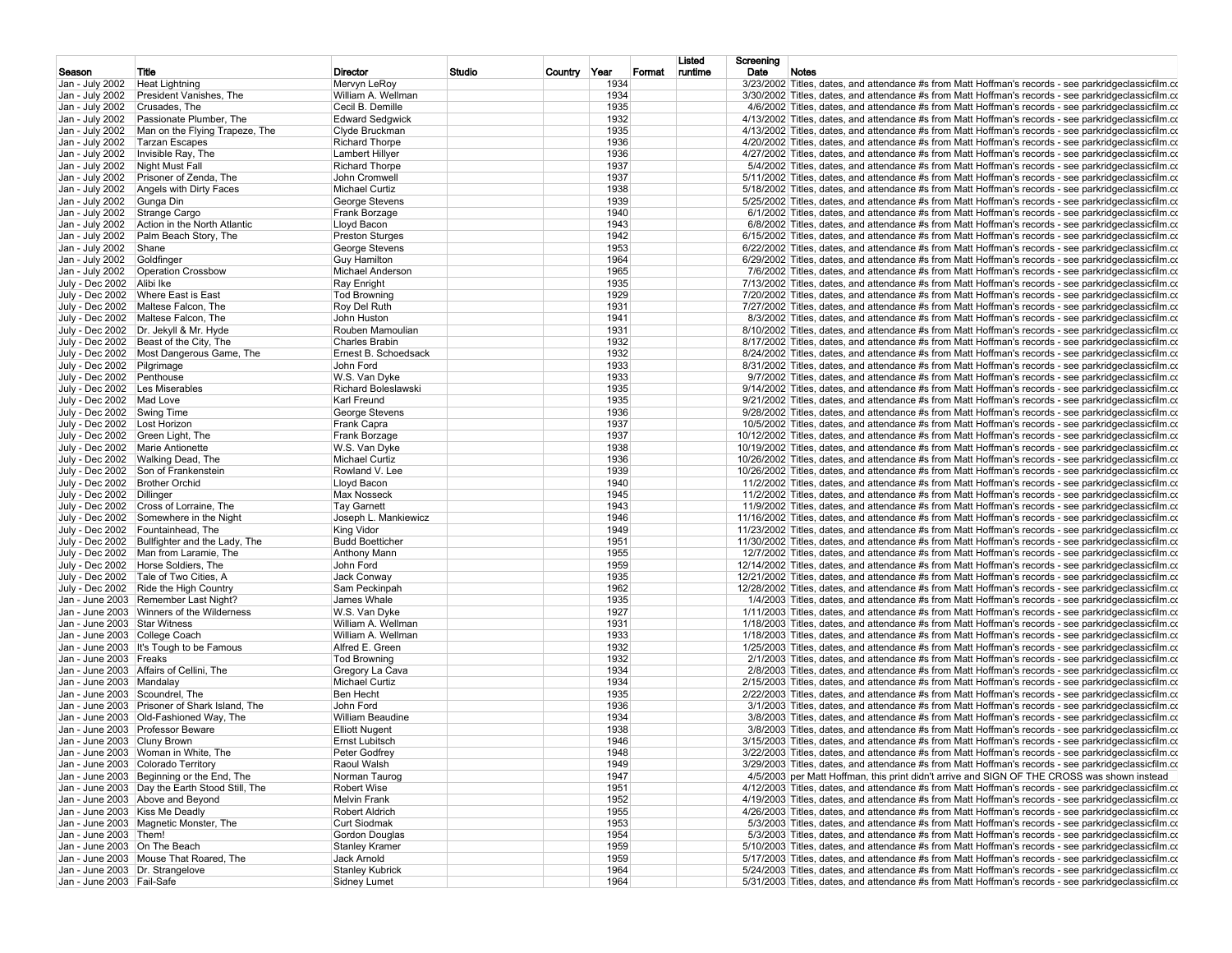| Season | Title | Director | Studio | Country | Year | Format | Listed runtime | Screening Date | Notes |
|---|---|---|---|---|---|---|---|---|---|
| Jan - July 2002 | Heat Lightning | Mervyn LeRoy | | | 1934 | | | 3/23/2002 | Titles, dates, and attendance #s from Matt Hoffman's records - see parkridgeclassicfilm.co |
| Jan - July 2002 | President Vanishes, The | William A. Wellman | | | 1934 | | | 3/30/2002 | Titles, dates, and attendance #s from Matt Hoffman's records - see parkridgeclassicfilm.co |
| Jan - July 2002 | Crusades, The | Cecil B. Demille | | | 1935 | | | 4/6/2002 | Titles, dates, and attendance #s from Matt Hoffman's records - see parkridgeclassicfilm.co |
| Jan - July 2002 | Passionate Plumber, The | Edward Sedgwick | | | 1932 | | | 4/13/2002 | Titles, dates, and attendance #s from Matt Hoffman's records - see parkridgeclassicfilm.co |
| Jan - July 2002 | Man on the Flying Trapeze, The | Clyde Bruckman | | | 1935 | | | 4/13/2002 | Titles, dates, and attendance #s from Matt Hoffman's records - see parkridgeclassicfilm.co |
| Jan - July 2002 | Tarzan Escapes | Richard Thorpe | | | 1936 | | | 4/20/2002 | Titles, dates, and attendance #s from Matt Hoffman's records - see parkridgeclassicfilm.co |
| Jan - July 2002 | Invisible Ray, The | Lambert Hillyer | | | 1936 | | | 4/27/2002 | Titles, dates, and attendance #s from Matt Hoffman's records - see parkridgeclassicfilm.co |
| Jan - July 2002 | Night Must Fall | Richard Thorpe | | | 1937 | | | 5/4/2002 | Titles, dates, and attendance #s from Matt Hoffman's records - see parkridgeclassicfilm.co |
| Jan - July 2002 | Prisoner of Zenda, The | John Cromwell | | | 1937 | | | 5/11/2002 | Titles, dates, and attendance #s from Matt Hoffman's records - see parkridgeclassicfilm.co |
| Jan - July 2002 | Angels with Dirty Faces | Michael Curtiz | | | 1938 | | | 5/18/2002 | Titles, dates, and attendance #s from Matt Hoffman's records - see parkridgeclassicfilm.co |
| Jan - July 2002 | Gunga Din | George Stevens | | | 1939 | | | 5/25/2002 | Titles, dates, and attendance #s from Matt Hoffman's records - see parkridgeclassicfilm.co |
| Jan - July 2002 | Strange Cargo | Frank Borzage | | | 1940 | | | 6/1/2002 | Titles, dates, and attendance #s from Matt Hoffman's records - see parkridgeclassicfilm.co |
| Jan - July 2002 | Action in the North Atlantic | Lloyd Bacon | | | 1943 | | | 6/8/2002 | Titles, dates, and attendance #s from Matt Hoffman's records - see parkridgeclassicfilm.co |
| Jan - July 2002 | Palm Beach Story, The | Preston Sturges | | | 1942 | | | 6/15/2002 | Titles, dates, and attendance #s from Matt Hoffman's records - see parkridgeclassicfilm.co |
| Jan - July 2002 | Shane | George Stevens | | | 1953 | | | 6/22/2002 | Titles, dates, and attendance #s from Matt Hoffman's records - see parkridgeclassicfilm.co |
| Jan - July 2002 | Goldfinger | Guy Hamilton | | | 1964 | | | 6/29/2002 | Titles, dates, and attendance #s from Matt Hoffman's records - see parkridgeclassicfilm.co |
| Jan - July 2002 | Operation Crossbow | Michael Anderson | | | 1965 | | | 7/6/2002 | Titles, dates, and attendance #s from Matt Hoffman's records - see parkridgeclassicfilm.co |
| July - Dec 2002 | Alibi Ike | Ray Enright | | | 1935 | | | 7/13/2002 | Titles, dates, and attendance #s from Matt Hoffman's records - see parkridgeclassicfilm.co |
| July - Dec 2002 | Where East is East | Tod Browning | | | 1929 | | | 7/20/2002 | Titles, dates, and attendance #s from Matt Hoffman's records - see parkridgeclassicfilm.co |
| July - Dec 2002 | Maltese Falcon, The | Roy Del Ruth | | | 1931 | | | 7/27/2002 | Titles, dates, and attendance #s from Matt Hoffman's records - see parkridgeclassicfilm.co |
| July - Dec 2002 | Maltese Falcon, The | John Huston | | | 1941 | | | 8/3/2002 | Titles, dates, and attendance #s from Matt Hoffman's records - see parkridgeclassicfilm.co |
| July - Dec 2002 | Dr. Jekyll & Mr. Hyde | Rouben Mamoulian | | | 1931 | | | 8/10/2002 | Titles, dates, and attendance #s from Matt Hoffman's records - see parkridgeclassicfilm.co |
| July - Dec 2002 | Beast of the City, The | Charles Brabin | | | 1932 | | | 8/17/2002 | Titles, dates, and attendance #s from Matt Hoffman's records - see parkridgeclassicfilm.co |
| July - Dec 2002 | Most Dangerous Game, The | Ernest B. Schoedsack | | | 1932 | | | 8/24/2002 | Titles, dates, and attendance #s from Matt Hoffman's records - see parkridgeclassicfilm.co |
| July - Dec 2002 | Pilgrimage | John Ford | | | 1933 | | | 8/31/2002 | Titles, dates, and attendance #s from Matt Hoffman's records - see parkridgeclassicfilm.co |
| July - Dec 2002 | Penthouse | W.S. Van Dyke | | | 1933 | | | 9/7/2002 | Titles, dates, and attendance #s from Matt Hoffman's records - see parkridgeclassicfilm.co |
| July - Dec 2002 | Les Miserables | Richard Boleslawski | | | 1935 | | | 9/14/2002 | Titles, dates, and attendance #s from Matt Hoffman's records - see parkridgeclassicfilm.co |
| July - Dec 2002 | Mad Love | Karl Freund | | | 1935 | | | 9/21/2002 | Titles, dates, and attendance #s from Matt Hoffman's records - see parkridgeclassicfilm.co |
| July - Dec 2002 | Swing Time | George Stevens | | | 1936 | | | 9/28/2002 | Titles, dates, and attendance #s from Matt Hoffman's records - see parkridgeclassicfilm.co |
| July - Dec 2002 | Lost Horizon | Frank Capra | | | 1937 | | | 10/5/2002 | Titles, dates, and attendance #s from Matt Hoffman's records - see parkridgeclassicfilm.co |
| July - Dec 2002 | Green Light, The | Frank Borzage | | | 1937 | | | 10/12/2002 | Titles, dates, and attendance #s from Matt Hoffman's records - see parkridgeclassicfilm.co |
| July - Dec 2002 | Marie Antionette | W.S. Van Dyke | | | 1938 | | | 10/19/2002 | Titles, dates, and attendance #s from Matt Hoffman's records - see parkridgeclassicfilm.co |
| July - Dec 2002 | Walking Dead, The | Michael Curtiz | | | 1936 | | | 10/26/2002 | Titles, dates, and attendance #s from Matt Hoffman's records - see parkridgeclassicfilm.co |
| July - Dec 2002 | Son of Frankenstein | Rowland V. Lee | | | 1939 | | | 10/26/2002 | Titles, dates, and attendance #s from Matt Hoffman's records - see parkridgeclassicfilm.co |
| July - Dec 2002 | Brother Orchid | Lloyd Bacon | | | 1940 | | | 11/2/2002 | Titles, dates, and attendance #s from Matt Hoffman's records - see parkridgeclassicfilm.co |
| July - Dec 2002 | Dillinger | Max Nosseck | | | 1945 | | | 11/2/2002 | Titles, dates, and attendance #s from Matt Hoffman's records - see parkridgeclassicfilm.co |
| July - Dec 2002 | Cross of Lorraine, The | Tay Garnett | | | 1943 | | | 11/9/2002 | Titles, dates, and attendance #s from Matt Hoffman's records - see parkridgeclassicfilm.co |
| July - Dec 2002 | Somewhere in the Night | Joseph L. Mankiewicz | | | 1946 | | | 11/16/2002 | Titles, dates, and attendance #s from Matt Hoffman's records - see parkridgeclassicfilm.co |
| July - Dec 2002 | Fountainhead, The | King Vidor | | | 1949 | | | 11/23/2002 | Titles, dates, and attendance #s from Matt Hoffman's records - see parkridgeclassicfilm.co |
| July - Dec 2002 | Bullfighter and the Lady, The | Budd Boetticher | | | 1951 | | | 11/30/2002 | Titles, dates, and attendance #s from Matt Hoffman's records - see parkridgeclassicfilm.co |
| July - Dec 2002 | Man from Laramie, The | Anthony Mann | | | 1955 | | | 12/7/2002 | Titles, dates, and attendance #s from Matt Hoffman's records - see parkridgeclassicfilm.co |
| July - Dec 2002 | Horse Soldiers, The | John Ford | | | 1959 | | | 12/14/2002 | Titles, dates, and attendance #s from Matt Hoffman's records - see parkridgeclassicfilm.co |
| July - Dec 2002 | Tale of Two Cities, A | Jack Conway | | | 1935 | | | 12/21/2002 | Titles, dates, and attendance #s from Matt Hoffman's records - see parkridgeclassicfilm.co |
| July - Dec 2002 | Ride the High Country | Sam Peckinpah | | | 1962 | | | 12/28/2002 | Titles, dates, and attendance #s from Matt Hoffman's records - see parkridgeclassicfilm.co |
| Jan - June 2003 | Remember Last Night? | James Whale | | | 1935 | | | 1/4/2003 | Titles, dates, and attendance #s from Matt Hoffman's records - see parkridgeclassicfilm.co |
| Jan - June 2003 | Winners of the Wilderness | W.S. Van Dyke | | | 1927 | | | 1/11/2003 | Titles, dates, and attendance #s from Matt Hoffman's records - see parkridgeclassicfilm.co |
| Jan - June 2003 | Star Witness | William A. Wellman | | | 1931 | | | 1/18/2003 | Titles, dates, and attendance #s from Matt Hoffman's records - see parkridgeclassicfilm.co |
| Jan - June 2003 | College Coach | William A. Wellman | | | 1933 | | | 1/18/2003 | Titles, dates, and attendance #s from Matt Hoffman's records - see parkridgeclassicfilm.co |
| Jan - June 2003 | It's Tough to be Famous | Alfred E. Green | | | 1932 | | | 1/25/2003 | Titles, dates, and attendance #s from Matt Hoffman's records - see parkridgeclassicfilm.co |
| Jan - June 2003 | Freaks | Tod Browning | | | 1932 | | | 2/1/2003 | Titles, dates, and attendance #s from Matt Hoffman's records - see parkridgeclassicfilm.co |
| Jan - June 2003 | Affairs of Cellini, The | Gregory La Cava | | | 1934 | | | 2/8/2003 | Titles, dates, and attendance #s from Matt Hoffman's records - see parkridgeclassicfilm.co |
| Jan - June 2003 | Mandalay | Michael Curtiz | | | 1934 | | | 2/15/2003 | Titles, dates, and attendance #s from Matt Hoffman's records - see parkridgeclassicfilm.co |
| Jan - June 2003 | Scoundrel, The | Ben Hecht | | | 1935 | | | 2/22/2003 | Titles, dates, and attendance #s from Matt Hoffman's records - see parkridgeclassicfilm.co |
| Jan - June 2003 | Prisoner of Shark Island, The | John Ford | | | 1936 | | | 3/1/2003 | Titles, dates, and attendance #s from Matt Hoffman's records - see parkridgeclassicfilm.co |
| Jan - June 2003 | Old-Fashioned Way, The | William Beaudine | | | 1934 | | | 3/8/2003 | Titles, dates, and attendance #s from Matt Hoffman's records - see parkridgeclassicfilm.co |
| Jan - June 2003 | Professor Beware | Elliott Nugent | | | 1938 | | | 3/8/2003 | Titles, dates, and attendance #s from Matt Hoffman's records - see parkridgeclassicfilm.co |
| Jan - June 2003 | Cluny Brown | Ernst Lubitsch | | | 1946 | | | 3/15/2003 | Titles, dates, and attendance #s from Matt Hoffman's records - see parkridgeclassicfilm.co |
| Jan - June 2003 | Woman in White, The | Peter Godfrey | | | 1948 | | | 3/22/2003 | Titles, dates, and attendance #s from Matt Hoffman's records - see parkridgeclassicfilm.co |
| Jan - June 2003 | Colorado Territory | Raoul Walsh | | | 1949 | | | 3/29/2003 | Titles, dates, and attendance #s from Matt Hoffman's records - see parkridgeclassicfilm.co |
| Jan - June 2003 | Beginning or the End, The | Norman Taurog | | | 1947 | | | 4/5/2003 | per Matt Hoffman, this print didn't arrive and SIGN OF THE CROSS was shown instead |
| Jan - June 2003 | Day the Earth Stood Still, The | Robert Wise | | | 1951 | | | 4/12/2003 | Titles, dates, and attendance #s from Matt Hoffman's records - see parkridgeclassicfilm.co |
| Jan - June 2003 | Above and Beyond | Melvin Frank | | | 1952 | | | 4/19/2003 | Titles, dates, and attendance #s from Matt Hoffman's records - see parkridgeclassicfilm.co |
| Jan - June 2003 | Kiss Me Deadly | Robert Aldrich | | | 1955 | | | 4/26/2003 | Titles, dates, and attendance #s from Matt Hoffman's records - see parkridgeclassicfilm.co |
| Jan - June 2003 | Magnetic Monster, The | Curt Siodmak | | | 1953 | | | 5/3/2003 | Titles, dates, and attendance #s from Matt Hoffman's records - see parkridgeclassicfilm.co |
| Jan - June 2003 | Them! | Gordon Douglas | | | 1954 | | | 5/3/2003 | Titles, dates, and attendance #s from Matt Hoffman's records - see parkridgeclassicfilm.co |
| Jan - June 2003 | On The Beach | Stanley Kramer | | | 1959 | | | 5/10/2003 | Titles, dates, and attendance #s from Matt Hoffman's records - see parkridgeclassicfilm.co |
| Jan - June 2003 | Mouse That Roared, The | Jack Arnold | | | 1959 | | | 5/17/2003 | Titles, dates, and attendance #s from Matt Hoffman's records - see parkridgeclassicfilm.co |
| Jan - June 2003 | Dr. Strangelove | Stanley Kubrick | | | 1964 | | | 5/24/2003 | Titles, dates, and attendance #s from Matt Hoffman's records - see parkridgeclassicfilm.co |
| Jan - June 2003 | Fail-Safe | Sidney Lumet | | | 1964 | | | 5/31/2003 | Titles, dates, and attendance #s from Matt Hoffman's records - see parkridgeclassicfilm.co |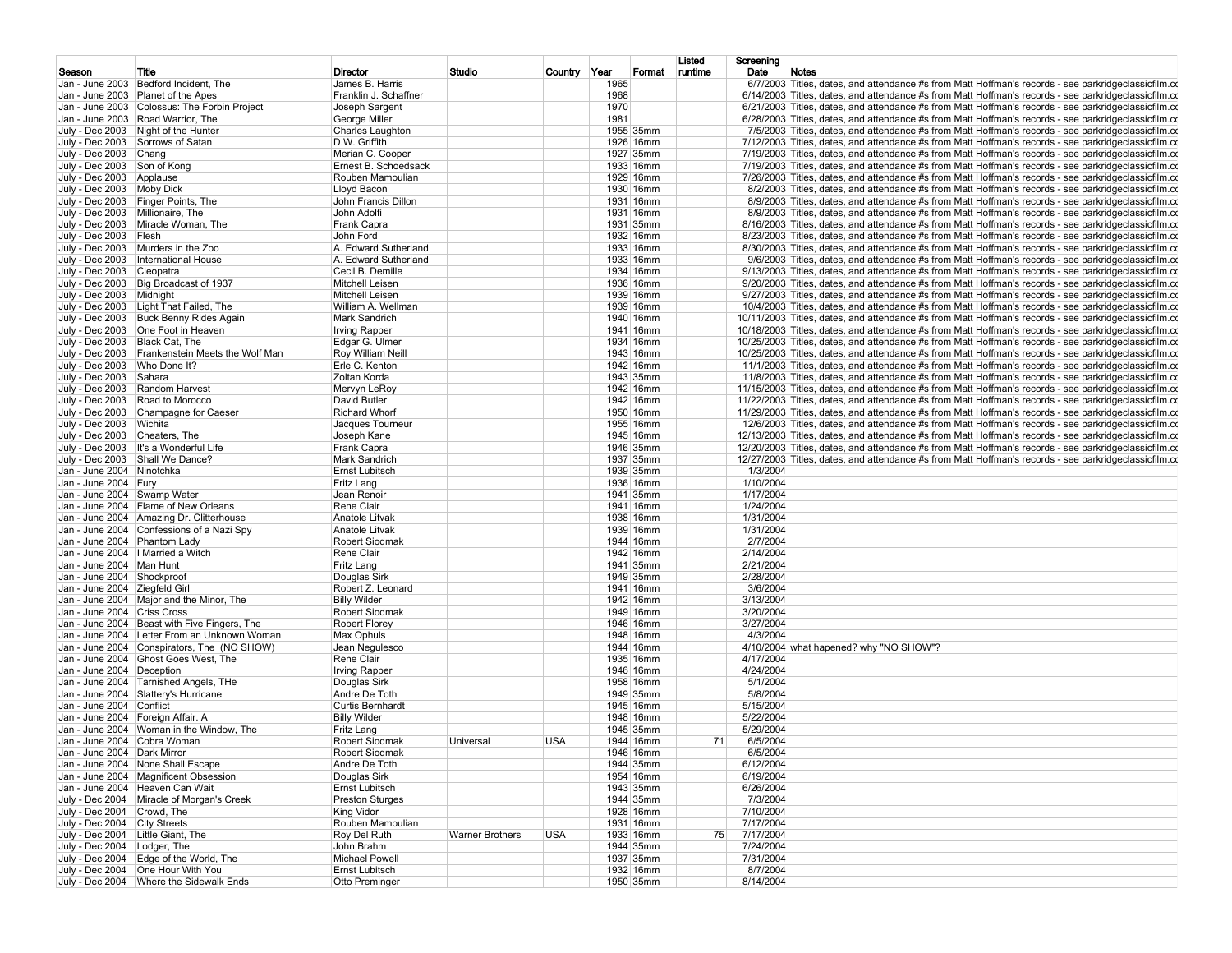| Season | Title | Director | Studio | Country | Year | Format | Listed runtime | Screening Date | Notes |
|---|---|---|---|---|---|---|---|---|---|
| Jan - June 2003 | Bedford Incident, The | James B. Harris | | | 1965 | | | 6/7/2003 | Titles, dates, and attendance #s from Matt Hoffman's records - see parkridgeclassicfilm.co |
| Jan - June 2003 | Planet of the Apes | Franklin J. Schaffner | | | 1968 | | | 6/14/2003 | Titles, dates, and attendance #s from Matt Hoffman's records - see parkridgeclassicfilm.co |
| Jan - June 2003 | Colossus: The Forbin Project | Joseph Sargent | | | 1970 | | | 6/21/2003 | Titles, dates, and attendance #s from Matt Hoffman's records - see parkridgeclassicfilm.co |
| Jan - June 2003 | Road Warrior, The | George Miller | | | 1981 | | | 6/28/2003 | Titles, dates, and attendance #s from Matt Hoffman's records - see parkridgeclassicfilm.co |
| July - Dec 2003 | Night of the Hunter | Charles Laughton | | | 1955 | 35mm | | 7/5/2003 | Titles, dates, and attendance #s from Matt Hoffman's records - see parkridgeclassicfilm.co |
| July - Dec 2003 | Sorrows of Satan | D.W. Griffith | | | 1926 | 16mm | | 7/12/2003 | Titles, dates, and attendance #s from Matt Hoffman's records - see parkridgeclassicfilm.co |
| July - Dec 2003 | Chang | Merian C. Cooper | | | 1927 | 35mm | | 7/19/2003 | Titles, dates, and attendance #s from Matt Hoffman's records - see parkridgeclassicfilm.co |
| July - Dec 2003 | Son of Kong | Ernest B. Schoedsack | | | 1933 | 16mm | | 7/19/2003 | Titles, dates, and attendance #s from Matt Hoffman's records - see parkridgeclassicfilm.co |
| July - Dec 2003 | Applause | Rouben Mamoulian | | | 1929 | 16mm | | 7/26/2003 | Titles, dates, and attendance #s from Matt Hoffman's records - see parkridgeclassicfilm.co |
| July - Dec 2003 | Moby Dick | Lloyd Bacon | | | 1930 | 16mm | | 8/2/2003 | Titles, dates, and attendance #s from Matt Hoffman's records - see parkridgeclassicfilm.co |
| July - Dec 2003 | Finger Points, The | John Francis Dillon | | | 1931 | 16mm | | 8/9/2003 | Titles, dates, and attendance #s from Matt Hoffman's records - see parkridgeclassicfilm.co |
| July - Dec 2003 | Millionaire, The | John Adolfi | | | 1931 | 16mm | | 8/9/2003 | Titles, dates, and attendance #s from Matt Hoffman's records - see parkridgeclassicfilm.co |
| July - Dec 2003 | Miracle Woman, The | Frank Capra | | | 1931 | 35mm | | 8/16/2003 | Titles, dates, and attendance #s from Matt Hoffman's records - see parkridgeclassicfilm.co |
| July - Dec 2003 | Flesh | John Ford | | | 1932 | 16mm | | 8/23/2003 | Titles, dates, and attendance #s from Matt Hoffman's records - see parkridgeclassicfilm.co |
| July - Dec 2003 | Murders in the Zoo | A. Edward Sutherland | | | 1933 | 16mm | | 8/30/2003 | Titles, dates, and attendance #s from Matt Hoffman's records - see parkridgeclassicfilm.co |
| July - Dec 2003 | International House | A. Edward Sutherland | | | 1933 | 16mm | | 9/6/2003 | Titles, dates, and attendance #s from Matt Hoffman's records - see parkridgeclassicfilm.co |
| July - Dec 2003 | Cleopatra | Cecil B. Demille | | | 1934 | 16mm | | 9/13/2003 | Titles, dates, and attendance #s from Matt Hoffman's records - see parkridgeclassicfilm.co |
| July - Dec 2003 | Big Broadcast of 1937 | Mitchell Leisen | | | 1936 | 16mm | | 9/20/2003 | Titles, dates, and attendance #s from Matt Hoffman's records - see parkridgeclassicfilm.co |
| July - Dec 2003 | Midnight | Mitchell Leisen | | | 1939 | 16mm | | 9/27/2003 | Titles, dates, and attendance #s from Matt Hoffman's records - see parkridgeclassicfilm.co |
| July - Dec 2003 | Light That Failed, The | William A. Wellman | | | 1939 | 16mm | | 10/4/2003 | Titles, dates, and attendance #s from Matt Hoffman's records - see parkridgeclassicfilm.co |
| July - Dec 2003 | Buck Benny Rides Again | Mark Sandrich | | | 1940 | 16mm | | 10/11/2003 | Titles, dates, and attendance #s from Matt Hoffman's records - see parkridgeclassicfilm.co |
| July - Dec 2003 | One Foot in Heaven | Irving Rapper | | | 1941 | 16mm | | 10/18/2003 | Titles, dates, and attendance #s from Matt Hoffman's records - see parkridgeclassicfilm.co |
| July - Dec 2003 | Black Cat, The | Edgar G. Ulmer | | | 1934 | 16mm | | 10/25/2003 | Titles, dates, and attendance #s from Matt Hoffman's records - see parkridgeclassicfilm.co |
| July - Dec 2003 | Frankenstein Meets the Wolf Man | Roy William Neill | | | 1943 | 16mm | | 10/25/2003 | Titles, dates, and attendance #s from Matt Hoffman's records - see parkridgeclassicfilm.co |
| July - Dec 2003 | Who Done It? | Erle C. Kenton | | | 1942 | 16mm | | 11/1/2003 | Titles, dates, and attendance #s from Matt Hoffman's records - see parkridgeclassicfilm.co |
| July - Dec 2003 | Sahara | Zoltan Korda | | | 1943 | 35mm | | 11/8/2003 | Titles, dates, and attendance #s from Matt Hoffman's records - see parkridgeclassicfilm.co |
| July - Dec 2003 | Random Harvest | Mervyn LeRoy | | | 1942 | 16mm | | 11/15/2003 | Titles, dates, and attendance #s from Matt Hoffman's records - see parkridgeclassicfilm.co |
| July - Dec 2003 | Road to Morocco | David Butler | | | 1942 | 16mm | | 11/22/2003 | Titles, dates, and attendance #s from Matt Hoffman's records - see parkridgeclassicfilm.co |
| July - Dec 2003 | Champagne for Caeser | Richard Whorf | | | 1950 | 16mm | | 11/29/2003 | Titles, dates, and attendance #s from Matt Hoffman's records - see parkridgeclassicfilm.co |
| July - Dec 2003 | Wichita | Jacques Tourneur | | | 1955 | 16mm | | 12/6/2003 | Titles, dates, and attendance #s from Matt Hoffman's records - see parkridgeclassicfilm.co |
| July - Dec 2003 | Cheaters, The | Joseph Kane | | | 1945 | 16mm | | 12/13/2003 | Titles, dates, and attendance #s from Matt Hoffman's records - see parkridgeclassicfilm.co |
| July - Dec 2003 | It's a Wonderful Life | Frank Capra | | | 1946 | 35mm | | 12/20/2003 | Titles, dates, and attendance #s from Matt Hoffman's records - see parkridgeclassicfilm.co |
| July - Dec 2003 | Shall We Dance? | Mark Sandrich | | | 1937 | 35mm | | 12/27/2003 | Titles, dates, and attendance #s from Matt Hoffman's records - see parkridgeclassicfilm.co |
| Jan - June 2004 | Ninotchka | Ernst Lubitsch | | | 1939 | 35mm | | 1/3/2004 | |
| Jan - June 2004 | Fury | Fritz Lang | | | 1936 | 16mm | | 1/10/2004 | |
| Jan - June 2004 | Swamp Water | Jean Renoir | | | 1941 | 35mm | | 1/17/2004 | |
| Jan - June 2004 | Flame of New Orleans | Rene Clair | | | 1941 | 16mm | | 1/24/2004 | |
| Jan - June 2004 | Amazing Dr. Clitterhouse | Anatole Litvak | | | 1938 | 16mm | | 1/31/2004 | |
| Jan - June 2004 | Confessions of a Nazi Spy | Anatole Litvak | | | 1939 | 16mm | | 1/31/2004 | |
| Jan - June 2004 | Phantom Lady | Robert Siodmak | | | 1944 | 16mm | | 2/7/2004 | |
| Jan - June 2004 | I Married a Witch | Rene Clair | | | 1942 | 16mm | | 2/14/2004 | |
| Jan - June 2004 | Man Hunt | Fritz Lang | | | 1941 | 35mm | | 2/21/2004 | |
| Jan - June 2004 | Shockproof | Douglas Sirk | | | 1949 | 35mm | | 2/28/2004 | |
| Jan - June 2004 | Ziegfeld Girl | Robert Z. Leonard | | | 1941 | 16mm | | 3/6/2004 | |
| Jan - June 2004 | Major and the Minor, The | Billy Wilder | | | 1942 | 16mm | | 3/13/2004 | |
| Jan - June 2004 | Criss Cross | Robert Siodmak | | | 1949 | 16mm | | 3/20/2004 | |
| Jan - June 2004 | Beast with Five Fingers, The | Robert Florey | | | 1946 | 16mm | | 3/27/2004 | |
| Jan - June 2004 | Letter From an Unknown Woman | Max Ophuls | | | 1948 | 16mm | | 4/3/2004 | |
| Jan - June 2004 | Conspirators, The (NO SHOW) | Jean Negulesco | | | 1944 | 16mm | | 4/10/2004 | what hapened? why "NO SHOW"? |
| Jan - June 2004 | Ghost Goes West, The | Rene Clair | | | 1935 | 16mm | | 4/17/2004 | |
| Jan - June 2004 | Deception | Irving Rapper | | | 1946 | 16mm | | 4/24/2004 | |
| Jan - June 2004 | Tarnished Angels, THe | Douglas Sirk | | | 1958 | 16mm | | 5/1/2004 | |
| Jan - June 2004 | Slattery's Hurricane | Andre De Toth | | | 1949 | 35mm | | 5/8/2004 | |
| Jan - June 2004 | Conflict | Curtis Bernhardt | | | 1945 | 16mm | | 5/15/2004 | |
| Jan - June 2004 | Foreign Affair. A | Billy Wilder | | | 1948 | 16mm | | 5/22/2004 | |
| Jan - June 2004 | Woman in the Window, The | Fritz Lang | | | 1945 | 35mm | | 5/29/2004 | |
| Jan - June 2004 | Cobra Woman | Robert Siodmak | Universal | USA | 1944 | 16mm | 71 | 6/5/2004 | |
| Jan - June 2004 | Dark Mirror | Robert Siodmak | | | 1946 | 16mm | | 6/5/2004 | |
| Jan - June 2004 | None Shall Escape | Andre De Toth | | | 1944 | 35mm | | 6/12/2004 | |
| Jan - June 2004 | Magnificent Obsession | Douglas Sirk | | | 1954 | 16mm | | 6/19/2004 | |
| Jan - June 2004 | Heaven Can Wait | Ernst Lubitsch | | | 1943 | 35mm | | 6/26/2004 | |
| July - Dec 2004 | Miracle of Morgan's Creek | Preston Sturges | | | 1944 | 35mm | | 7/3/2004 | |
| July - Dec 2004 | Crowd, The | King Vidor | | | 1928 | 16mm | | 7/10/2004 | |
| July - Dec 2004 | City Streets | Rouben Mamoulian | | | 1931 | 16mm | | 7/17/2004 | |
| July - Dec 2004 | Little Giant, The | Roy Del Ruth | Warner Brothers | USA | 1933 | 16mm | 75 | 7/17/2004 | |
| July - Dec 2004 | Lodger, The | John Brahm | | | 1944 | 35mm | | 7/24/2004 | |
| July - Dec 2004 | Edge of the World, The | Michael Powell | | | 1937 | 35mm | | 7/31/2004 | |
| July - Dec 2004 | One Hour With You | Ernst Lubitsch | | | 1932 | 16mm | | 8/7/2004 | |
| July - Dec 2004 | Where the Sidewalk Ends | Otto Preminger | | | 1950 | 35mm | | 8/14/2004 | |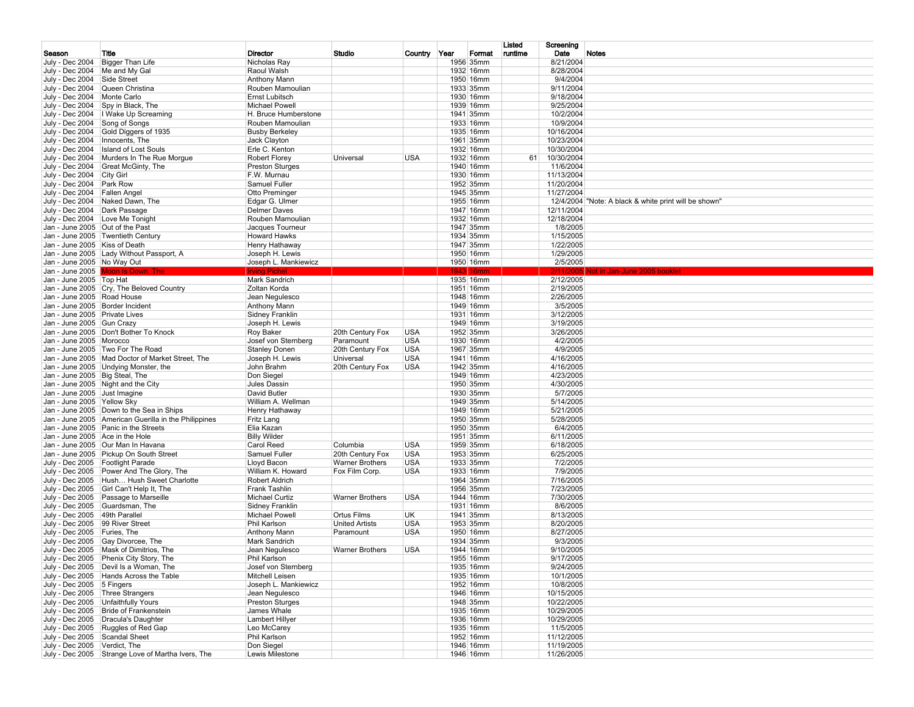| Season | Title | Director | Studio | Country | Year | Format | Listed runtime | Screening Date | Notes |
|---|---|---|---|---|---|---|---|---|---|
| July - Dec 2004 | Bigger Than Life | Nicholas Ray | | | 1956 | 35mm | | 8/21/2004 | |
| July - Dec 2004 | Me and My Gal | Raoul Walsh | | | 1932 | 16mm | | 8/28/2004 | |
| July - Dec 2004 | Side Street | Anthony Mann | | | 1950 | 16mm | | 9/4/2004 | |
| July - Dec 2004 | Queen Christina | Rouben Mamoulian | | | 1933 | 35mm | | 9/11/2004 | |
| July - Dec 2004 | Monte Carlo | Ernst Lubitsch | | | 1930 | 16mm | | 9/18/2004 | |
| July - Dec 2004 | Spy in Black, The | Michael Powell | | | 1939 | 16mm | | 9/25/2004 | |
| July - Dec 2004 | I Wake Up Screaming | H. Bruce Humberstone | | | 1941 | 35mm | | 10/2/2004 | |
| July - Dec 2004 | Song of Songs | Rouben Mamoulian | | | 1933 | 16mm | | 10/9/2004 | |
| July - Dec 2004 | Gold Diggers of 1935 | Busby Berkeley | | | 1935 | 16mm | | 10/16/2004 | |
| July - Dec 2004 | Innocents, The | Jack Clayton | | | 1961 | 35mm | | 10/23/2004 | |
| July - Dec 2004 | Island of Lost Souls | Erle C. Kenton | | | 1932 | 16mm | | 10/30/2004 | |
| July - Dec 2004 | Murders In The Rue Morgue | Robert Florey | Universal | USA | 1932 | 16mm | 61 | 10/30/2004 | |
| July - Dec 2004 | Great McGinty, The | Preston Sturges | | | 1940 | 16mm | | 11/6/2004 | |
| July - Dec 2004 | City Girl | F.W. Murnau | | | 1930 | 16mm | | 11/13/2004 | |
| July - Dec 2004 | Park Row | Samuel Fuller | | | 1952 | 35mm | | 11/20/2004 | |
| July - Dec 2004 | Fallen Angel | Otto Preminger | | | 1945 | 35mm | | 11/27/2004 | |
| July - Dec 2004 | Naked Dawn, The | Edgar G. Ulmer | | | 1955 | 16mm | | 12/4/2004 | "Note: A black & white print will be shown" |
| July - Dec 2004 | Dark Passage | Delmer Daves | | | 1947 | 16mm | | 12/11/2004 | |
| July - Dec 2004 | Love Me Tonight | Rouben Mamoulian | | | 1932 | 16mm | | 12/18/2004 | |
| Jan - June 2005 | Out of the Past | Jacques Tourneur | | | 1947 | 35mm | | 1/8/2005 | |
| Jan - June 2005 | Twentieth Century | Howard Hawks | | | 1934 | 35mm | | 1/15/2005 | |
| Jan - June 2005 | Kiss of Death | Henry Hathaway | | | 1947 | 35mm | | 1/22/2005 | |
| Jan - June 2005 | Lady Without Passport, A | Joseph H. Lewis | | | 1950 | 16mm | | 1/29/2005 | |
| Jan - June 2005 | No Way Out | Joseph L. Mankiewicz | | | 1950 | 16mm | | 2/5/2005 | |
| Jan - June 2005 | Moon Is Down, The | Irving Pichel | | | 1943 | 16mm | | 2/11/2005 | Not in Jan-June 2005 booklet |
| Jan - June 2005 | Top Hat | Mark Sandrich | | | 1935 | 16mm | | 2/12/2005 | |
| Jan - June 2005 | Cry, The Beloved Country | Zoltan Korda | | | 1951 | 16mm | | 2/19/2005 | |
| Jan - June 2005 | Road House | Jean Negulesco | | | 1948 | 16mm | | 2/26/2005 | |
| Jan - June 2005 | Border Incident | Anthony Mann | | | 1949 | 16mm | | 3/5/2005 | |
| Jan - June 2005 | Private Lives | Sidney Franklin | | | 1931 | 16mm | | 3/12/2005 | |
| Jan - June 2005 | Gun Crazy | Joseph H. Lewis | | | 1949 | 16mm | | 3/19/2005 | |
| Jan - June 2005 | Don't Bother To Knock | Roy Baker | 20th Century Fox | USA | 1952 | 35mm | | 3/26/2005 | |
| Jan - June 2005 | Morocco | Josef von Sternberg | Paramount | USA | 1930 | 16mm | | 4/2/2005 | |
| Jan - June 2005 | Two For The Road | Stanley Donen | 20th Century Fox | USA | 1967 | 35mm | | 4/9/2005 | |
| Jan - June 2005 | Mad Doctor of Market Street, The | Joseph H. Lewis | Universal | USA | 1941 | 16mm | | 4/16/2005 | |
| Jan - June 2005 | Undying Monster, the | John Brahm | 20th Century Fox | USA | 1942 | 35mm | | 4/16/2005 | |
| Jan - June 2005 | Big Steal, The | Don Siegel | | | 1949 | 16mm | | 4/23/2005 | |
| Jan - June 2005 | Night and the City | Jules Dassin | | | 1950 | 35mm | | 4/30/2005 | |
| Jan - June 2005 | Just Imagine | David Butler | | | 1930 | 35mm | | 5/7/2005 | |
| Jan - June 2005 | Yellow Sky | William A. Wellman | | | 1949 | 35mm | | 5/14/2005 | |
| Jan - June 2005 | Down to the Sea in Ships | Henry Hathaway | | | 1949 | 16mm | | 5/21/2005 | |
| Jan - June 2005 | American Guerilla in the Philippines | Fritz Lang | | | 1950 | 35mm | | 5/28/2005 | |
| Jan - June 2005 | Panic in the Streets | Elia Kazan | | | 1950 | 35mm | | 6/4/2005 | |
| Jan - June 2005 | Ace in the Hole | Billy Wilder | | | 1951 | 35mm | | 6/11/2005 | |
| Jan - June 2005 | Our Man In Havana | Carol Reed | Columbia | USA | 1959 | 35mm | | 6/18/2005 | |
| Jan - June 2005 | Pickup On South Street | Samuel Fuller | 20th Century Fox | USA | 1953 | 35mm | | 6/25/2005 | |
| July - Dec 2005 | Footlight Parade | Lloyd Bacon | Warner Brothers | USA | 1933 | 35mm | | 7/2/2005 | |
| July - Dec 2005 | Power And The Glory, The | William K. Howard | Fox Film Corp. | USA | 1933 | 16mm | | 7/9/2005 | |
| July - Dec 2005 | Hush… Hush Sweet Charlotte | Robert Aldrich | | | 1964 | 35mm | | 7/16/2005 | |
| July - Dec 2005 | Girl Can't Help It, The | Frank Tashlin | | | 1956 | 35mm | | 7/23/2005 | |
| July - Dec 2005 | Passage to Marseille | Michael Curtiz | Warner Brothers | USA | 1944 | 16mm | | 7/30/2005 | |
| July - Dec 2005 | Guardsman, The | Sidney Franklin | | | 1931 | 16mm | | 8/6/2005 | |
| July - Dec 2005 | 49th Parallel | Michael Powell | Ortus Films | UK | 1941 | 35mm | | 8/13/2005 | |
| July - Dec 2005 | 99 River Street | Phil Karlson | United Artists | USA | 1953 | 35mm | | 8/20/2005 | |
| July - Dec 2005 | Furies, The | Anthony Mann | Paramount | USA | 1950 | 16mm | | 8/27/2005 | |
| July - Dec 2005 | Gay Divorcee, The | Mark Sandrich | | | 1934 | 35mm | | 9/3/2005 | |
| July - Dec 2005 | Mask of Dimitrios, The | Jean Negulesco | Warner Brothers | USA | 1944 | 16mm | | 9/10/2005 | |
| July - Dec 2005 | Phenix City Story, The | Phil Karlson | | | 1955 | 16mm | | 9/17/2005 | |
| July - Dec 2005 | Devil Is a Woman, The | Josef von Sternberg | | | 1935 | 16mm | | 9/24/2005 | |
| July - Dec 2005 | Hands Across the Table | Mitchell Leisen | | | 1935 | 16mm | | 10/1/2005 | |
| July - Dec 2005 | 5 Fingers | Joseph L. Mankiewicz | | | 1952 | 16mm | | 10/8/2005 | |
| July - Dec 2005 | Three Strangers | Jean Negulesco | | | 1946 | 16mm | | 10/15/2005 | |
| July - Dec 2005 | Unfaithfully Yours | Preston Sturges | | | 1948 | 35mm | | 10/22/2005 | |
| July - Dec 2005 | Bride of Frankenstein | James Whale | | | 1935 | 16mm | | 10/29/2005 | |
| July - Dec 2005 | Dracula's Daughter | Lambert Hillyer | | | 1936 | 16mm | | 10/29/2005 | |
| July - Dec 2005 | Ruggles of Red Gap | Leo McCarey | | | 1935 | 16mm | | 11/5/2005 | |
| July - Dec 2005 | Scandal Sheet | Phil Karlson | | | 1952 | 16mm | | 11/12/2005 | |
| July - Dec 2005 | Verdict, The | Don Siegel | | | 1946 | 16mm | | 11/19/2005 | |
| July - Dec 2005 | Strange Love of Martha Ivers, The | Lewis Milestone | | | 1946 | 16mm | | 11/26/2005 | |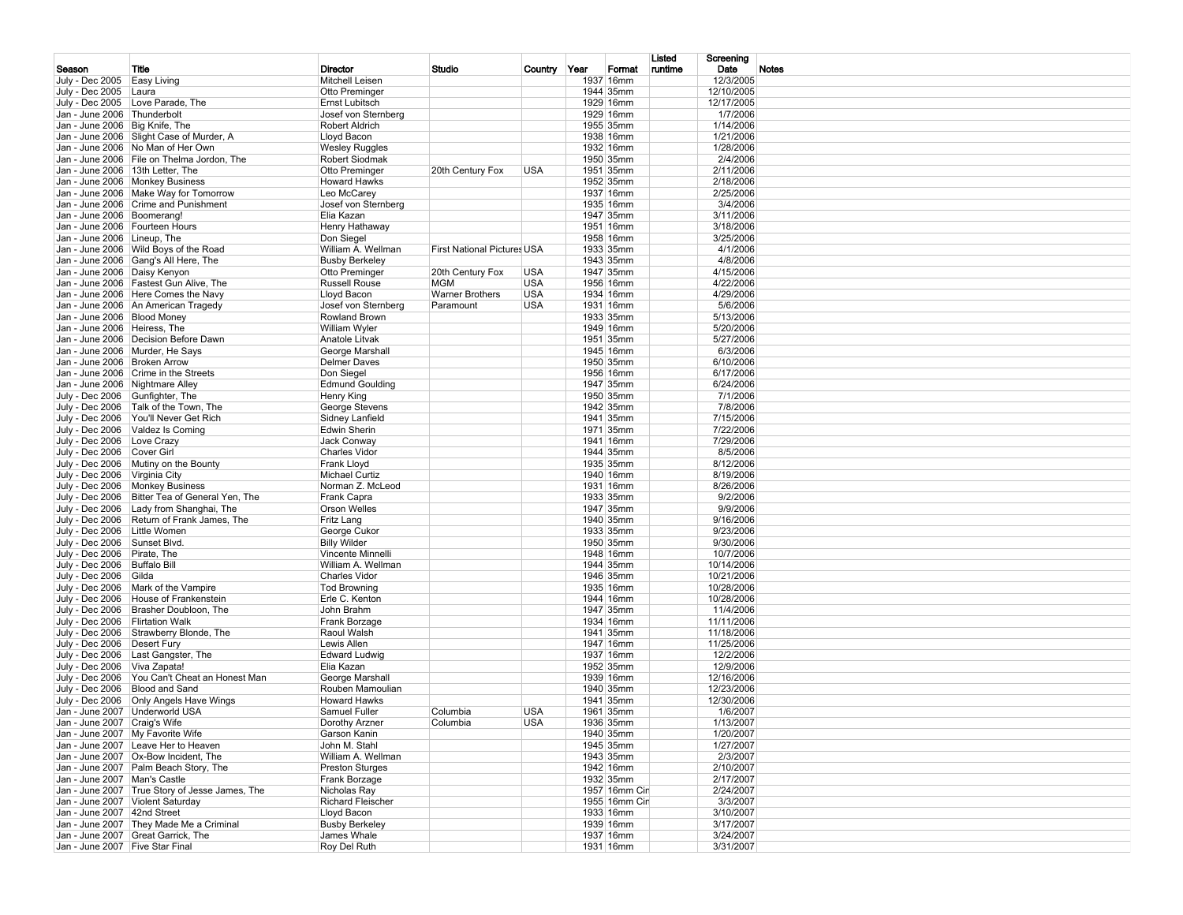| Season | Title | Director | Studio | Country | Year | Format | Listed runtime | Screening Date | Notes |
|---|---|---|---|---|---|---|---|---|---|
| July - Dec 2005 | Easy Living | Mitchell Leisen | | | 1937 | 16mm | | 12/3/2005 | |
| July - Dec 2005 | Laura | Otto Preminger | | | 1944 | 35mm | | 12/10/2005 | |
| July - Dec 2005 | Love Parade, The | Ernst Lubitsch | | | 1929 | 16mm | | 12/17/2005 | |
| Jan - June 2006 | Thunderbolt | Josef von Sternberg | | | 1929 | 16mm | | 1/7/2006 | |
| Jan - June 2006 | Big Knife, The | Robert Aldrich | | | 1955 | 35mm | | 1/14/2006 | |
| Jan - June 2006 | Slight Case of Murder, A | Lloyd Bacon | | | 1938 | 16mm | | 1/21/2006 | |
| Jan - June 2006 | No Man of Her Own | Wesley Ruggles | | | 1932 | 16mm | | 1/28/2006 | |
| Jan - June 2006 | File on Thelma Jordon, The | Robert Siodmak | | | 1950 | 35mm | | 2/4/2006 | |
| Jan - June 2006 | 13th Letter, The | Otto Preminger | 20th Century Fox | USA | 1951 | 35mm | | 2/11/2006 | |
| Jan - June 2006 | Monkey Business | Howard Hawks | | | 1952 | 35mm | | 2/18/2006 | |
| Jan - June 2006 | Make Way for Tomorrow | Leo McCarey | | | 1937 | 16mm | | 2/25/2006 | |
| Jan - June 2006 | Crime and Punishment | Josef von Sternberg | | | 1935 | 16mm | | 3/4/2006 | |
| Jan - June 2006 | Boomerang! | Elia Kazan | | | 1947 | 35mm | | 3/11/2006 | |
| Jan - June 2006 | Fourteen Hours | Henry Hathaway | | | 1951 | 16mm | | 3/18/2006 | |
| Jan - June 2006 | Lineup, The | Don Siegel | | | 1958 | 16mm | | 3/25/2006 | |
| Jan - June 2006 | Wild Boys of the Road | William A. Wellman | First National Pictures | USA | 1933 | 35mm | | 4/1/2006 | |
| Jan - June 2006 | Gang's All Here, The | Busby Berkeley | | | 1943 | 35mm | | 4/8/2006 | |
| Jan - June 2006 | Daisy Kenyon | Otto Preminger | 20th Century Fox | USA | 1947 | 35mm | | 4/15/2006 | |
| Jan - June 2006 | Fastest Gun Alive, The | Russell Rouse | MGM | USA | 1956 | 16mm | | 4/22/2006 | |
| Jan - June 2006 | Here Comes the Navy | Lloyd Bacon | Warner Brothers | USA | 1934 | 16mm | | 4/29/2006 | |
| Jan - June 2006 | An American Tragedy | Josef von Sternberg | Paramount | USA | 1931 | 16mm | | 5/6/2006 | |
| Jan - June 2006 | Blood Money | Rowland Brown | | | 1933 | 35mm | | 5/13/2006 | |
| Jan - June 2006 | Heiress, The | William Wyler | | | 1949 | 16mm | | 5/20/2006 | |
| Jan - June 2006 | Decision Before Dawn | Anatole Litvak | | | 1951 | 35mm | | 5/27/2006 | |
| Jan - June 2006 | Murder, He Says | George Marshall | | | 1945 | 16mm | | 6/3/2006 | |
| Jan - June 2006 | Broken Arrow | Delmer Daves | | | 1950 | 35mm | | 6/10/2006 | |
| Jan - June 2006 | Crime in the Streets | Don Siegel | | | 1956 | 16mm | | 6/17/2006 | |
| Jan - June 2006 | Nightmare Alley | Edmund Goulding | | | 1947 | 35mm | | 6/24/2006 | |
| July - Dec 2006 | Gunfighter, The | Henry King | | | 1950 | 35mm | | 7/1/2006 | |
| July - Dec 2006 | Talk of the Town, The | George Stevens | | | 1942 | 35mm | | 7/8/2006 | |
| July - Dec 2006 | You'll Never Get Rich | Sidney Lanfield | | | 1941 | 35mm | | 7/15/2006 | |
| July - Dec 2006 | Valdez Is Coming | Edwin Sherin | | | 1971 | 35mm | | 7/22/2006 | |
| July - Dec 2006 | Love Crazy | Jack Conway | | | 1941 | 16mm | | 7/29/2006 | |
| July - Dec 2006 | Cover Girl | Charles Vidor | | | 1944 | 35mm | | 8/5/2006 | |
| July - Dec 2006 | Mutiny on the Bounty | Frank Lloyd | | | 1935 | 35mm | | 8/12/2006 | |
| July - Dec 2006 | Virginia City | Michael Curtiz | | | 1940 | 16mm | | 8/19/2006 | |
| July - Dec 2006 | Monkey Business | Norman Z. McLeod | | | 1931 | 16mm | | 8/26/2006 | |
| July - Dec 2006 | Bitter Tea of General Yen, The | Frank Capra | | | 1933 | 35mm | | 9/2/2006 | |
| July - Dec 2006 | Lady from Shanghai, The | Orson Welles | | | 1947 | 35mm | | 9/9/2006 | |
| July - Dec 2006 | Return of Frank James, The | Fritz Lang | | | 1940 | 35mm | | 9/16/2006 | |
| July - Dec 2006 | Little Women | George Cukor | | | 1933 | 35mm | | 9/23/2006 | |
| July - Dec 2006 | Sunset Blvd. | Billy Wilder | | | 1950 | 35mm | | 9/30/2006 | |
| July - Dec 2006 | Pirate, The | Vincente Minnelli | | | 1948 | 16mm | | 10/7/2006 | |
| July - Dec 2006 | Buffalo Bill | William A. Wellman | | | 1944 | 35mm | | 10/14/2006 | |
| July - Dec 2006 | Gilda | Charles Vidor | | | 1946 | 35mm | | 10/21/2006 | |
| July - Dec 2006 | Mark of the Vampire | Tod Browning | | | 1935 | 16mm | | 10/28/2006 | |
| July - Dec 2006 | House of Frankenstein | Erle C. Kenton | | | 1944 | 16mm | | 10/28/2006 | |
| July - Dec 2006 | Brasher Doubloon, The | John Brahm | | | 1947 | 35mm | | 11/4/2006 | |
| July - Dec 2006 | Flirtation Walk | Frank Borzage | | | 1934 | 16mm | | 11/11/2006 | |
| July - Dec 2006 | Strawberry Blonde, The | Raoul Walsh | | | 1941 | 35mm | | 11/18/2006 | |
| July - Dec 2006 | Desert Fury | Lewis Allen | | | 1947 | 16mm | | 11/25/2006 | |
| July - Dec 2006 | Last Gangster, The | Edward Ludwig | | | 1937 | 16mm | | 12/2/2006 | |
| July - Dec 2006 | Viva Zapata! | Elia Kazan | | | 1952 | 35mm | | 12/9/2006 | |
| July - Dec 2006 | You Can't Cheat an Honest Man | George Marshall | | | 1939 | 16mm | | 12/16/2006 | |
| July - Dec 2006 | Blood and Sand | Rouben Mamoulian | | | 1940 | 35mm | | 12/23/2006 | |
| July - Dec 2006 | Only Angels Have Wings | Howard Hawks | | | 1941 | 35mm | | 12/30/2006 | |
| Jan - June 2007 | Underworld USA | Samuel Fuller | Columbia | USA | 1961 | 35mm | | 1/6/2007 | |
| Jan - June 2007 | Craig's Wife | Dorothy Arzner | Columbia | USA | 1936 | 35mm | | 1/13/2007 | |
| Jan - June 2007 | My Favorite Wife | Garson Kanin | | | 1940 | 35mm | | 1/20/2007 | |
| Jan - June 2007 | Leave Her to Heaven | John M. Stahl | | | 1945 | 35mm | | 1/27/2007 | |
| Jan - June 2007 | Ox-Bow Incident, The | William A. Wellman | | | 1943 | 35mm | | 2/3/2007 | |
| Jan - June 2007 | Palm Beach Story, The | Preston Sturges | | | 1942 | 16mm | | 2/10/2007 | |
| Jan - June 2007 | Man's Castle | Frank Borzage | | | 1932 | 35mm | | 2/17/2007 | |
| Jan - June 2007 | True Story of Jesse James, The | Nicholas Ray | | | 1957 | 16mm Cin | | 2/24/2007 | |
| Jan - June 2007 | Violent Saturday | Richard Fleischer | | | 1955 | 16mm Cin | | 3/3/2007 | |
| Jan - June 2007 | 42nd Street | Lloyd Bacon | | | 1933 | 16mm | | 3/10/2007 | |
| Jan - June 2007 | They Made Me a Criminal | Busby Berkeley | | | 1939 | 16mm | | 3/17/2007 | |
| Jan - June 2007 | Great Garrick, The | James Whale | | | 1937 | 16mm | | 3/24/2007 | |
| Jan - June 2007 | Five Star Final | Roy Del Ruth | | | 1931 | 16mm | | 3/31/2007 | |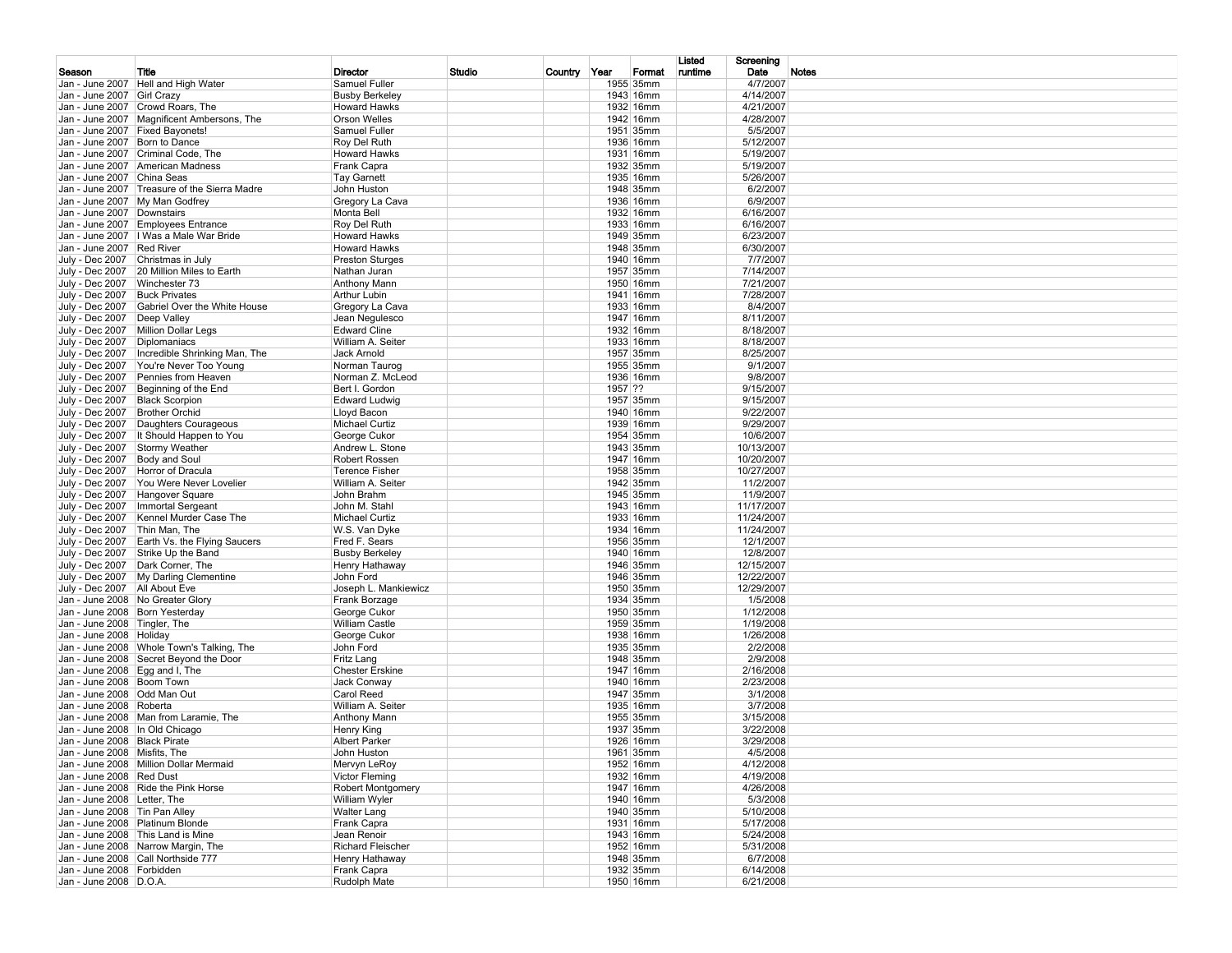| Season | Title | Director | Studio | Country | Year | Format | Listed runtime | Screening Date | Notes |
|---|---|---|---|---|---|---|---|---|---|
| Jan - June 2007 | Hell and High Water | Samuel Fuller | | | 1955 | 35mm | | 4/7/2007 | |
| Jan - June 2007 | Girl Crazy | Busby Berkeley | | | 1943 | 16mm | | 4/14/2007 | |
| Jan - June 2007 | Crowd Roars, The | Howard Hawks | | | 1932 | 16mm | | 4/21/2007 | |
| Jan - June 2007 | Magnificent Ambersons, The | Orson Welles | | | 1942 | 16mm | | 4/28/2007 | |
| Jan - June 2007 | Fixed Bayonets! | Samuel Fuller | | | 1951 | 35mm | | 5/5/2007 | |
| Jan - June 2007 | Born to Dance | Roy Del Ruth | | | 1936 | 16mm | | 5/12/2007 | |
| Jan - June 2007 | Criminal Code, The | Howard Hawks | | | 1931 | 16mm | | 5/19/2007 | |
| Jan - June 2007 | American Madness | Frank Capra | | | 1932 | 35mm | | 5/19/2007 | |
| Jan - June 2007 | China Seas | Tay Garnett | | | 1935 | 16mm | | 5/26/2007 | |
| Jan - June 2007 | Treasure of the Sierra Madre | John Huston | | | 1948 | 35mm | | 6/2/2007 | |
| Jan - June 2007 | My Man Godfrey | Gregory La Cava | | | 1936 | 16mm | | 6/9/2007 | |
| Jan - June 2007 | Downstairs | Monta Bell | | | 1932 | 16mm | | 6/16/2007 | |
| Jan - June 2007 | Employees Entrance | Roy Del Ruth | | | 1933 | 16mm | | 6/16/2007 | |
| Jan - June 2007 | I Was a Male War Bride | Howard Hawks | | | 1949 | 35mm | | 6/23/2007 | |
| Jan - June 2007 | Red River | Howard Hawks | | | 1948 | 35mm | | 6/30/2007 | |
| July - Dec 2007 | Christmas in July | Preston Sturges | | | 1940 | 16mm | | 7/7/2007 | |
| July - Dec 2007 | 20 Million Miles to Earth | Nathan Juran | | | 1957 | 35mm | | 7/14/2007 | |
| July - Dec 2007 | Winchester 73 | Anthony Mann | | | 1950 | 16mm | | 7/21/2007 | |
| July - Dec 2007 | Buck Privates | Arthur Lubin | | | 1941 | 16mm | | 7/28/2007 | |
| July - Dec 2007 | Gabriel Over the White House | Gregory La Cava | | | 1933 | 16mm | | 8/4/2007 | |
| July - Dec 2007 | Deep Valley | Jean Negulesco | | | 1947 | 16mm | | 8/11/2007 | |
| July - Dec 2007 | Million Dollar Legs | Edward Cline | | | 1932 | 16mm | | 8/18/2007 | |
| July - Dec 2007 | Diplomaniacs | William A. Seiter | | | 1933 | 16mm | | 8/18/2007 | |
| July - Dec 2007 | Incredible Shrinking Man, The | Jack Arnold | | | 1957 | 35mm | | 8/25/2007 | |
| July - Dec 2007 | You're Never Too Young | Norman Taurog | | | 1955 | 35mm | | 9/1/2007 | |
| July - Dec 2007 | Pennies from Heaven | Norman Z. McLeod | | | 1936 | 16mm | | 9/8/2007 | |
| July - Dec 2007 | Beginning of the End | Bert I. Gordon | | | 1957 | ?? | | 9/15/2007 | |
| July - Dec 2007 | Black Scorpion | Edward Ludwig | | | 1957 | 35mm | | 9/15/2007 | |
| July - Dec 2007 | Brother Orchid | Lloyd Bacon | | | 1940 | 16mm | | 9/22/2007 | |
| July - Dec 2007 | Daughters Courageous | Michael Curtiz | | | 1939 | 16mm | | 9/29/2007 | |
| July - Dec 2007 | It Should Happen to You | George Cukor | | | 1954 | 35mm | | 10/6/2007 | |
| July - Dec 2007 | Stormy Weather | Andrew L. Stone | | | 1943 | 35mm | | 10/13/2007 | |
| July - Dec 2007 | Body and Soul | Robert Rossen | | | 1947 | 16mm | | 10/20/2007 | |
| July - Dec 2007 | Horror of Dracula | Terence Fisher | | | 1958 | 35mm | | 10/27/2007 | |
| July - Dec 2007 | You Were Never Lovelier | William A. Seiter | | | 1942 | 35mm | | 11/2/2007 | |
| July - Dec 2007 | Hangover Square | John Brahm | | | 1945 | 35mm | | 11/9/2007 | |
| July - Dec 2007 | Immortal Sergeant | John M. Stahl | | | 1943 | 16mm | | 11/17/2007 | |
| July - Dec 2007 | Kennel Murder Case The | Michael Curtiz | | | 1933 | 16mm | | 11/24/2007 | |
| July - Dec 2007 | Thin Man, The | W.S. Van Dyke | | | 1934 | 16mm | | 11/24/2007 | |
| July - Dec 2007 | Earth Vs. the Flying Saucers | Fred F. Sears | | | 1956 | 35mm | | 12/1/2007 | |
| July - Dec 2007 | Strike Up the Band | Busby Berkeley | | | 1940 | 16mm | | 12/8/2007 | |
| July - Dec 2007 | Dark Corner, The | Henry Hathaway | | | 1946 | 35mm | | 12/15/2007 | |
| July - Dec 2007 | My Darling Clementine | John Ford | | | 1946 | 35mm | | 12/22/2007 | |
| July - Dec 2007 | All About Eve | Joseph L. Mankiewicz | | | 1950 | 35mm | | 12/29/2007 | |
| Jan - June 2008 | No Greater Glory | Frank Borzage | | | 1934 | 35mm | | 1/5/2008 | |
| Jan - June 2008 | Born Yesterday | George Cukor | | | 1950 | 35mm | | 1/12/2008 | |
| Jan - June 2008 | Tingler, The | William Castle | | | 1959 | 35mm | | 1/19/2008 | |
| Jan - June 2008 | Holiday | George Cukor | | | 1938 | 16mm | | 1/26/2008 | |
| Jan - June 2008 | Whole Town's Talking, The | John Ford | | | 1935 | 35mm | | 2/2/2008 | |
| Jan - June 2008 | Secret Beyond the Door | Fritz Lang | | | 1948 | 35mm | | 2/9/2008 | |
| Jan - June 2008 | Egg and I, The | Chester Erskine | | | 1947 | 16mm | | 2/16/2008 | |
| Jan - June 2008 | Boom Town | Jack Conway | | | 1940 | 16mm | | 2/23/2008 | |
| Jan - June 2008 | Odd Man Out | Carol Reed | | | 1947 | 35mm | | 3/1/2008 | |
| Jan - June 2008 | Roberta | William A. Seiter | | | 1935 | 16mm | | 3/7/2008 | |
| Jan - June 2008 | Man from Laramie, The | Anthony Mann | | | 1955 | 35mm | | 3/15/2008 | |
| Jan - June 2008 | In Old Chicago | Henry King | | | 1937 | 35mm | | 3/22/2008 | |
| Jan - June 2008 | Black Pirate | Albert Parker | | | 1926 | 16mm | | 3/29/2008 | |
| Jan - June 2008 | Misfits, The | John Huston | | | 1961 | 35mm | | 4/5/2008 | |
| Jan - June 2008 | Million Dollar Mermaid | Mervyn LeRoy | | | 1952 | 16mm | | 4/12/2008 | |
| Jan - June 2008 | Red Dust | Victor Fleming | | | 1932 | 16mm | | 4/19/2008 | |
| Jan - June 2008 | Ride the Pink Horse | Robert Montgomery | | | 1947 | 16mm | | 4/26/2008 | |
| Jan - June 2008 | Letter, The | William Wyler | | | 1940 | 16mm | | 5/3/2008 | |
| Jan - June 2008 | Tin Pan Alley | Walter Lang | | | 1940 | 35mm | | 5/10/2008 | |
| Jan - June 2008 | Platinum Blonde | Frank Capra | | | 1931 | 16mm | | 5/17/2008 | |
| Jan - June 2008 | This Land is Mine | Jean Renoir | | | 1943 | 16mm | | 5/24/2008 | |
| Jan - June 2008 | Narrow Margin, The | Richard Fleischer | | | 1952 | 16mm | | 5/31/2008 | |
| Jan - June 2008 | Call Northside 777 | Henry Hathaway | | | 1948 | 35mm | | 6/7/2008 | |
| Jan - June 2008 | Forbidden | Frank Capra | | | 1932 | 35mm | | 6/14/2008 | |
| Jan - June 2008 | D.O.A. | Rudolph Mate | | | 1950 | 16mm | | 6/21/2008 | |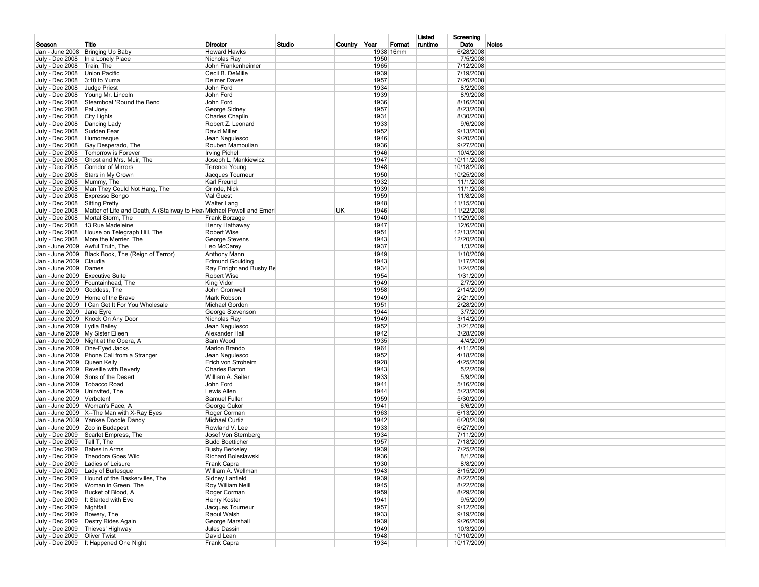| Season | Title | Director | Studio | Country | Year | Format | Listed runtime | Screening Date | Notes |
|---|---|---|---|---|---|---|---|---|---|
| Jan - June 2008 | Bringing Up Baby | Howard Hawks | | | 1938 | 16mm | | 6/28/2008 | |
| July - Dec 2008 | In a Lonely Place | Nicholas Ray | | | 1950 | | | 7/5/2008 | |
| July - Dec 2008 | Train, The | John Frankenheimer | | | 1965 | | | 7/12/2008 | |
| July - Dec 2008 | Union Pacific | Cecil B. DeMille | | | 1939 | | | 7/19/2008 | |
| July - Dec 2008 | 3:10 to Yuma | Delmer Daves | | | 1957 | | | 7/26/2008 | |
| July - Dec 2008 | Judge Priest | John Ford | | | 1934 | | | 8/2/2008 | |
| July - Dec 2008 | Young Mr. Lincoln | John Ford | | | 1939 | | | 8/9/2008 | |
| July - Dec 2008 | Steamboat 'Round the Bend | John Ford | | | 1936 | | | 8/16/2008 | |
| July - Dec 2008 | Pal Joey | George Sidney | | | 1957 | | | 8/23/2008 | |
| July - Dec 2008 | City Lights | Charles Chaplin | | | 1931 | | | 8/30/2008 | |
| July - Dec 2008 | Dancing Lady | Robert Z. Leonard | | | 1933 | | | 9/6/2008 | |
| July - Dec 2008 | Sudden Fear | David Miller | | | 1952 | | | 9/13/2008 | |
| July - Dec 2008 | Humoresque | Jean Negulesco | | | 1946 | | | 9/20/2008 | |
| July - Dec 2008 | Gay Desperado, The | Rouben Mamoulian | | | 1936 | | | 9/27/2008 | |
| July - Dec 2008 | Tomorrow is Forever | Irving Pichel | | | 1946 | | | 10/4/2008 | |
| July - Dec 2008 | Ghost and Mrs. Muir, The | Joseph L. Mankiewicz | | | 1947 | | | 10/11/2008 | |
| July - Dec 2008 | Corridor of Mirrors | Terence Young | | | 1948 | | | 10/18/2008 | |
| July - Dec 2008 | Stars in My Crown | Jacques Tourneur | | | 1950 | | | 10/25/2008 | |
| July - Dec 2008 | Mummy, The | Karl Freund | | | 1932 | | | 11/1/2008 | |
| July - Dec 2008 | Man They Could Not Hang, The | Grinde, Nick | | | 1939 | | | 11/1/2008 | |
| July - Dec 2008 | Expresso Bongo | Val Guest | | | 1959 | | | 11/8/2008 | |
| July - Dec 2008 | Sitting Pretty | Walter Lang | | | 1948 | | | 11/15/2008 | |
| July - Dec 2008 | Matter of Life and Death, A (Stairway to Heav | Michael Powell and Emeri | | UK | 1946 | | | 11/22/2008 | |
| July - Dec 2008 | Mortal Storm, The | Frank Borzage | | | 1940 | | | 11/29/2008 | |
| July - Dec 2008 | 13 Rue Madeleine | Henry Hathaway | | | 1947 | | | 12/6/2008 | |
| July - Dec 2008 | House on Telegraph Hill, The | Robert Wise | | | 1951 | | | 12/13/2008 | |
| July - Dec 2008 | More the Merrier, The | George Stevens | | | 1943 | | | 12/20/2008 | |
| Jan - June 2009 | Awful Truth, The | Leo McCarey | | | 1937 | | | 1/3/2009 | |
| Jan - June 2009 | Black Book, The (Reign of Terror) | Anthony Mann | | | 1949 | | | 1/10/2009 | |
| Jan - June 2009 | Claudia | Edmund Goulding | | | 1943 | | | 1/17/2009 | |
| Jan - June 2009 | Dames | Ray Enright and Busby Be | | | 1934 | | | 1/24/2009 | |
| Jan - June 2009 | Executive Suite | Robert Wise | | | 1954 | | | 1/31/2009 | |
| Jan - June 2009 | Fountainhead, The | King Vidor | | | 1949 | | | 2/7/2009 | |
| Jan - June 2009 | Goddess, The | John Cromwell | | | 1958 | | | 2/14/2009 | |
| Jan - June 2009 | Home of the Brave | Mark Robson | | | 1949 | | | 2/21/2009 | |
| Jan - June 2009 | I Can Get It For You Wholesale | Michael Gordon | | | 1951 | | | 2/28/2009 | |
| Jan - June 2009 | Jane Eyre | George Stevenson | | | 1944 | | | 3/7/2009 | |
| Jan - June 2009 | Knock On Any Door | Nicholas Ray | | | 1949 | | | 3/14/2009 | |
| Jan - June 2009 | Lydia Bailey | Jean Negulesco | | | 1952 | | | 3/21/2009 | |
| Jan - June 2009 | My Sister Eileen | Alexander Hall | | | 1942 | | | 3/28/2009 | |
| Jan - June 2009 | Night at the Opera, A | Sam Wood | | | 1935 | | | 4/4/2009 | |
| Jan - June 2009 | One-Eyed Jacks | Marlon Brando | | | 1961 | | | 4/11/2009 | |
| Jan - June 2009 | Phone Call from a Stranger | Jean Negulesco | | | 1952 | | | 4/18/2009 | |
| Jan - June 2009 | Queen Kelly | Erich von Stroheim | | | 1928 | | | 4/25/2009 | |
| Jan - June 2009 | Reveille with Beverly | Charles Barton | | | 1943 | | | 5/2/2009 | |
| Jan - June 2009 | Sons of the Desert | William A. Seiter | | | 1933 | | | 5/9/2009 | |
| Jan - June 2009 | Tobacco Road | John Ford | | | 1941 | | | 5/16/2009 | |
| Jan - June 2009 | Uninvited, The | Lewis Allen | | | 1944 | | | 5/23/2009 | |
| Jan - June 2009 | Verboten! | Samuel Fuller | | | 1959 | | | 5/30/2009 | |
| Jan - June 2009 | Woman's Face, A | George Cukor | | | 1941 | | | 6/6/2009 | |
| Jan - June 2009 | X--The Man with X-Ray Eyes | Roger Corman | | | 1963 | | | 6/13/2009 | |
| Jan - June 2009 | Yankee Doodle Dandy | Michael Curtiz | | | 1942 | | | 6/20/2009 | |
| Jan - June 2009 | Zoo in Budapest | Rowland V. Lee | | | 1933 | | | 6/27/2009 | |
| July - Dec 2009 | Scarlet Empress, The | Josef Von Sternberg | | | 1934 | | | 7/11/2009 | |
| July - Dec 2009 | Tall T, The | Budd Boetticher | | | 1957 | | | 7/18/2009 | |
| July - Dec 2009 | Babes in Arms | Busby Berkeley | | | 1939 | | | 7/25/2009 | |
| July - Dec 2009 | Theodora Goes Wild | Richard Boleslawski | | | 1936 | | | 8/1/2009 | |
| July - Dec 2009 | Ladies of Leisure | Frank Capra | | | 1930 | | | 8/8/2009 | |
| July - Dec 2009 | Lady of Burlesque | William A. Wellman | | | 1943 | | | 8/15/2009 | |
| July - Dec 2009 | Hound of the Baskervilles, The | Sidney Lanfield | | | 1939 | | | 8/22/2009 | |
| July - Dec 2009 | Woman in Green, The | Roy William Neill | | | 1945 | | | 8/22/2009 | |
| July - Dec 2009 | Bucket of Blood, A | Roger Corman | | | 1959 | | | 8/29/2009 | |
| July - Dec 2009 | It Started with Eve | Henry Koster | | | 1941 | | | 9/5/2009 | |
| July - Dec 2009 | Nightfall | Jacques Tourneur | | | 1957 | | | 9/12/2009 | |
| July - Dec 2009 | Bowery, The | Raoul Walsh | | | 1933 | | | 9/19/2009 | |
| July - Dec 2009 | Destry Rides Again | George Marshall | | | 1939 | | | 9/26/2009 | |
| July - Dec 2009 | Thieves' Highway | Jules Dassin | | | 1949 | | | 10/3/2009 | |
| July - Dec 2009 | Oliver Twist | David Lean | | | 1948 | | | 10/10/2009 | |
| July - Dec 2009 | It Happened One Night | Frank Capra | | | 1934 | | | 10/17/2009 | |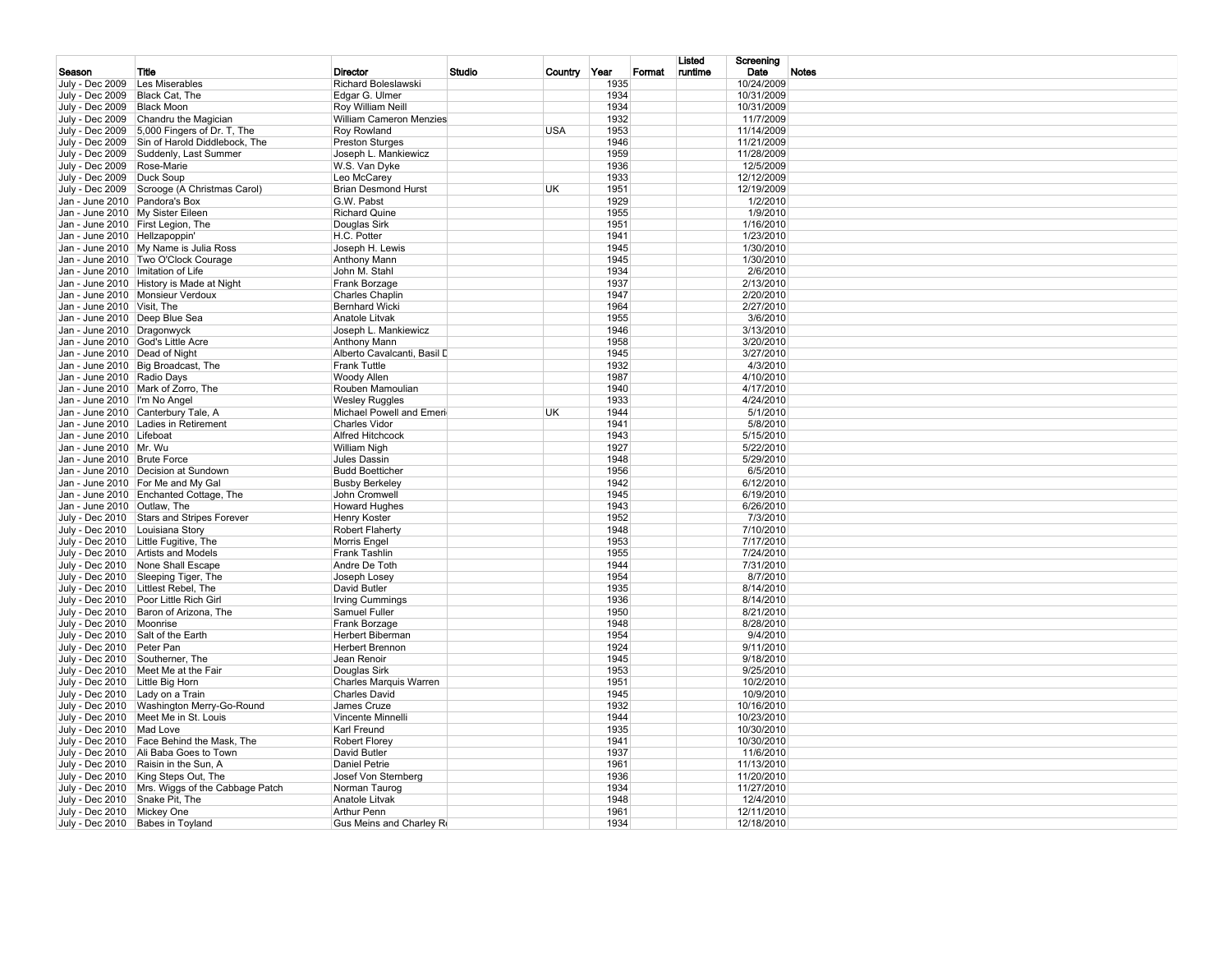| Season | Title | Director | Studio | Country | Year | Format | Listed runtime | Screening Date | Notes |
|---|---|---|---|---|---|---|---|---|---|
| July - Dec 2009 | Les Miserables | Richard Boleslawski | | | 1935 | | | 10/24/2009 | |
| July - Dec 2009 | Black Cat, The | Edgar G. Ulmer | | | 1934 | | | 10/31/2009 | |
| July - Dec 2009 | Black Moon | Roy William Neill | | | 1934 | | | 10/31/2009 | |
| July - Dec 2009 | Chandru the Magician | William Cameron Menzies | | | 1932 | | | 11/7/2009 | |
| July - Dec 2009 | 5,000 Fingers of Dr. T, The | Roy Rowland | | USA | 1953 | | | 11/14/2009 | |
| July - Dec 2009 | Sin of Harold Diddlebock, The | Preston Sturges | | | 1946 | | | 11/21/2009 | |
| July - Dec 2009 | Suddenly, Last Summer | Joseph L. Mankiewicz | | | 1959 | | | 11/28/2009 | |
| July - Dec 2009 | Rose-Marie | W.S. Van Dyke | | | 1936 | | | 12/5/2009 | |
| July - Dec 2009 | Duck Soup | Leo McCarey | | | 1933 | | | 12/12/2009 | |
| July - Dec 2009 | Scrooge (A Christmas Carol) | Brian Desmond Hurst | | UK | 1951 | | | 12/19/2009 | |
| Jan - June 2010 | Pandora's Box | G.W. Pabst | | | 1929 | | | 1/2/2010 | |
| Jan - June 2010 | My Sister Eileen | Richard Quine | | | 1955 | | | 1/9/2010 | |
| Jan - June 2010 | First Legion, The | Douglas Sirk | | | 1951 | | | 1/16/2010 | |
| Jan - June 2010 | Hellzapoppin' | H.C. Potter | | | 1941 | | | 1/23/2010 | |
| Jan - June 2010 | My Name is Julia Ross | Joseph H. Lewis | | | 1945 | | | 1/30/2010 | |
| Jan - June 2010 | Two O'Clock Courage | Anthony Mann | | | 1945 | | | 1/30/2010 | |
| Jan - June 2010 | Imitation of Life | John M. Stahl | | | 1934 | | | 2/6/2010 | |
| Jan - June 2010 | History is Made at Night | Frank Borzage | | | 1937 | | | 2/13/2010 | |
| Jan - June 2010 | Monsieur Verdoux | Charles Chaplin | | | 1947 | | | 2/20/2010 | |
| Jan - June 2010 | Visit, The | Bernhard Wicki | | | 1964 | | | 2/27/2010 | |
| Jan - June 2010 | Deep Blue Sea | Anatole Litvak | | | 1955 | | | 3/6/2010 | |
| Jan - June 2010 | Dragonwyck | Joseph L. Mankiewicz | | | 1946 | | | 3/13/2010 | |
| Jan - June 2010 | God's Little Acre | Anthony Mann | | | 1958 | | | 3/20/2010 | |
| Jan - June 2010 | Dead of Night | Alberto Cavalcanti, Basil D | | | 1945 | | | 3/27/2010 | |
| Jan - June 2010 | Big Broadcast, The | Frank Tuttle | | | 1932 | | | 4/3/2010 | |
| Jan - June 2010 | Radio Days | Woody Allen | | | 1987 | | | 4/10/2010 | |
| Jan - June 2010 | Mark of Zorro, The | Rouben Mamoulian | | | 1940 | | | 4/17/2010 | |
| Jan - June 2010 | I'm No Angel | Wesley Ruggles | | | 1933 | | | 4/24/2010 | |
| Jan - June 2010 | Canterbury Tale, A | Michael Powell and Emeri | | UK | 1944 | | | 5/1/2010 | |
| Jan - June 2010 | Ladies in Retirement | Charles Vidor | | | 1941 | | | 5/8/2010 | |
| Jan - June 2010 | Lifeboat | Alfred Hitchcock | | | 1943 | | | 5/15/2010 | |
| Jan - June 2010 | Mr. Wu | William Nigh | | | 1927 | | | 5/22/2010 | |
| Jan - June 2010 | Brute Force | Jules Dassin | | | 1948 | | | 5/29/2010 | |
| Jan - June 2010 | Decision at Sundown | Budd Boetticher | | | 1956 | | | 6/5/2010 | |
| Jan - June 2010 | For Me and My Gal | Busby Berkeley | | | 1942 | | | 6/12/2010 | |
| Jan - June 2010 | Enchanted Cottage, The | John Cromwell | | | 1945 | | | 6/19/2010 | |
| Jan - June 2010 | Outlaw, The | Howard Hughes | | | 1943 | | | 6/26/2010 | |
| July - Dec 2010 | Stars and Stripes Forever | Henry Koster | | | 1952 | | | 7/3/2010 | |
| July - Dec 2010 | Louisiana Story | Robert Flaherty | | | 1948 | | | 7/10/2010 | |
| July - Dec 2010 | Little Fugitive, The | Morris Engel | | | 1953 | | | 7/17/2010 | |
| July - Dec 2010 | Artists and Models | Frank Tashlin | | | 1955 | | | 7/24/2010 | |
| July - Dec 2010 | None Shall Escape | Andre De Toth | | | 1944 | | | 7/31/2010 | |
| July - Dec 2010 | Sleeping Tiger, The | Joseph Losey | | | 1954 | | | 8/7/2010 | |
| July - Dec 2010 | Littlest Rebel, The | David Butler | | | 1935 | | | 8/14/2010 | |
| July - Dec 2010 | Poor Little Rich Girl | Irving Cummings | | | 1936 | | | 8/14/2010 | |
| July - Dec 2010 | Baron of Arizona, The | Samuel Fuller | | | 1950 | | | 8/21/2010 | |
| July - Dec 2010 | Moonrise | Frank Borzage | | | 1948 | | | 8/28/2010 | |
| July - Dec 2010 | Salt of the Earth | Herbert Biberman | | | 1954 | | | 9/4/2010 | |
| July - Dec 2010 | Peter Pan | Herbert Brennon | | | 1924 | | | 9/11/2010 | |
| July - Dec 2010 | Southerner, The | Jean Renoir | | | 1945 | | | 9/18/2010 | |
| July - Dec 2010 | Meet Me at the Fair | Douglas Sirk | | | 1953 | | | 9/25/2010 | |
| July - Dec 2010 | Little Big Horn | Charles Marquis Warren | | | 1951 | | | 10/2/2010 | |
| July - Dec 2010 | Lady on a Train | Charles David | | | 1945 | | | 10/9/2010 | |
| July - Dec 2010 | Washington Merry-Go-Round | James Cruze | | | 1932 | | | 10/16/2010 | |
| July - Dec 2010 | Meet Me in St. Louis | Vincente Minnelli | | | 1944 | | | 10/23/2010 | |
| July - Dec 2010 | Mad Love | Karl Freund | | | 1935 | | | 10/30/2010 | |
| July - Dec 2010 | Face Behind the Mask, The | Robert Florey | | | 1941 | | | 10/30/2010 | |
| July - Dec 2010 | Ali Baba Goes to Town | David Butler | | | 1937 | | | 11/6/2010 | |
| July - Dec 2010 | Raisin in the Sun, A | Daniel Petrie | | | 1961 | | | 11/13/2010 | |
| July - Dec 2010 | King Steps Out, The | Josef Von Sternberg | | | 1936 | | | 11/20/2010 | |
| July - Dec 2010 | Mrs. Wiggs of the Cabbage Patch | Norman Taurog | | | 1934 | | | 11/27/2010 | |
| July - Dec 2010 | Snake Pit, The | Anatole Litvak | | | 1948 | | | 12/4/2010 | |
| July - Dec 2010 | Mickey One | Arthur Penn | | | 1961 | | | 12/11/2010 | |
| July - Dec 2010 | Babes in Toyland | Gus Meins and Charley R | | | 1934 | | | 12/18/2010 | |